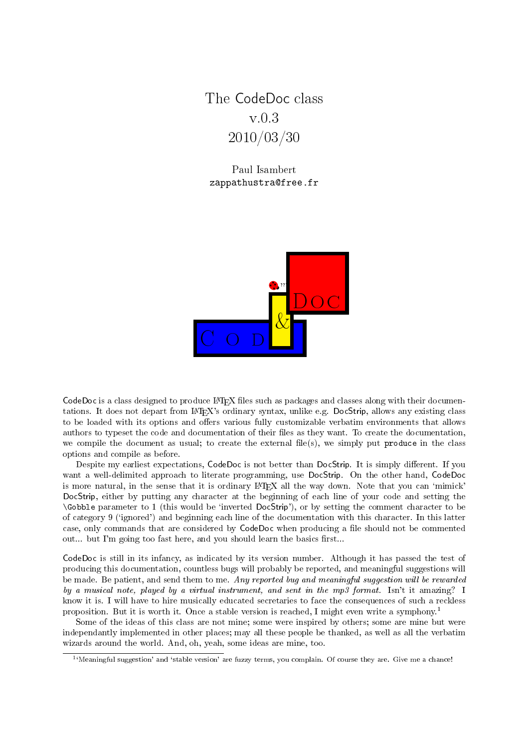# The CodeDoc class
v.0.3
2010/03/30

Paul Isambert
zappathustra@free.fr

CodeDoc is a class designed to produce LaTeX files such as packages and classes along with their documentations. It does not depart from LaTeX's ordinary syntax, unlike e.g. DocStrip, allows any existing class to be loaded with its options and offers various fully customizable verbatim environments that allows authors to typeset the code and documentation of their files as they want. To create the documentation, we compile the document as usual; to create the external file(s), we simply put `produce` in the class options and compile as before.

Despite my earliest expectations, CodeDoc is not better than DocStrip. It is simply different. If you want a well-delimited approach to literate programming, use DocStrip. On the other hand, CodeDoc is more natural, in the sense that it is ordinary LaTeX all the way down. Note that you can 'mimick' DocStrip, either by putting any character at the beginning of each line of your code and setting the `\Gobble` parameter to 1 (this would be 'inverted DocStrip'), or by setting the comment character to be of category 9 ('ignored') and beginning each line of the documentation with this character. In this latter case, only commands that are considered by CodeDoc when producing a file should not be commented out... but I'm going too fast here, and you should learn the basics first...

CodeDoc is still in its infancy, as indicated by its version number. Although it has passed the test of producing this documentation, countless bugs will probably be reported, and meaningful suggestions will be made. Be patient, and send them to me. *Any reported bug and meaningful suggestion will be rewarded by a musical note, played by a virtual instrument, and sent in the mp3 format.* Isn't it amazing? I know it is. I will have to hire musically educated secretaries to face the consequences of such a reckless proposition. But it is worth it. Once a stable version is reached, I might even write a symphony.[1]

Some of the ideas of this class are not mine; some were inspired by others; some are mine but were independantly implemented in other places; may all these people be thanked, as well as all the verbatim wizards around the world. And, oh, yeah, some ideas are mine, too.

[1] 'Meaningful suggestion' and 'stable version' are fuzzy terms, you complain. Of course they are. Give me a chance!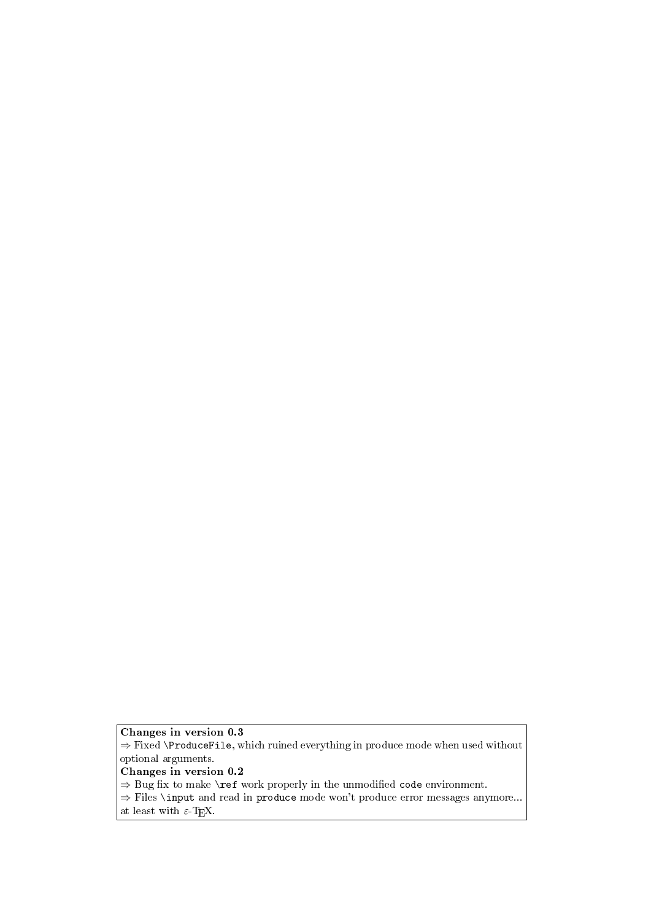**Changes in version 0.3**

⇒ Fixed `\ProduceFile`, which ruined everything in produce mode when used without optional arguments.

**Changes in version 0.2**

⇒ Bug fix to make `\ref` work properly in the unmodified `code` environment.

⇒ Files `\input` and read in `produce` mode won't produce error messages anymore... at least with $\varepsilon$-TEX.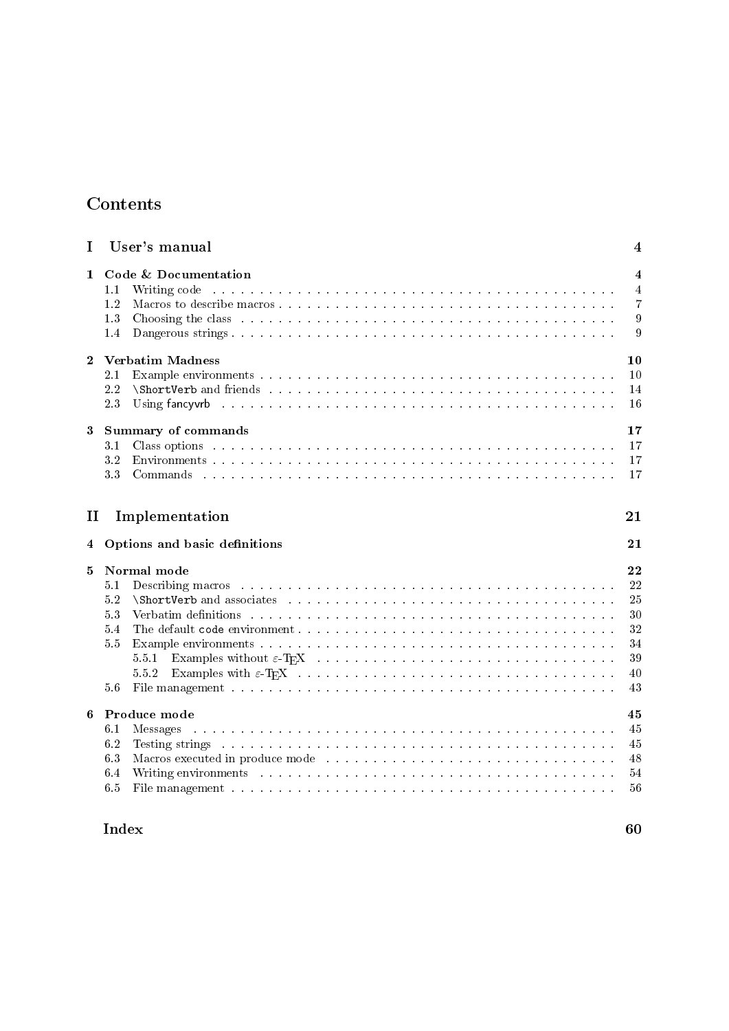# Contents

**I User's manual** — 4

**1 Code & Documentation** — 4
- 1.1 Writing code — 4
- 1.2 Macros to describe macros — 7
- 1.3 Choosing the class — 9
- 1.4 Dangerous strings — 9

**2 Verbatim Madness** — 10
- 2.1 Example environments — 10
- 2.2 `\ShortVerb` and friends — 14
- 2.3 Using `fancyvrb` — 16

**3 Summary of commands** — 17
- 3.1 Class options — 17
- 3.2 Environments — 17
- 3.3 Commands — 17

**II Implementation** — 21

**4 Options and basic definitions** — 21

**5 Normal mode** — 22
- 5.1 Describing macros — 22
- 5.2 `\ShortVerb` and associates — 25
- 5.3 Verbatim definitions — 30
- 5.4 The default `code` environment — 32
- 5.5 Example environments — 34
  - 5.5.1 Examples without ε-TeX — 39
  - 5.5.2 Examples with ε-TeX — 40
- 5.6 File management — 43

**6 Produce mode** — 45
- 6.1 Messages — 45
- 6.2 Testing strings — 45
- 6.3 Macros executed in produce mode — 48
- 6.4 Writing environments — 54
- 6.5 File management — 56

**Index** — 60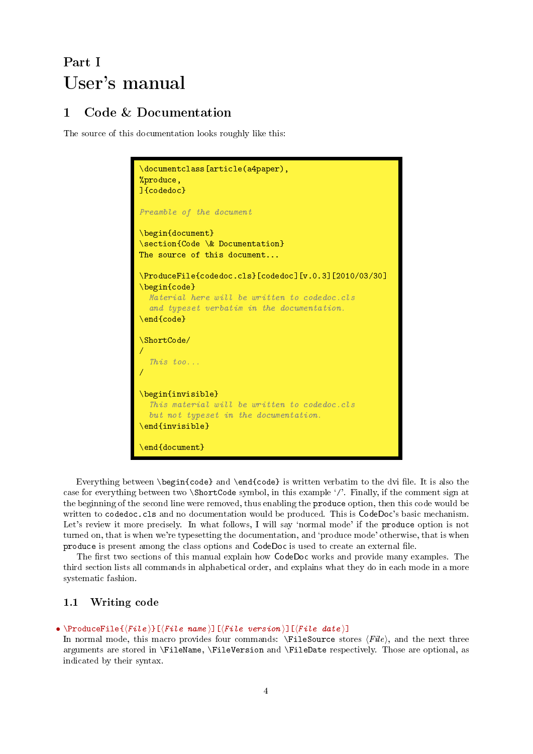# Part I
# User's manual

## 1 Code & Documentation

The source of this documentation looks roughly like this:

```
\documentclass[article(a4paper),
%produce,
]{codedoc}

Preamble of the document

\begin{document}
\section{Code \& Documentation}
The source of this document...

\ProduceFile{codedoc.cls}[codedoc][v.0.3][2010/03/30]
\begin{code}
  Material here will be written to codedoc.cls
  and typeset verbatim in the documentation.
\end{code}

\ShortCode/
/
  This too...
/

\begin{invisible}
  This material will be written to codedoc.cls
  but not typeset in the documentation.
\end{invisible}

\end{document}
```

Everything between `\begin{code}` and `\end{code}` is written verbatim to the dvi file. It is also the case for everything between two `\ShortCode` symbol, in this example '/'. Finally, if the comment sign at the beginning of the second line were removed, thus enabling the `produce` option, then this code would be written to `codedoc.cls` and no documentation would be produced. This is CodeDoc's basic mechanism. Let's review it more precisely. In what follows, I will say 'normal mode' if the `produce` option is not turned on, that is when we're typesetting the documentation, and 'produce mode' otherwise, that is when `produce` is present among the class options and CodeDoc is used to create an external file.

The first two sections of this manual explain how CodeDoc works and provide many examples. The third section lists all commands in alphabetical order, and explains what they do in each mode in a more systematic fashion.

### 1.1 Writing code

- `\ProduceFile{⟨File⟩}[⟨File name⟩][⟨File version⟩][⟨File date⟩]`

In normal mode, this macro provides four commands: `\FileSource` stores ⟨*File*⟩, and the next three arguments are stored in `\FileName`, `\FileVersion` and `\FileDate` respectively. Those are optional, as indicated by their syntax.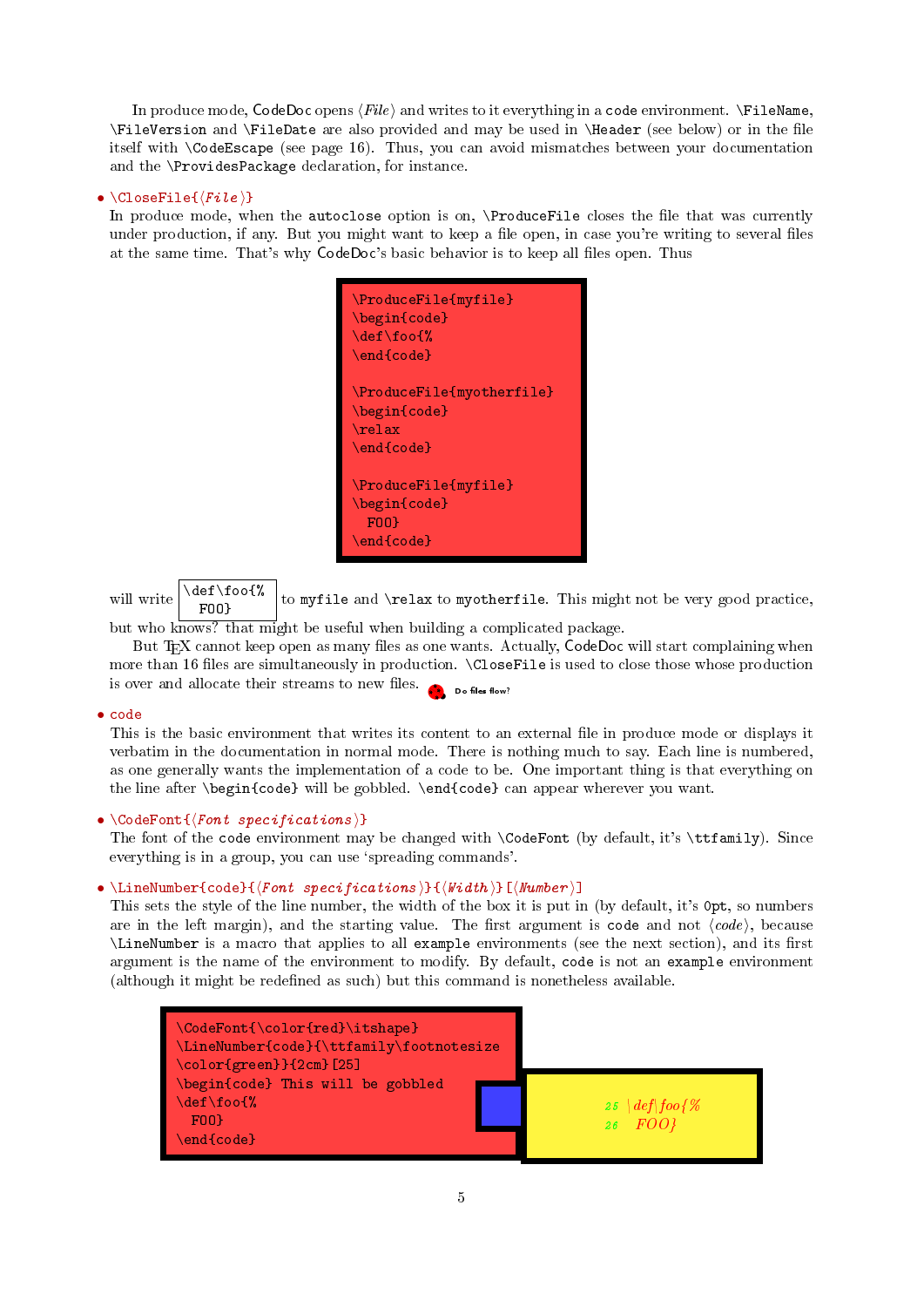In produce mode, CodeDoc opens ⟨*File*⟩ and writes to it everything in a `code` environment. `\FileName`, `\FileVersion` and `\FileDate` are also provided and may be used in `\Header` (see below) or in the file itself with `\CodeEscape` (see page 16). Thus, you can avoid mismatches between your documentation and the `\ProvidesPackage` declaration, for instance.

- `\CloseFile{`⟨*File*⟩`}`
In produce mode, when the `autoclose` option is on, `\ProduceFile` closes the file that was currently under production, if any. But you might want to keep a file open, in case you're writing to several files at the same time. That's why CodeDoc's basic behavior is to keep all files open. Thus

```
\ProduceFile{myfile}
\begin{code}
\def\foo{%
\end{code}

\ProduceFile{myotherfile}
\begin{code}
\relax
\end{code}

\ProduceFile{myfile}
\begin{code}
  FOO}
\end{code}
```

will write
```
\def\foo{%
  FOO}
```
to `myfile` and `\relax` to `myotherfile`. This might not be very good practice, but who knows? that might be useful when building a complicated package.

But TEX cannot keep open as many files as one wants. Actually, CodeDoc will start complaining when more than 16 files are simultaneously in production. `\CloseFile` is used to close those whose production is over and allocate their streams to new files. Do files flow?

- `code`
This is the basic environment that writes its content to an external file in produce mode or displays it verbatim in the documentation in normal mode. There is nothing much to say. Each line is numbered, as one generally wants the implementation of a code to be. One important thing is that everything on the line after `\begin{code}` will be gobbled. `\end{code}` can appear wherever you want.

- `\CodeFont{`⟨*Font specifications*⟩`}`
The font of the `code` environment may be changed with `\CodeFont` (by default, it's `\ttfamily`). Since everything is in a group, you can use 'spreading commands'.

- `\LineNumber{code}{`⟨*Font specifications*⟩`}{`⟨*Width*⟩`}[`⟨*Number*⟩`]`
This sets the style of the line number, the width of the box it is put in (by default, it's `0pt`, so numbers are in the left margin), and the starting value. The first argument is `code` and not ⟨*code*⟩, because `\LineNumber` is a macro that applies to all `example` environments (see the next section), and its first argument is the name of the environment to modify. By default, `code` is not an `example` environment (although it might be redefined as such) but this command is nonetheless available.

```
\CodeFont{\color{red}\itshape}
\LineNumber{code}{\ttfamily\footnotesize
\color{green}}{2cm}[25]
\begin{code} This will be gobbled
\def\foo{%
  FOO}
\end{code}
```

```
25  \def\foo{%
26    FOO}
```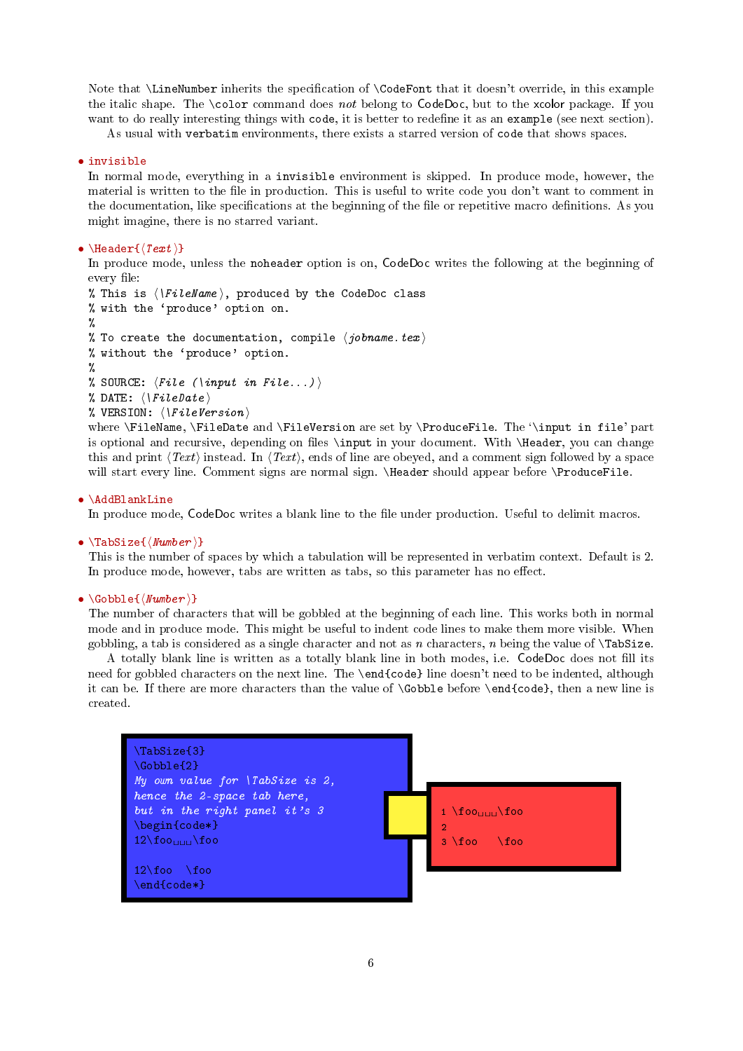Note that `\LineNumber` inherits the specification of `\CodeFont` that it doesn't override, in this example the italic shape. The `\color` command does *not* belong to CodeDoc, but to the xcolor package. If you want to do really interesting things with `code`, it is better to redefine it as an `example` (see next section).

As usual with `verbatim` environments, there exists a starred version of `code` that shows spaces.

- `invisible`

  In normal mode, everything in a `invisible` environment is skipped. In produce mode, however, the material is written to the file in production. This is useful to write code you don't want to comment in the documentation, like specifications at the beginning of the file or repetitive macro definitions. As you might imagine, there is no starred variant.

- `\Header{⟨Text⟩}`

  In produce mode, unless the `noheader` option is on, CodeDoc writes the following at the beginning of every file:

```
% This is ⟨\FileName⟩, produced by the CodeDoc class
% with the ‘produce’ option on.
%
% To create the documentation, compile ⟨jobname.tex⟩
% without the ‘produce’ option.
%
% SOURCE: ⟨File (\input in File...)⟩
% DATE: ⟨\FileDate⟩
% VERSION: ⟨\FileVersion⟩
```

  where `\FileName`, `\FileDate` and `\FileVersion` are set by `\ProduceFile`. The '`\input in file`' part is optional and recursive, depending on files `\input` in your document. With `\Header`, you can change this and print ⟨*Text*⟩ instead. In ⟨*Text*⟩, ends of line are obeyed, and a comment sign followed by a space will start every line. Comment signs are normal sign. `\Header` should appear before `\ProduceFile`.

- `\AddBlankLine`

  In produce mode, CodeDoc writes a blank line to the file under production. Useful to delimit macros.

- `\TabSize{⟨Number⟩}`

  This is the number of spaces by which a tabulation will be represented in verbatim context. Default is 2. In produce mode, however, tabs are written as tabs, so this parameter has no effect.

- `\Gobble{⟨Number⟩}`

  The number of characters that will be gobbled at the beginning of each line. This works both in normal mode and in produce mode. This might be useful to indent code lines to make them more visible. When gobbling, a tab is considered as a single character and not as $n$ characters, $n$ being the value of `\TabSize`.

  A totally blank line is written as a totally blank line in both modes, i.e. CodeDoc does not fill its need for gobbled characters on the next line. The `\end{code}` line doesn't need to be indented, although it can be. If there are more characters than the value of `\Gobble` before `\end{code}`, then a new line is created.

```
\TabSize{3}
\Gobble{2}
My own value for \TabSize is 2,
hence the 2-space tab here,
but in the right panel it's 3
\begin{code*}
12\foo␣␣␣\foo

12\foo  \foo
\end{code*}
```

```
1 \foo␣␣␣\foo
2
3 \foo   \foo
```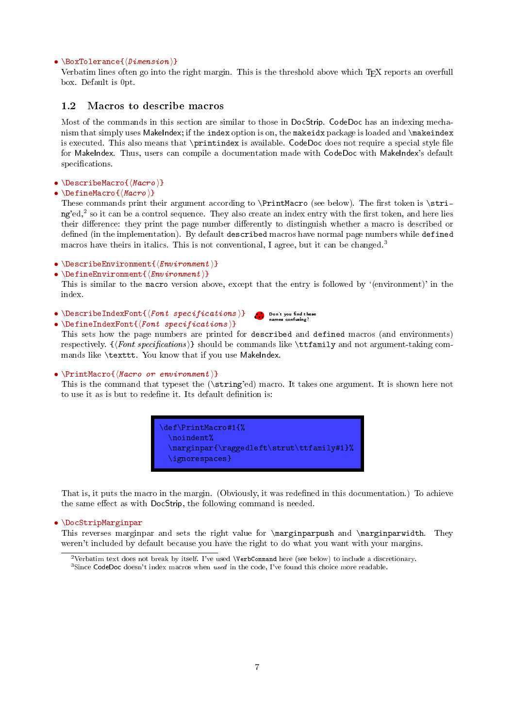- `\BoxTolerance{⟨Dimension⟩}`
  Verbatim lines often go into the right margin. This is the threshold above which TEX reports an overfull box. Default is 0pt.

## 1.2 Macros to describe macros

Most of the commands in this section are similar to those in DocStrip. CodeDoc has an indexing mechanism that simply uses MakeIndex; if the `index` option is on, the `makeidx` package is loaded and `\makeindex` is executed. This also means that `\printindex` is available. CodeDoc does not require a special style file for MakeIndex. Thus, users can compile a documentation made with CodeDoc with MakeIndex's default specifications.

- `\DescribeMacro{⟨Macro⟩}`
- `\DefineMacro{⟨Macro⟩}`
  These commands print their argument according to `\PrintMacro` (see below). The first token is `\string`'ed,[2] so it can be a control sequence. They also create an index entry with the first token, and here lies their difference: they print the page number differently to distinguish whether a macro is described or defined (in the implementation). By default `described` macros have normal page numbers while `defined` macros have theirs in italics. This is not conventional, I agree, but it can be changed.[3]

- `\DescribeEnvironment{⟨Environment⟩}`
- `\DefineEnvironment{⟨Environment⟩}`
  This is similar to the `macro` version above, except that the entry is followed by '(environment)' in the index.

- `\DescribeIndexFont{⟨Font specifications⟩}`
- `\DefineIndexFont{⟨Font specifications⟩}`
  This sets how the page numbers are printed for `described` and `defined` macros (and environments) respectively. `{⟨Font specifications⟩}` should be commands like `\ttfamily` and not argument-taking commands like `\texttt`. You know that if you use MakeIndex.

  Don't you find these names confusing?

- `\PrintMacro{⟨Macro or environment⟩}`
  This is the command that typeset the (`\string`'ed) macro. It takes one argument. It is shown here not to use it as is but to redefine it. Its default definition is:

```
\def\PrintMacro#1{%
  \noindent%
  \marginpar{\raggedleft\strut\ttfamily#1}%
  \ignorespaces}
```

That is, it puts the macro in the margin. (Obviously, it was redefined in this documentation.) To achieve the same effect as with DocStrip, the following command is needed.

- `\DocStripMarginpar`
  This reverses marginpar and sets the right value for `\marginparpush` and `\marginparwidth`. They weren't included by default because you have the right to do what you want with your margins.

---

[2] Verbatim text does not break by itself. I've used `\VerbCommand` here (see below) to include a discretionary.

[3] Since CodeDoc doesn't index macros when *used* in the code, I've found this choice more readable.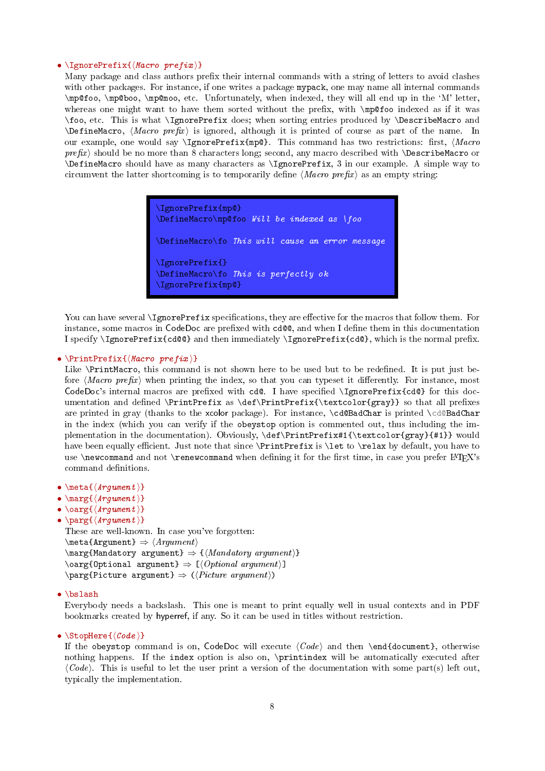- \IgnorePrefix{⟨*Macro prefix*⟩}
  Many package and class authors prefix their internal commands with a string of letters to avoid clashes with other packages. For instance, if one writes a package `mypack`, one may name all internal commands `\mp@foo`, `\mp@boo`, `\mp@moo`, etc. Unfortunately, when indexed, they will all end up in the 'M' letter, whereas one might want to have them sorted without the prefix, with `\mp@foo` indexed as if it was `\foo`, etc. This is what `\IgnorePrefix` does; when sorting entries produced by `\DescribeMacro` and `\DefineMacro`, ⟨*Macro prefix*⟩ is ignored, although it is printed of course as part of the name. In our example, one would say `\IgnorePrefix{mp@}`. This command has two restrictions: first, ⟨*Macro prefix*⟩ should be no more than 8 characters long; second, any macro described with `\DescribeMacro` or `\DefineMacro` should have as many characters as `\IgnorePrefix`, 3 in our example. A simple way to circumvent the latter shortcoming is to temporarily define ⟨*Macro prefix*⟩ as an empty string:

```
\IgnorePrefix{mp@}
\DefineMacro\mp@foo Will be indexed as \foo

\DefineMacro\fo This will cause an error message

\IgnorePrefix{}
\DefineMacro\fo This is perfectly ok
\IgnorePrefix{mp@}
```

  You can have several `\IgnorePrefix` specifications, they are effective for the macros that follow them. For instance, some macros in CodeDoc are prefixed with `cd@@`, and when I define them in this documentation I specify `\IgnorePrefix{cd@@}` and then immediately `\IgnorePrefix{cd@}`, which is the normal prefix.

- \PrintPrefix{⟨*Macro prefix*⟩}
  Like `\PrintMacro`, this command is not shown here to be used but to be redefined. It is put just before ⟨*Macro prefix*⟩ when printing the index, so that you can typeset it differently. For instance, most CodeDoc's internal macros are prefixed with `cd@`. I have specified `\IgnorePrefix{cd@}` for this documentation and defined `\PrintPrefix` as `\def\PrintPrefix{\textcolor{gray}}` so that all prefixes are printed in gray (thanks to the `xcolor` package). For instance, `\cd@BadChar` is printed `\cd@BadChar` in the index (which you can verify if the `obeystop` option is commented out, thus including the implementation in the documentation). Obviously, `\def\PrintPrefix#1{\textcolor{gray}{#1}}` would have been equally efficient. Just note that since `\PrintPrefix` is `\let` to `\relax` by default, you have to use `\newcommand` and not `\renewcommand` when defining it for the first time, in case you prefer LaTeX's command definitions.

- \meta{⟨*Argument*⟩}
- \marg{⟨*Argument*⟩}
- \oarg{⟨*Argument*⟩}
- \parg{⟨*Argument*⟩}
  These are well-known. In case you've forgotten:
  `\meta{Argument}` ⇒ ⟨*Argument*⟩
  `\marg{Mandatory argument}` ⇒ {⟨*Mandatory argument*⟩}
  `\oarg{Optional argument}` ⇒ [⟨*Optional argument*⟩]
  `\parg{Picture argument}` ⇒ (⟨*Picture argument*⟩)

- \bslash
  Everybody needs a backslash. This one is meant to print equally well in usual contexts and in PDF bookmarks created by hyperref, if any. So it can be used in titles without restriction.

- \StopHere{⟨*Code*⟩}
  If the `obeystop` command is on, CodeDoc will execute ⟨*Code*⟩ and then `\end{document}`, otherwise nothing happens. If the `index` option is also on, `\printindex` will be automatically executed after ⟨*Code*⟩. This is useful to let the user print a version of the documentation with some part(s) left out, typically the implementation.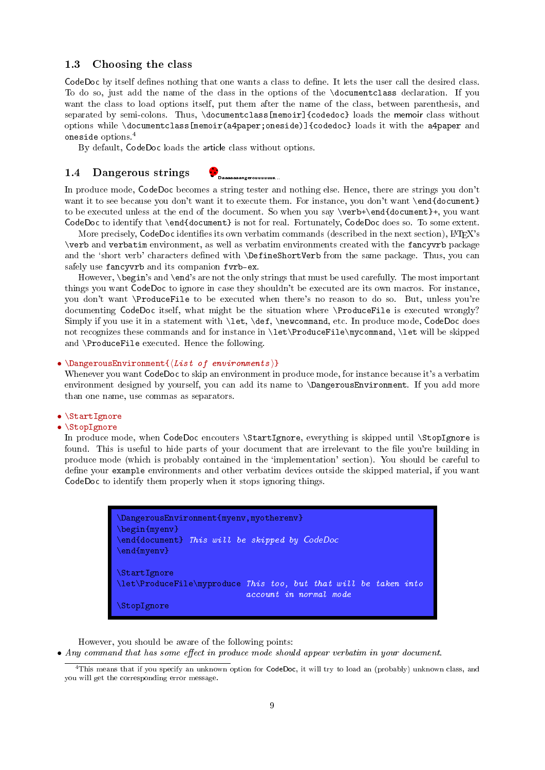### 1.3 Choosing the class

CodeDoc by itself defines nothing that one wants a class to define. It lets the user call the desired class. To do so, just add the name of the class in the options of the `\documentclass` declaration. If you want the class to load options itself, put them after the name of the class, between parenthesis, and separated by semi-colons. Thus, `\documentclass[memoir]{codedoc}` loads the memoir class without options while `\documentclass[memoir(a4paper;oneside)]{codedoc}` loads it with the `a4paper` and `oneside` options.[4]

By default, CodeDoc loads the article class without options.

### 1.4 Dangerous strings

Daaaaaaangerouuuuuus...

In produce mode, CodeDoc becomes a string tester and nothing else. Hence, there are strings you don't want it to see because you don't want it to execute them. For instance, you don't want `\end{document}` to be executed unless at the end of the document. So when you say `\verb+\end{document}+`, you want CodeDoc to identify that `\end{document}` is not for real. Fortunately, CodeDoc does so. To some extent.

More precisely, CodeDoc identifies its own verbatim commands (described in the next section), LaTeX's `\verb` and `verbatim` environment, as well as verbatim environments created with the `fancyvrb` package and the 'short verb' characters defined with `\DefineShortVerb` from the same package. Thus, you can safely use `fancyvrb` and its companion `fvrb-ex`.

However, `\begin`'s and `\end`'s are not the only strings that must be used carefully. The most important things you want CodeDoc to ignore in case they shouldn't be executed are its own macros. For instance, you don't want `\ProduceFile` to be executed when there's no reason to do so. But, unless you're documenting CodeDoc itself, what might be the situation where `\ProduceFile` is executed wrongly? Simply if you use it in a statement with `\let`, `\def`, `\newcommand`, etc. In produce mode, CodeDoc does not recognizes these commands and for instance in `\let\ProduceFile\mycommand`, `\let` will be skipped and `\ProduceFile` executed. Hence the following.

- `\DangerousEnvironment{`⟨*List of environments*⟩`}`

Whenever you want CodeDoc to skip an environment in produce mode, for instance because it's a verbatim environment designed by yourself, you can add its name to `\DangerousEnvironment`. If you add more than one name, use commas as separators.

- `\StartIgnore`
- `\StopIgnore`

In produce mode, when CodeDoc encouters `\StartIgnore`, everything is skipped until `\StopIgnore` is found. This is useful to hide parts of your document that are irrelevant to the file you're building in produce mode (which is probably contained in the 'implementation' section). You should be careful to define your `example` environments and other verbatim devices outside the skipped material, if you want CodeDoc to identify them properly when it stops ignoring things.

```
\DangerousEnvironment{myenv,myotherenv}
\begin{myenv}
\end{document} This will be skipped by CodeDoc
\end{myenv}

\StartIgnore
\let\ProduceFile\myproduce This too, but that will be taken into
                           account in normal mode
\StopIgnore
```

However, you should be aware of the following points:

- *Any command that has some effect in produce mode should appear verbatim in your document.*

[4] This means that if you specify an unknown option for CodeDoc, it will try to load an (probably) unknown class, and you will get the corresponding error message.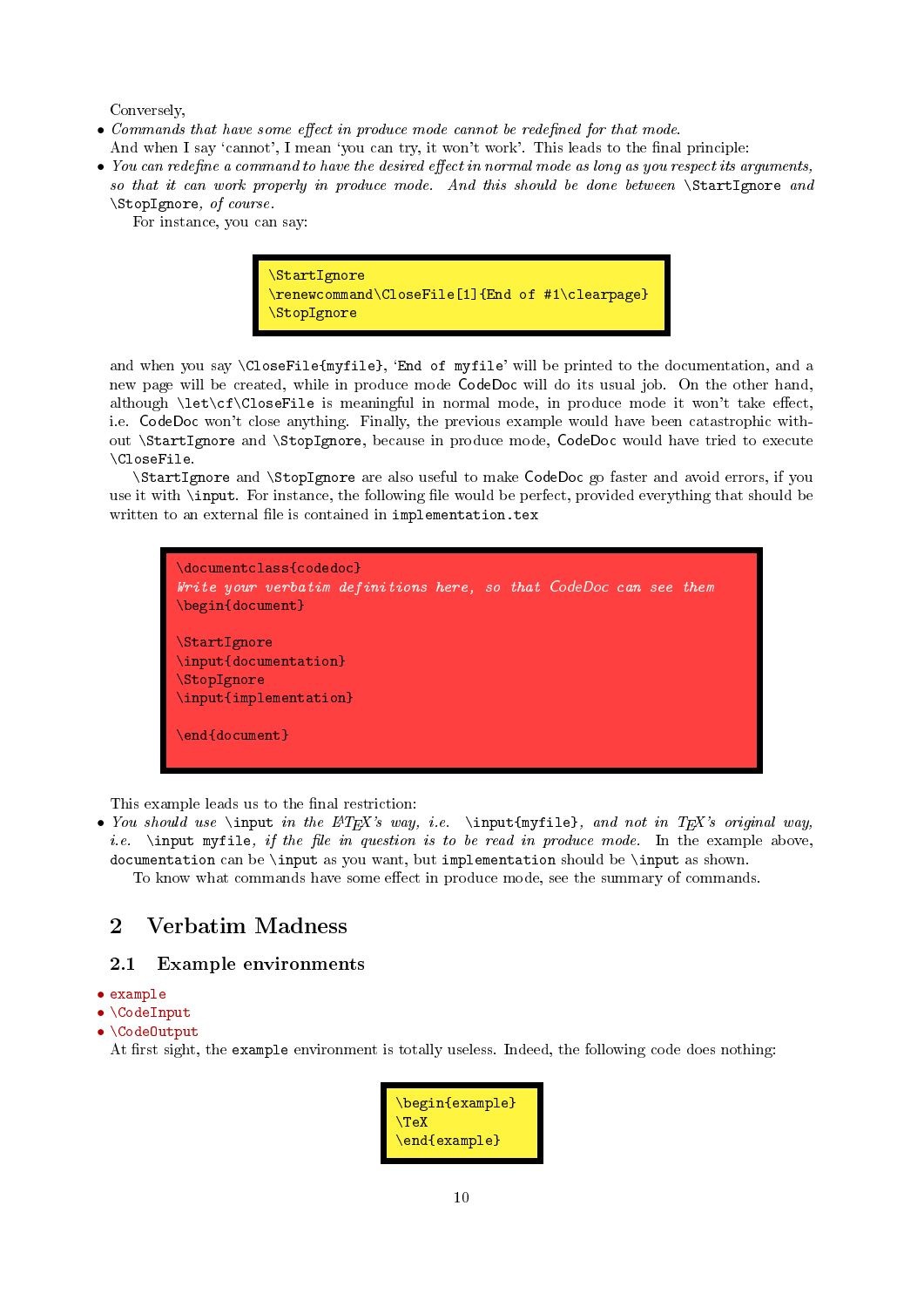Conversely,

- *Commands that have some effect in produce mode cannot be redefined for that mode.*

  And when I say 'cannot', I mean 'you can try, it won't work'. This leads to the final principle:

- *You can redefine a command to have the desired effect in normal mode as long as you respect its arguments, so that it can work properly in produce mode. And this should be done between* `\StartIgnore` *and* `\StopIgnore`*, of course.*

  For instance, you can say:

```
\StartIgnore
\renewcommand\CloseFile[1]{End of #1\clearpage}
\StopIgnore
```

and when you say `\CloseFile{myfile}`, '`End of myfile`' will be printed to the documentation, and a new page will be created, while in produce mode `CodeDoc` will do its usual job. On the other hand, although `\let\cf\CloseFile` is meaningful in normal mode, in produce mode it won't take effect, i.e. `CodeDoc` won't close anything. Finally, the previous example would have been catastrophic without `\StartIgnore` and `\StopIgnore`, because in produce mode, `CodeDoc` would have tried to execute `\CloseFile`.

`\StartIgnore` and `\StopIgnore` are also useful to make `CodeDoc` go faster and avoid errors, if you use it with `\input`. For instance, the following file would be perfect, provided everything that should be written to an external file is contained in `implementation.tex`

```
\documentclass{codedoc}
Write your verbatim definitions here, so that CodeDoc can see them
\begin{document}

\StartIgnore
\input{documentation}
\StopIgnore
\input{implementation}

\end{document}
```

This example leads us to the final restriction:

- *You should use* `\input` *in the LaTeX's way, i.e.* `\input{myfile}`*, and not in TeX's original way, i.e.* `\input myfile`*, if the file in question is to be read in produce mode.* In the example above, `documentation` can be `\input` as you want, but `implementation` should be `\input` as shown.

  To know what commands have some effect in produce mode, see the summary of commands.

# 2 Verbatim Madness

## 2.1 Example environments

- `example`
- `\CodeInput`
- `\CodeOutput`

At first sight, the `example` environment is totally useless. Indeed, the following code does nothing:

```
\begin{example}
\TeX
\end{example}
```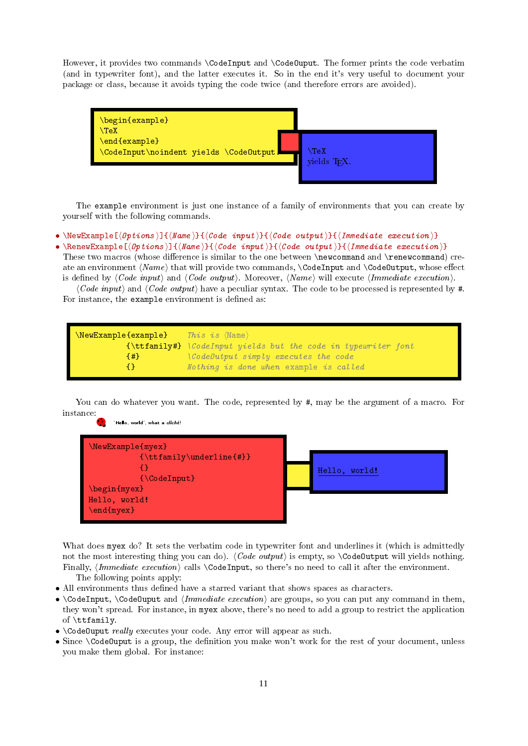However, it provides two commands \CodeInput and \CodeOuput. The former prints the code verbatim (and in typewriter font), and the latter executes it. So in the end it's very useful to document your package or class, because it avoids typing the code twice (and therefore errors are avoided).

```
\begin{example}
\TeX
\end{example}
\CodeInput\noindent yields \CodeOutput
```

```
\TeX
yields TEX.
```

The example environment is just one instance of a family of environments that you can create by yourself with the following commands.

- \NewExample[⟨*Options*⟩]{⟨*Name*⟩}{⟨*Code input*⟩}{⟨*Code output*⟩}{⟨*Immediate execution*⟩}
- \RenewExample[⟨*Options*⟩]{⟨*Name*⟩}{⟨*Code input*⟩}{⟨*Code output*⟩}{⟨*Immediate execution*⟩}

These two macros (whose difference is similar to the one between \newcommand and \renewcommand) create an environment ⟨*Name*⟩ that will provide two commands, \CodeInput and \CodeOutput, whose effect is defined by ⟨*Code input*⟩ and ⟨*Code output*⟩. Moreover, ⟨*Name*⟩ will execute ⟨*Immediate execution*⟩.

⟨*Code input*⟩ and ⟨*Code output*⟩ have a peculiar syntax. The code to be processed is represented by #. For instance, the example environment is defined as:

```
\NewExample{example}     This is ⟨Name⟩
          {\ttfamily#}   \CodeInput yields but the code in typewriter font
          {#}            \CodeOutput simply executes the code
          {}             Nothing is done when example is called
```

You can do whatever you want. The code, represented by #, may be the argument of a macro. For instance:

'Hello, world', what a *cliché*!

```
\NewExample{myex}
          {\ttfamily\underline{#}}
          {}
          {\CodeInput}
\begin{myex}
Hello, world!
\end{myex}
```

```
Hello, world!
```

What does myex do? It sets the verbatim code in typewriter font and underlines it (which is admittedly not the most interesting thing you can do). ⟨*Code output*⟩ is empty, so \CodeOutput will yields nothing. Finally, ⟨*Immediate execution*⟩ calls \CodeInput, so there's no need to call it after the environment.

The following points apply:

- All environments thus defined have a starred variant that shows spaces as characters.
- \CodeInput, \CodeOuput and ⟨*Immediate execution*⟩ are groups, so you can put any command in them, they won't spread. For instance, in myex above, there's no need to add a group to restrict the application of \ttfamily.
- \CodeOuput *really* executes your code. Any error will appear as such.
- Since \CodeOuput is a group, the definition you make won't work for the rest of your document, unless you make them global. For instance: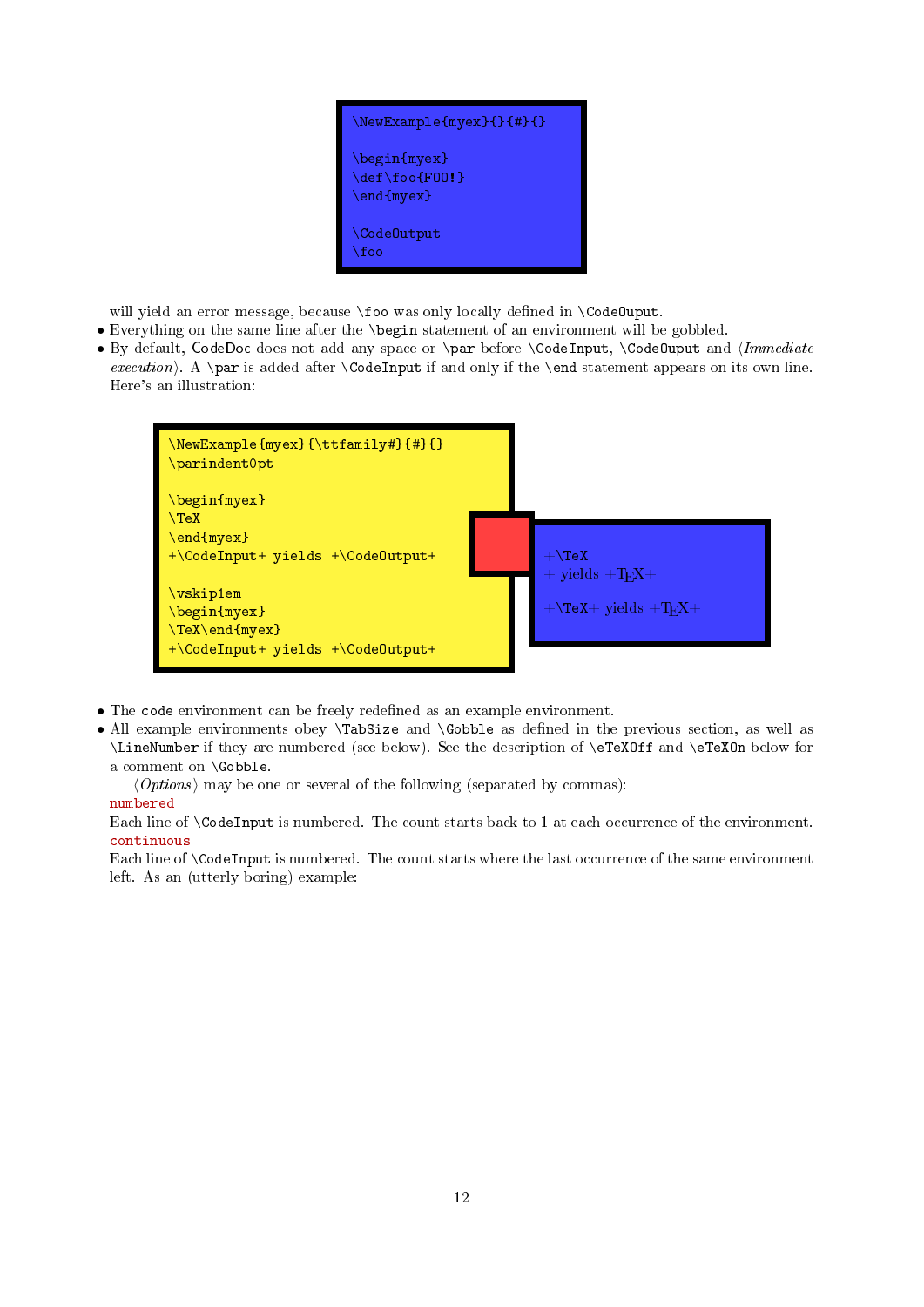```
\NewExample{myex}{}{#}{}

\begin{myex}
\def\foo{FOO!}
\end{myex}

\CodeOutput
\foo
```

will yield an error message, because `\foo` was only locally defined in `\CodeOuput`.

- Everything on the same line after the `\begin` statement of an environment will be gobbled.
- By default, CodeDoc does not add any space or `\par` before `\CodeInput`, `\CodeOuput` and ⟨*Immediate execution*⟩. A `\par` is added after `\CodeInput` if and only if the `\end` statement appears on its own line. Here's an illustration:

```
\NewExample{myex}{\ttfamily#}{#}{}
\parindent0pt

\begin{myex}
\TeX
\end{myex}
+\CodeInput+ yields +\CodeOutput+

\vskip1em
\begin{myex}
\TeX\end{myex}
+\CodeInput+ yields +\CodeOutput+
```

+\TeX
+ yields +TEX+

+\TeX+ yields +TEX+

- The `code` environment can be freely redefined as an example environment.
- All example environments obey `\TabSize` and `\Gobble` as defined in the previous section, as well as `\LineNumber` if they are numbered (see below). See the description of `\eTeXOff` and `\eTeXOn` below for a comment on `\Gobble`.

  ⟨*Options*⟩ may be one or several of the following (separated by commas):

  `numbered`
  Each line of `\CodeInput` is numbered. The count starts back to 1 at each occurrence of the environment.

  `continuous`
  Each line of `\CodeInput` is numbered. The count starts where the last occurrence of the same environment left. As an (utterly boring) example: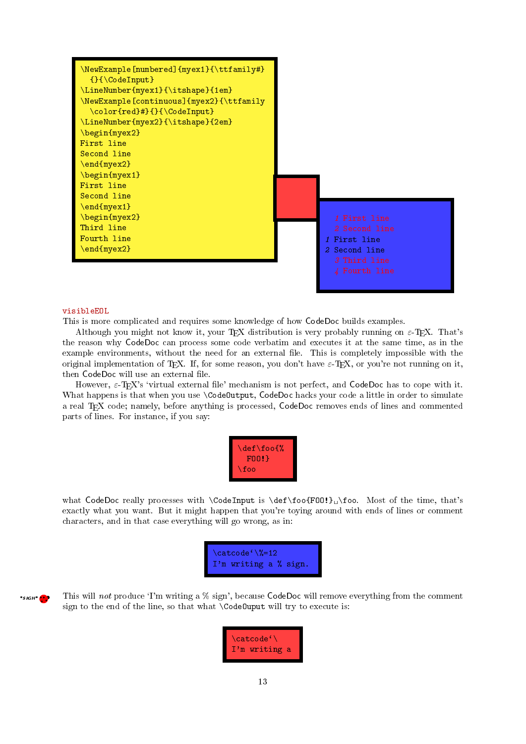```
\NewExample[numbered]{myex1}{\ttfamily#}
  {}{\CodeInput}
\LineNumber{myex1}{\itshape}{1em}
\NewExample[continuous]{myex2}{\ttfamily
  \color{red}#}{}{\CodeInput}
\LineNumber{myex2}{\itshape}{2em}
\begin{myex2}
First line
Second line
\end{myex2}
\begin{myex1}
First line
Second line
\end{myex1}
\begin{myex2}
Third line
Fourth line
\end{myex2}
```

```
  1 First line
  2 Second line
1 First line
2 Second line
  3 Third line
  4 Fourth line
```

visibleEOL

This is more complicated and requires some knowledge of how CodeDoc builds examples.

Although you might not know it, your TEX distribution is very probably running on ε-TEX. That's the reason why CodeDoc can process some code verbatim and executes it at the same time, as in the example environments, without the need for an external file. This is completely impossible with the original implementation of TEX. If, for some reason, you don't have ε-TEX, or you're not running on it, then CodeDoc will use an external file.

However, ε-TEX's 'virtual external file' mechanism is not perfect, and CodeDoc has to cope with it. What happens is that when you use `\CodeOutput`, CodeDoc hacks your code a little in order to simulate a real TEX code; namely, before anything is processed, CodeDoc removes ends of lines and commented parts of lines. For instance, if you say:

```
\def\foo{%
  FOO!}
\foo
```

what CodeDoc really processes with `\CodeInput` is `\def\foo{FOO!}␣\foo`. Most of the time, that's exactly what you want. But it might happen that you're toying around with ends of lines or comment characters, and in that case everything will go wrong, as in:

```
\catcode`\%=12
I'm writing a % sign.
```

This will *not* produce 'I'm writing a % sign', because CodeDoc will remove everything from the comment sign to the end of the line, so that what `\CodeOuput` will try to execute is:

```
\catcode`\
I'm writing a
```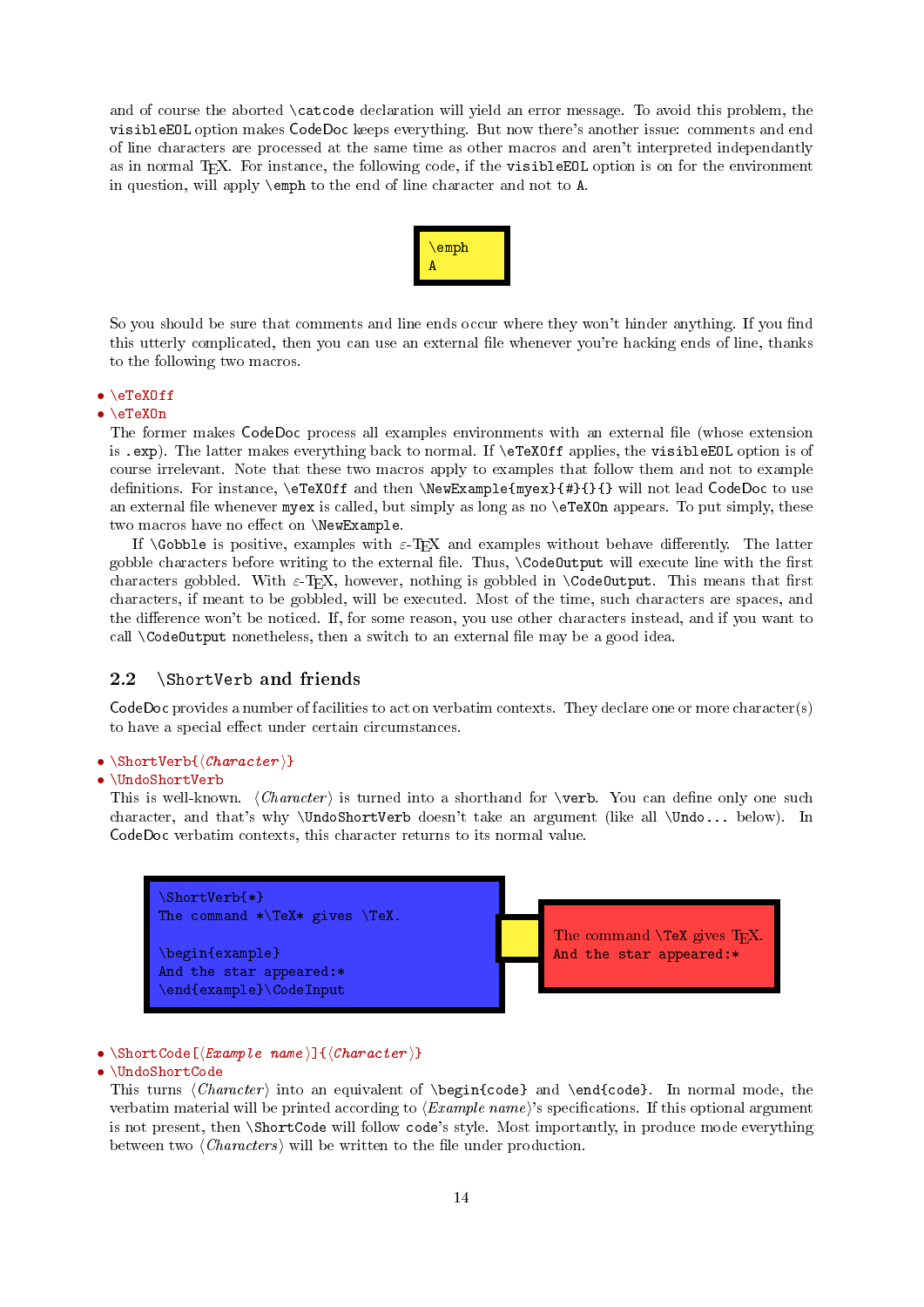and of course the aborted `\catcode` declaration will yield an error message. To avoid this problem, the `visibleEOL` option makes CodeDoc keeps everything. But now there's another issue: comments and end of line characters are processed at the same time as other macros and aren't interpreted independantly as in normal TEX. For instance, the following code, if the `visibleEOL` option is on for the environment in question, will apply `\emph` to the end of line character and not to `A`.

```
\emph
A
```

So you should be sure that comments and line ends occur where they won't hinder anything. If you find this utterly complicated, then you can use an external file whenever you're hacking ends of line, thanks to the following two macros.

- `\eTeXOff`
- `\eTeXOn`

The former makes CodeDoc process all examples environments with an external file (whose extension is `.exp`). The latter makes everything back to normal. If `\eTeXOff` applies, the `visibleEOL` option is of course irrelevant. Note that these two macros apply to examples that follow them and not to example definitions. For instance, `\eTeXOff` and then `\NewExample{myex}{#}{}{}` will not lead CodeDoc to use an external file whenever `myex` is called, but simply as long as no `\eTeXOn` appears. To put simply, these two macros have no effect on `\NewExample`.

If `\Gobble` is positive, examples with ε-TEX and examples without behave differently. The latter gobble characters before writing to the external file. Thus, `\CodeOutput` will execute line with the first characters gobbled. With ε-TEX, however, nothing is gobbled in `\CodeOutput`. This means that first characters, if meant to be gobbled, will be executed. Most of the time, such characters are spaces, and the difference won't be noticed. If, for some reason, you use other characters instead, and if you want to call `\CodeOutput` nonetheless, then a switch to an external file may be a good idea.

## 2.2 `\ShortVerb` and friends

CodeDoc provides a number of facilities to act on verbatim contexts. They declare one or more character(s) to have a special effect under certain circumstances.

- `\ShortVerb{`⟨*Character*⟩`}`
- `\UndoShortVerb`

This is well-known. ⟨*Character*⟩ is turned into a shorthand for `\verb`. You can define only one such character, and that's why `\UndoShortVerb` doesn't take an argument (like all `\Undo...` below). In CodeDoc verbatim contexts, this character returns to its normal value.

```
\ShortVerb{*}
The command *\TeX* gives \TeX.

\begin{example}
And the star appeared:*
\end{example}\CodeInput
```

The command `\TeX` gives TEX.
`And the star appeared:*`

- `\ShortCode[`⟨*Example name*⟩`]{`⟨*Character*⟩`}`
- `\UndoShortCode`

This turns ⟨*Character*⟩ into an equivalent of `\begin{code}` and `\end{code}`. In normal mode, the verbatim material will be printed according to ⟨*Example name*⟩'s specifications. If this optional argument is not present, then `\ShortCode` will follow `code`'s style. Most importantly, in produce mode everything between two ⟨*Characters*⟩ will be written to the file under production.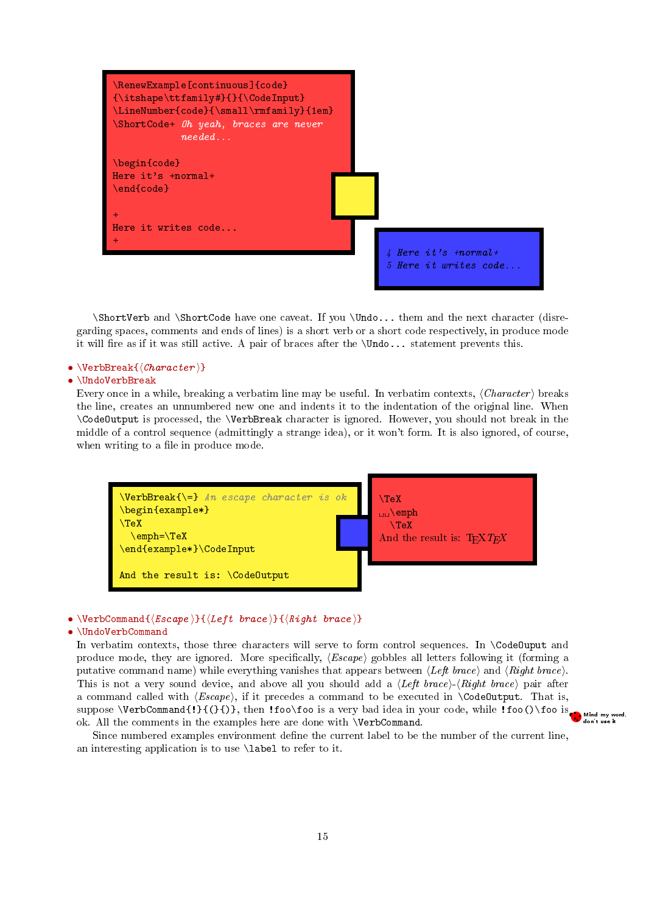```
\RenewExample[continuous]{code}
{\itshape\ttfamily#}{}{\CodeInput}
\LineNumber{code}{\small\rmfamily}{1em}
\ShortCode+ Oh yeah, braces are never
            needed...

\begin{code}
Here it's +normal+
\end{code}

+
Here it writes code...
+
```

```
4 Here it's +normal+
5 Here it writes code...
```

\ShortVerb and \ShortCode have one caveat. If you \Undo... them and the next character (disregarding spaces, comments and ends of lines) is a short verb or a short code respectively, in produce mode it will fire as if it was still active. A pair of braces after the \Undo... statement prevents this.

- \VerbBreak{⟨*Character*⟩}
- \UndoVerbBreak

Every once in a while, breaking a verbatim line may be useful. In verbatim contexts, ⟨*Character*⟩ breaks the line, creates an unnumbered new one and indents it to the indentation of the original line. When \CodeOutput is processed, the \VerbBreak character is ignored. However, you should not break in the middle of a control sequence (admittingly a strange idea), or it won't form. It is also ignored, of course, when writing to a file in produce mode.

```
\VerbBreak{\=} An escape character is ok
\begin{example*}
\TeX
  \emph=\TeX
\end{example*}\CodeInput

And the result is: \CodeOutput
```

```
\TeX
␣␣\emph
  \TeX
```

And the result is: TEX *TEX*

- \VerbCommand{⟨*Escape*⟩}{⟨*Left brace*⟩}{⟨*Right brace*⟩}
- \UndoVerbCommand

In verbatim contexts, those three characters will serve to form control sequences. In \CodeOuput and produce mode, they are ignored. More specifically, ⟨*Escape*⟩ gobbles all letters following it (forming a putative command name) while everything that appears between ⟨*Left brace*⟩ and ⟨*Right brace*⟩. This is not a very sound device, and above all you should add a ⟨*Left brace*⟩-⟨*Right brace*⟩ pair after a command called with ⟨*Escape*⟩, if it precedes a command to be executed in \CodeOutput. That is, suppose \VerbCommand{!}{(}{)}, then !foo\foo is a very bad idea in your code, while !foo()\foo is ok. All the comments in the examples here are done with \VerbCommand.

Mind my word, don't use it

Since numbered examples environment define the current label to be the number of the current line, an interesting application is to use \label to refer to it.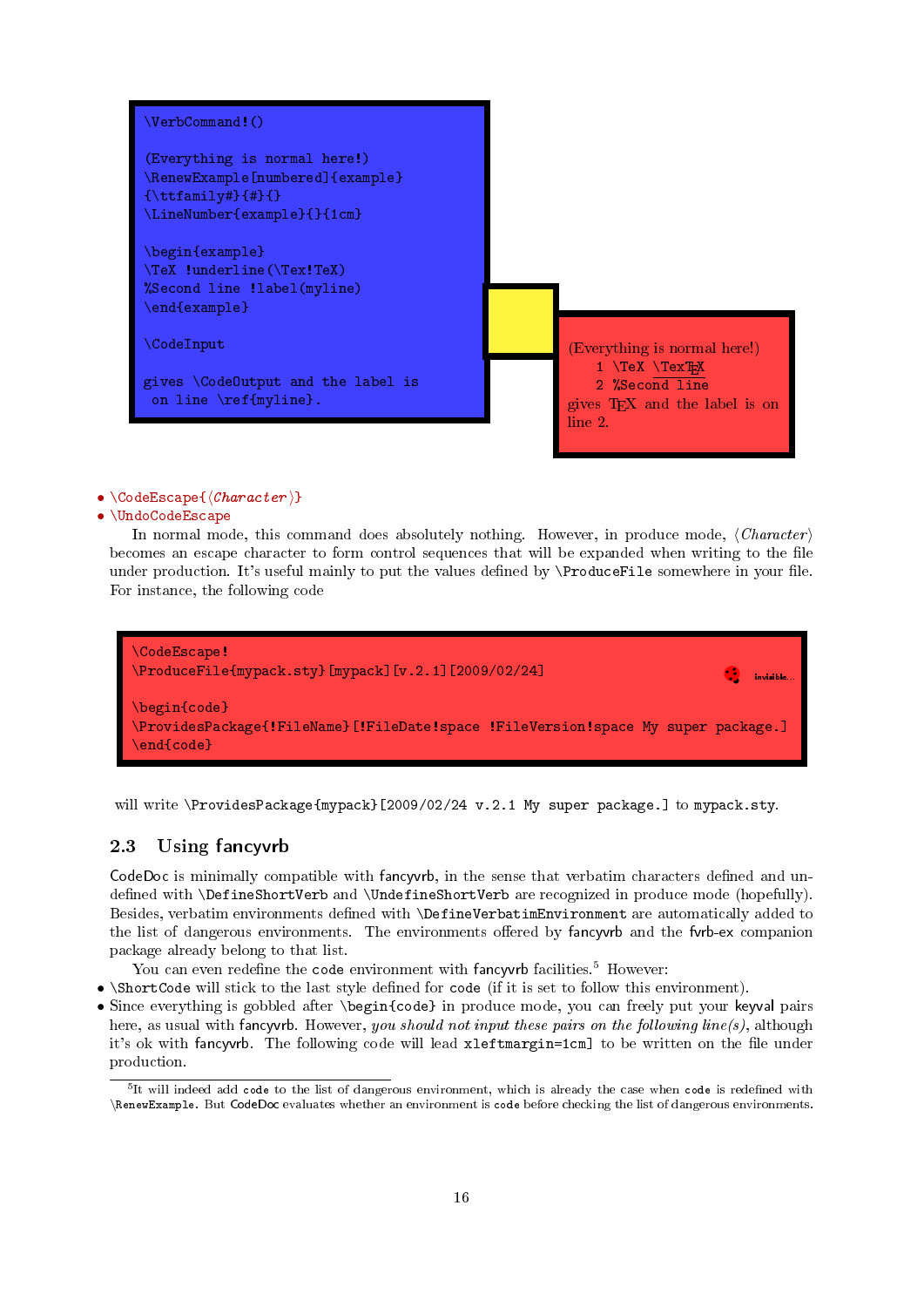```
\VerbCommand!()

(Everything is normal here!)
\RenewExample[numbered]{example}
{\ttfamily#}{#}{}
\LineNumber{example}{}{1cm}

\begin{example}
\TeX !underline(\Tex!TeX)
%Second line !label(myline)
\end{example}

\CodeInput

gives \CodeOutput and the label is
 on line \ref{myline}.
```

(Everything is normal here!)

```
1 \TeX \TexTEX
2 %Second line
```

gives TEX and the label is on line 2.

- \CodeEscape{⟨*Character*⟩}
- \UndoCodeEscape

In normal mode, this command does absolutely nothing. However, in produce mode, ⟨*Character*⟩ becomes an escape character to form control sequences that will be expanded when writing to the file under production. It's useful mainly to put the values defined by \ProduceFile somewhere in your file. For instance, the following code

```
\CodeEscape!
\ProduceFile{mypack.sty}[mypack][v.2.1][2009/02/24]

\begin{code}
\ProvidesPackage{!FileName}[!FileDate!space !FileVersion!space My super package.]
\end{code}
```

will write \ProvidesPackage{mypack}[2009/02/24 v.2.1 My super package.] to mypack.sty.

## 2.3 Using fancyvrb

CodeDoc is minimally compatible with fancyvrb, in the sense that verbatim characters defined and undefined with \DefineShortVerb and \UndefineShortVerb are recognized in produce mode (hopefully). Besides, verbatim environments defined with \DefineVerbatimEnvironment are automatically added to the list of dangerous environments. The environments offered by fancyvrb and the fvrb-ex companion package already belong to that list.

You can even redefine the code environment with fancyvrb facilities.[5] However:

- \ShortCode will stick to the last style defined for code (if it is set to follow this environment).
- Since everything is gobbled after \begin{code} in produce mode, you can freely put your keyval pairs here, as usual with fancyvrb. However, *you should not input these pairs on the following line(s)*, although it's ok with fancyvrb. The following code will lead xleftmargin=1cm] to be written on the file under production.

[5] It will indeed add code to the list of dangerous environment, which is already the case when code is redefined with \RenewExample. But CodeDoc evaluates whether an environment is code before checking the list of dangerous environments.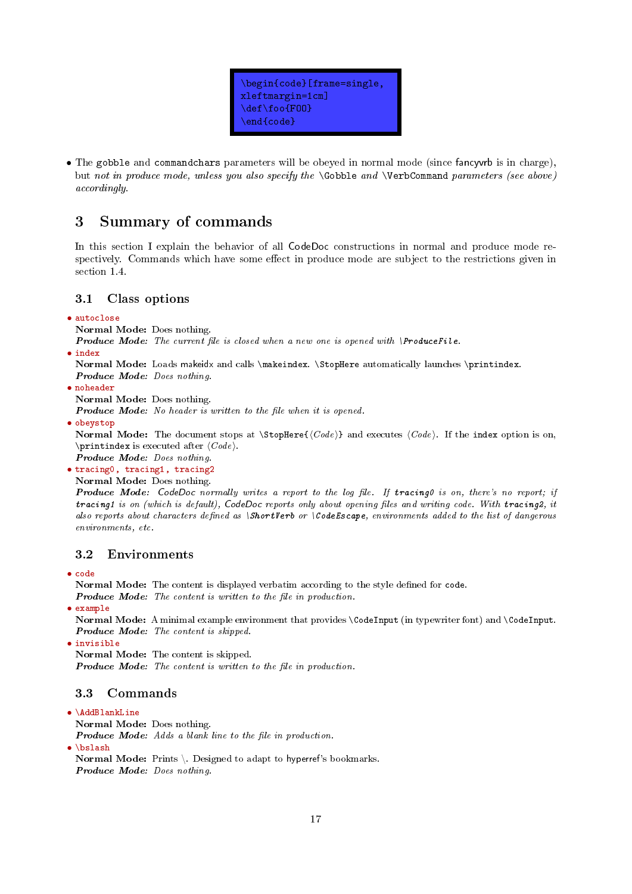```
\begin{code}[frame=single,
xleftmargin=1cm]
\def\foo{FOO}
\end{code}
```

- The `gobble` and `commandchars` parameters will be obeyed in normal mode (since fancyvrb is in charge), but *not in produce mode, unless you also specify the* `\Gobble` *and* `\VerbCommand` *parameters (see above) accordingly.*

# 3 Summary of commands

In this section I explain the behavior of all CodeDoc constructions in normal and produce mode respectively. Commands which have some effect in produce mode are subject to the restrictions given in section 1.4.

## 3.1 Class options

- `autoclose`
  **Normal Mode:** Does nothing.
  ***Produce Mode:*** *The current file is closed when a new one is opened with* `\ProduceFile`*.*
- `index`
  **Normal Mode:** Loads makeidx and calls `\makeindex`. `\StopHere` automatically launches `\printindex`.
  ***Produce Mode:*** *Does nothing.*
- `noheader`
  **Normal Mode:** Does nothing.
  ***Produce Mode:*** *No header is written to the file when it is opened.*
- `obeystop`
  **Normal Mode:** The document stops at `\StopHere{`⟨*Code*⟩`}` and executes ⟨*Code*⟩. If the `index` option is on, `\printindex` is executed after ⟨*Code*⟩.
  ***Produce Mode:*** *Does nothing.*
- `tracing0, tracing1, tracing2`
  **Normal Mode:** Does nothing.
  ***Produce Mode:*** *CodeDoc normally writes a report to the log file. If* `tracing0` *is on, there's no report; if* `tracing1` *is on (which is default), CodeDoc reports only about opening files and writing code. With* `tracing2`*, it also reports about characters defined as* `\ShortVerb` *or* `\CodeEscape`*, environments added to the list of dangerous environments, etc.*

## 3.2 Environments

- `code`
  **Normal Mode:** The content is displayed verbatim according to the style defined for `code`.
  ***Produce Mode:*** *The content is written to the file in production.*
- `example`
  **Normal Mode:** A minimal example environment that provides `\CodeInput` (in typewriter font) and `\CodeInput`.
  ***Produce Mode:*** *The content is skipped.*
- `invisible`
  **Normal Mode:** The content is skipped.
  ***Produce Mode:*** *The content is written to the file in production.*

## 3.3 Commands

- `\AddBlankLine`
  **Normal Mode:** Does nothing.
  ***Produce Mode:*** *Adds a blank line to the file in production.*
- `\bslash`
  **Normal Mode:** Prints \. Designed to adapt to hyperref's bookmarks.
  ***Produce Mode:*** *Does nothing.*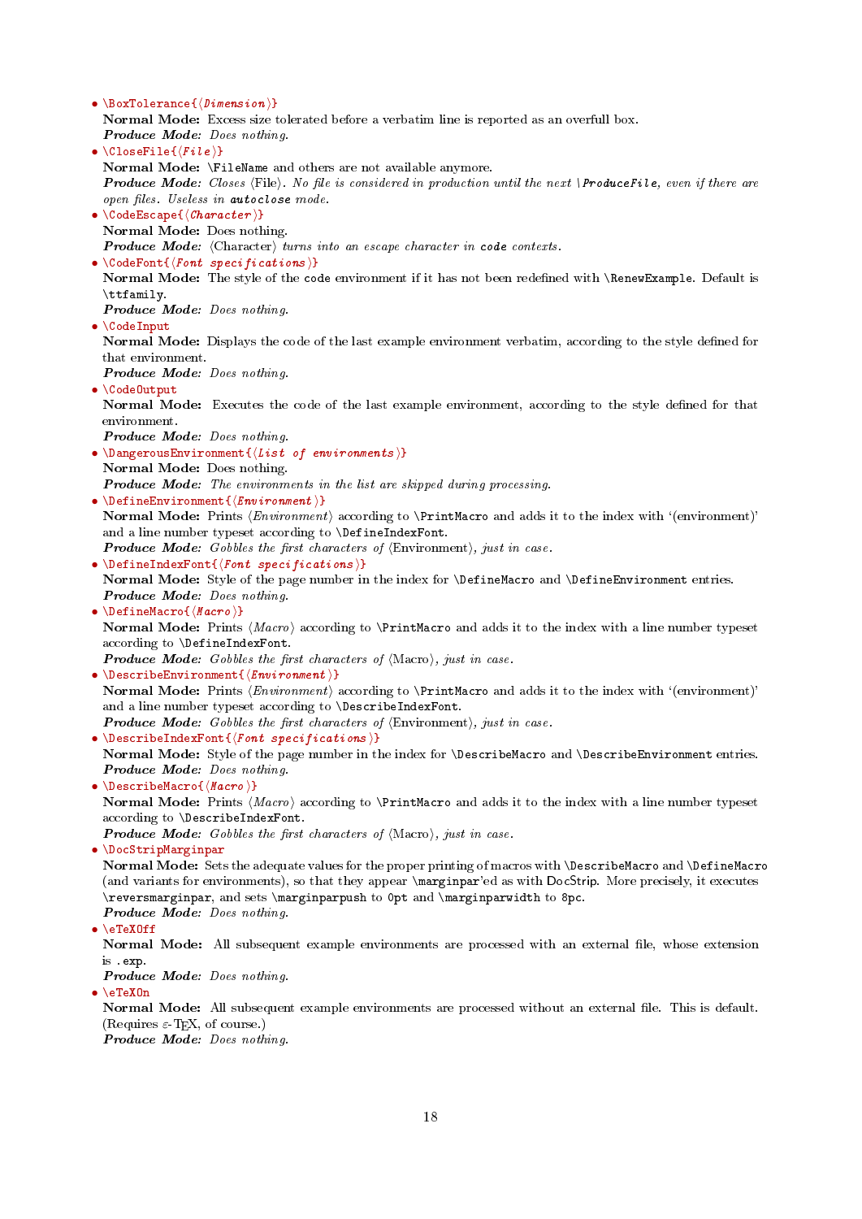- `\BoxTolerance{⟨Dimension⟩}`
  **Normal Mode:** Excess size tolerated before a verbatim line is reported as an overfull box.
  ***Produce Mode:*** *Does nothing.*
- `\CloseFile{⟨File⟩}`
  **Normal Mode:** `\FileName` and others are not available anymore.
  ***Produce Mode:*** *Closes ⟨File⟩. No file is considered in production until the next `\ProduceFile`, even if there are open files. Useless in `autoclose` mode.*
- `\CodeEscape{⟨Character⟩}`
  **Normal Mode:** Does nothing.
  ***Produce Mode:*** *⟨Character⟩ turns into an escape character in `code` contexts.*
- `\CodeFont{⟨Font specifications⟩}`
  **Normal Mode:** The style of the `code` environment if it has not been redefined with `\RenewExample`. Default is `\ttfamily`.
  ***Produce Mode:*** *Does nothing.*
- `\CodeInput`
  **Normal Mode:** Displays the code of the last example environment verbatim, according to the style defined for that environment.
  ***Produce Mode:*** *Does nothing.*
- `\CodeOutput`
  **Normal Mode:** Executes the code of the last example environment, according to the style defined for that environment.
  ***Produce Mode:*** *Does nothing.*
- `\DangerousEnvironment{⟨List of environments⟩}`
  **Normal Mode:** Does nothing.
  ***Produce Mode:*** *The environments in the list are skipped during processing.*
- `\DefineEnvironment{⟨Environment⟩}`
  **Normal Mode:** Prints ⟨*Environment*⟩ according to `\PrintMacro` and adds it to the index with '(environment)' and a line number typeset according to `\DefineIndexFont`.
  ***Produce Mode:*** *Gobbles the first characters of ⟨Environment⟩, just in case.*
- `\DefineIndexFont{⟨Font specifications⟩}`
  **Normal Mode:** Style of the page number in the index for `\DefineMacro` and `\DefineEnvironment` entries.
  ***Produce Mode:*** *Does nothing.*
- `\DefineMacro{⟨Macro⟩}`
  **Normal Mode:** Prints ⟨*Macro*⟩ according to `\PrintMacro` and adds it to the index with a line number typeset according to `\DefineIndexFont`.
  ***Produce Mode:*** *Gobbles the first characters of ⟨Macro⟩, just in case.*
- `\DescribeEnvironment{⟨Environment⟩}`
  **Normal Mode:** Prints ⟨*Environment*⟩ according to `\PrintMacro` and adds it to the index with '(environment)' and a line number typeset according to `\DescribeIndexFont`.
  ***Produce Mode:*** *Gobbles the first characters of ⟨Environment⟩, just in case.*
- `\DescribeIndexFont{⟨Font specifications⟩}`
  **Normal Mode:** Style of the page number in the index for `\DescribeMacro` and `\DescribeEnvironment` entries.
  ***Produce Mode:*** *Does nothing.*
- `\DescribeMacro{⟨Macro⟩}`
  **Normal Mode:** Prints ⟨*Macro*⟩ according to `\PrintMacro` and adds it to the index with a line number typeset according to `\DescribeIndexFont`.
  ***Produce Mode:*** *Gobbles the first characters of ⟨Macro⟩, just in case.*
- `\DocStripMarginpar`
  **Normal Mode:** Sets the adequate values for the proper printing of macros with `\DescribeMacro` and `\DefineMacro` (and variants for environments), so that they appear `\marginpar`'ed as with DocStrip. More precisely, it executes `\reversmarginpar`, and sets `\marginparpush` to `0pt` and `\marginparwidth` to `8pc`.
  ***Produce Mode:*** *Does nothing.*
- `\eTeXOff`
  **Normal Mode:** All subsequent example environments are processed with an external file, whose extension is `.exp`.
  ***Produce Mode:*** *Does nothing.*
- `\eTeXOn`
  **Normal Mode:** All subsequent example environments are processed without an external file. This is default. (Requires ε-TEX, of course.)
  ***Produce Mode:*** *Does nothing.*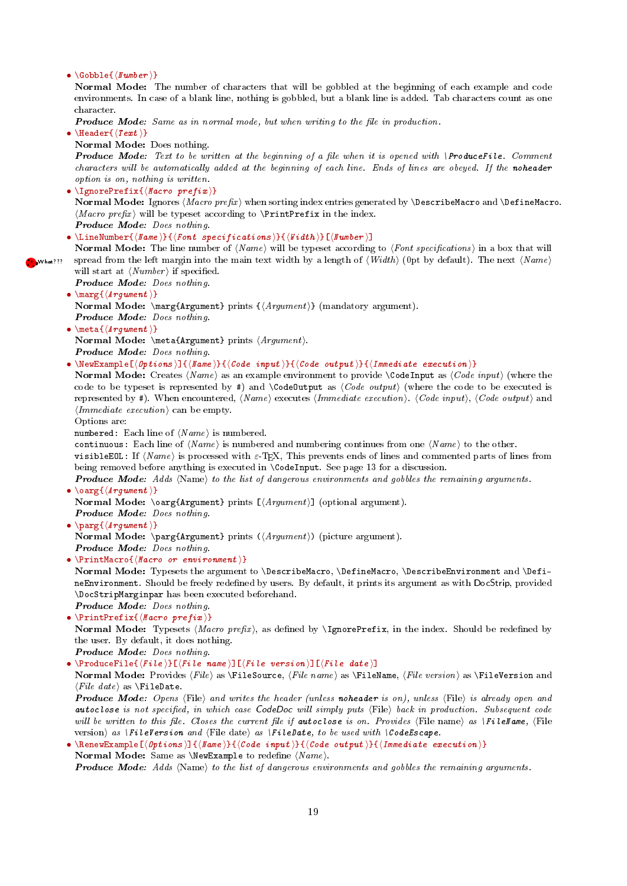- `\Gobble{⟨Number⟩}`
  **Normal Mode:** The number of characters that will be gobbled at the beginning of each example and code environments. In case of a blank line, nothing is gobbled, but a blank line is added. Tab characters count as one character.
  ***Produce Mode:*** *Same as in normal mode, but when writing to the file in production.*
- `\Header{⟨Text⟩}`
  **Normal Mode:** Does nothing.
  ***Produce Mode:*** *Text to be written at the beginning of a file when it is opened with* `\ProduceFile`*. Comment characters will be automatically added at the beginning of each line. Ends of lines are obeyed. If the* `noheader` *option is on, nothing is written.*
- `\IgnorePrefix{⟨Macro prefix⟩}`
  **Normal Mode:** Ignores ⟨*Macro prefix*⟩ when sorting index entries generated by `\DescribeMacro` and `\DefineMacro`. ⟨*Macro prefix*⟩ will be typeset according to `\PrintPrefix` in the index.
  ***Produce Mode:*** *Does nothing.*
- `\LineNumber{⟨Name⟩}{⟨Font specifications⟩}{⟨Width⟩}[⟨Number⟩]`
  **Normal Mode:** The line number of ⟨*Name*⟩ will be typeset according to ⟨*Font specifications*⟩ in a box that will spread from the left margin into the main text width by a length of ⟨*Width*⟩ (0pt by default). The next ⟨*Name*⟩ will start at ⟨*Number*⟩ if specified.
  ***Produce Mode:*** *Does nothing.*
- `\marg{⟨Argument⟩}`
  **Normal Mode:** `\marg{Argument}` prints `{`⟨*Argument*⟩`}` (mandatory argument).
  ***Produce Mode:*** *Does nothing.*
- `\meta{⟨Argument⟩}`
  **Normal Mode:** `\meta{Argument}` prints ⟨*Argument*⟩.
  ***Produce Mode:*** *Does nothing.*
- `\NewExample[⟨Options⟩]{⟨Name⟩}{⟨Code input⟩}{⟨Code output⟩}{⟨Immediate execution⟩}`
  **Normal Mode:** Creates ⟨*Name*⟩ as an example environment to provide `\CodeInput` as ⟨*Code input*⟩ (where the code to be typeset is represented by `#`) and `\CodeOutput` as ⟨*Code output*⟩ (where the code to be executed is represented by `#`). When encountered, ⟨*Name*⟩ executes ⟨*Immediate execution*⟩. ⟨*Code input*⟩, ⟨*Code output*⟩ and ⟨*Immediate execution*⟩ can be empty.
  Options are:
  `numbered`: Each line of ⟨*Name*⟩ is numbered.
  `continuous`: Each line of ⟨*Name*⟩ is numbered and numbering continues from one ⟨*Name*⟩ to the other.
  `visibleEOL`: If ⟨*Name*⟩ is processed with ε-TEX, This prevents ends of lines and commented parts of lines from being removed before anything is executed in `\CodeInput`. See page 13 for a discussion.
  ***Produce Mode:*** *Adds* ⟨Name⟩ *to the list of dangerous environments and gobbles the remaining arguments.*
- `\oarg{⟨Argument⟩}`
  **Normal Mode:** `\oarg{Argument}` prints `[`⟨*Argument*⟩`]` (optional argument).
  ***Produce Mode:*** *Does nothing.*
- `\parg{⟨Argument⟩}`
  **Normal Mode:** `\parg{Argument}` prints `(`⟨*Argument*⟩`)` (picture argument).
  ***Produce Mode:*** *Does nothing.*
- `\PrintMacro{⟨Macro or environment⟩}`
  **Normal Mode:** Typesets the argument to `\DescribeMacro`, `\DefineMacro`, `\DescribeEnvironment` and `\DefineEnvironment`. Should be freely redefined by users. By default, it prints its argument as with DocStrip, provided `\DocStripMarginpar` has been executed beforehand.
  ***Produce Mode:*** *Does nothing.*
- `\PrintPrefix{⟨Macro prefix⟩}`
  **Normal Mode:** Typesets ⟨*Macro prefix*⟩, as defined by `\IgnorePrefix`, in the index. Should be redefined by the user. By default, it does nothing.
  ***Produce Mode:*** *Does nothing.*
- `\ProduceFile{⟨File⟩}[⟨File name⟩][⟨File version⟩][⟨File date⟩]`
  **Normal Mode:** Provides ⟨*File*⟩ as `\FileSource`, ⟨*File name*⟩ as `\FileName`, ⟨*File version*⟩ as `\FileVersion` and ⟨*File date*⟩ as `\FileDate`.
  ***Produce Mode:*** *Opens* ⟨File⟩ *and writes the header (unless* `noheader` *is on), unless* ⟨File⟩ *is already open and* `autoclose` *is not specified, in which case CodeDoc will simply puts* ⟨File⟩ *back in production. Subsequent code will be written to this file. Closes the current file if* `autoclose` *is on. Provides* ⟨File name⟩ *as* `\FileName`*,* ⟨File version⟩ *as* `\FileVersion` *and* ⟨File date⟩ *as* `\FileDate`*, to be used with* `\CodeEscape`*.*
- `\RenewExample[⟨Options⟩]{⟨Name⟩}{⟨Code input⟩}{⟨Code output⟩}{⟨Immediate execution⟩}`
  **Normal Mode:** Same as `\NewExample` to redefine ⟨*Name*⟩.
  ***Produce Mode:*** *Adds* ⟨Name⟩ *to the list of dangerous environments and gobbles the remaining arguments.*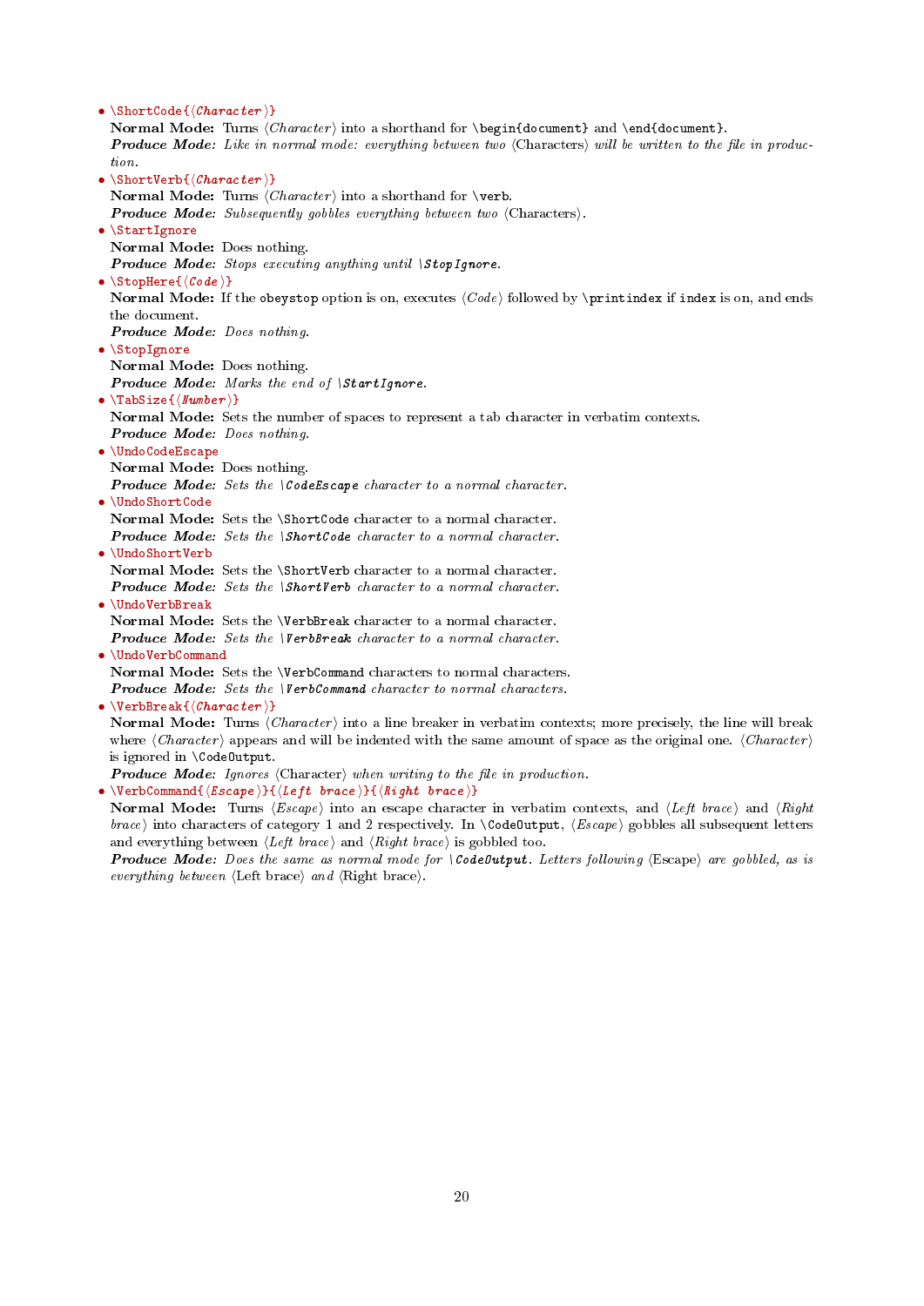- `\ShortCode{⟨Character⟩}`
  **Normal Mode:** Turns ⟨*Character*⟩ into a shorthand for `\begin{document}` and `\end{document}`.
  ***Produce Mode:*** *Like in normal mode: everything between two* ⟨Characters⟩ *will be written to the file in production.*
- `\ShortVerb{⟨Character⟩}`
  **Normal Mode:** Turns ⟨*Character*⟩ into a shorthand for `\verb`.
  ***Produce Mode:*** *Subsequently gobbles everything between two* ⟨Characters⟩.
- `\StartIgnore`
  **Normal Mode:** Does nothing.
  ***Produce Mode:*** *Stops executing anything until* `\StopIgnore`*.*
- `\StopHere{⟨Code⟩}`
  **Normal Mode:** If the `obeystop` option is on, executes ⟨*Code*⟩ followed by `\printindex` if `index` is on, and ends the document.
  ***Produce Mode:*** *Does nothing.*
- `\StopIgnore`
  **Normal Mode:** Does nothing.
  ***Produce Mode:*** *Marks the end of* `\StartIgnore`*.*
- `\TabSize{⟨Number⟩}`
  **Normal Mode:** Sets the number of spaces to represent a tab character in verbatim contexts.
  ***Produce Mode:*** *Does nothing.*
- `\UndoCodeEscape`
  **Normal Mode:** Does nothing.
  ***Produce Mode:*** *Sets the* `\CodeEscape` *character to a normal character.*
- `\UndoShortCode`
  **Normal Mode:** Sets the `\ShortCode` character to a normal character.
  ***Produce Mode:*** *Sets the* `\ShortCode` *character to a normal character.*
- `\UndoShortVerb`
  **Normal Mode:** Sets the `\ShortVerb` character to a normal character.
  ***Produce Mode:*** *Sets the* `\ShortVerb` *character to a normal character.*
- `\UndoVerbBreak`
  **Normal Mode:** Sets the `\VerbBreak` character to a normal character.
  ***Produce Mode:*** *Sets the* `\VerbBreak` *character to a normal character.*
- `\UndoVerbCommand`
  **Normal Mode:** Sets the `\VerbCommand` characters to normal characters.
  ***Produce Mode:*** *Sets the* `\VerbCommand` *character to normal characters.*
- `\VerbBreak{⟨Character⟩}`
  **Normal Mode:** Turns ⟨*Character*⟩ into a line breaker in verbatim contexts; more precisely, the line will break where ⟨*Character*⟩ appears and will be indented with the same amount of space as the original one. ⟨*Character*⟩ is ignored in `\CodeOutput`.
  ***Produce Mode:*** *Ignores* ⟨Character⟩ *when writing to the file in production.*
- `\VerbCommand{⟨Escape⟩}{⟨Left brace⟩}{⟨Right brace⟩}`
  **Normal Mode:** Turns ⟨*Escape*⟩ into an escape character in verbatim contexts, and ⟨*Left brace*⟩ and ⟨*Right brace*⟩ into characters of category 1 and 2 respectively. In `\CodeOutput`, ⟨*Escape*⟩ gobbles all subsequent letters and everything between ⟨*Left brace*⟩ and ⟨*Right brace*⟩ is gobbled too.
  ***Produce Mode:*** *Does the same as normal mode for* `\CodeOutput`*. Letters following* ⟨Escape⟩ *are gobbled, as is everything between* ⟨Left brace⟩ *and* ⟨Right brace⟩*.*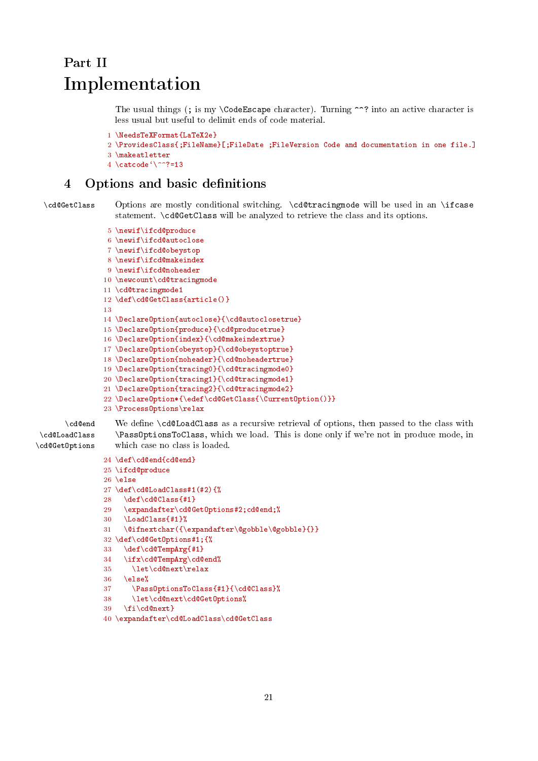# Part II
# Implementation

The usual things (; is my \CodeEscape character). Turning ^^? into an active character is less usual but useful to delimit ends of code material.

```
1 \NeedsTeXFormat{LaTeX2e}
2 \ProvidesClass{;FileName}[;FileDate ;FileVersion Code and documentation in one file.]
3 \makeatletter
4 \catcode`\^^?=13
```

## 4 Options and basic definitions

\cd@GetClass

Options are mostly conditional switching. \cd@tracingmode will be used in an \ifcase statement. \cd@GetClass will be analyzed to retrieve the class and its options.

```
5 \newif\ifcd@produce
6 \newif\ifcd@autoclose
7 \newif\ifcd@obeystop
8 \newif\ifcd@makeindex
9 \newif\ifcd@noheader
10 \newcount\cd@tracingmode
11 \cd@tracingmode1
12 \def\cd@GetClass{article()}
13
14 \DeclareOption{autoclose}{\cd@autoclosetrue}
15 \DeclareOption{produce}{\cd@producetrue}
16 \DeclareOption{index}{\cd@makeindextrue}
17 \DeclareOption{obeystop}{\cd@obeystoptrue}
18 \DeclareOption{noheader}{\cd@noheadertrue}
19 \DeclareOption{tracing0}{\cd@tracingmode0}
20 \DeclareOption{tracing1}{\cd@tracingmode1}
21 \DeclareOption{tracing2}{\cd@tracingmode2}
22 \DeclareOption*{\edef\cd@GetClass{\CurrentOption()}}
23 \ProcessOptions\relax
```

\cd@end
\cd@LoadClass
\cd@GetOptions

We define \cd@LoadClass as a recursive retrieval of options, then passed to the class with \PassOptionsToClass, which we load. This is done only if we're not in produce mode, in which case no class is loaded.

```
24 \def\cd@end{cd@end}
25 \ifcd@produce
26 \else
27 \def\cd@LoadClass#1(#2){%
28   \def\cd@Class{#1}
29   \expandafter\cd@GetOptions#2;cd@end;%
30   \LoadClass{#1}%
31   \@ifnextchar({\expandafter\@gobble\@gobble}{}}
32 \def\cd@GetOptions#1;{%
33   \def\cd@TempArg{#1}
34   \ifx\cd@TempArg\cd@end%
35     \let\cd@next\relax
36   \else%
37     \PassOptionsToClass{#1}{\cd@Class}%
38     \let\cd@next\cd@GetOptions%
39   \fi\cd@next}
40 \expandafter\cd@LoadClass\cd@GetClass
```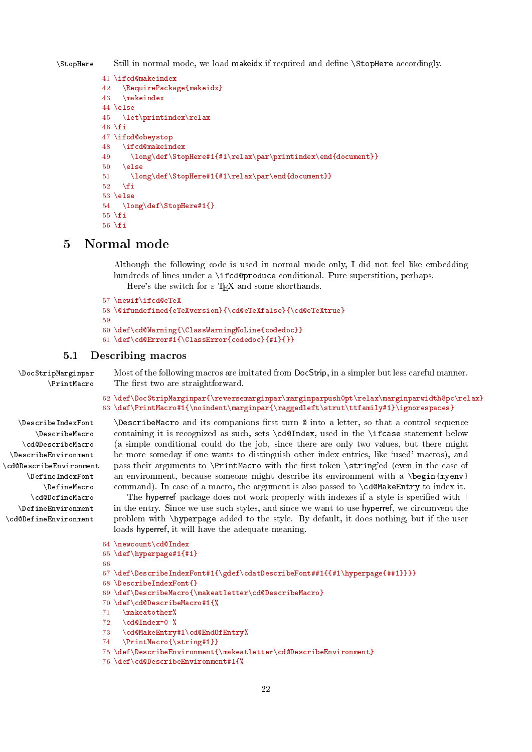\StopHere

Still in normal mode, we load makeidx if required and define `\StopHere` accordingly.

```
41 \ifcd@makeindex
42   \RequirePackage{makeidx}
43   \makeindex
44 \else
45   \let\printindex\relax
46 \fi
47 \ifcd@obeystop
48   \ifcd@makeindex
49     \long\def\StopHere#1{#1\relax\par\printindex\end{document}}
50   \else
51     \long\def\StopHere#1{#1\relax\par\end{document}}
52   \fi
53 \else
54   \long\def\StopHere#1{}
55 \fi
56 \fi
```

# 5 Normal mode

Although the following code is used in normal mode only, I did not feel like embedding hundreds of lines under a `\ifcd@produce` conditional. Pure superstition, perhaps.

Here's the switch for ε-TEX and some shorthands.

```
57 \newif\ifcd@eTeX
58 \@ifundefined{eTeXversion}{\cd@eTeXfalse}{\cd@eTeXtrue}
59
60 \def\cd@Warning{\ClassWarningNoLine{codedoc}}
61 \def\cd@Error#1{\ClassError{codedoc}{#1}{}}
```

## 5.1 Describing macros

\DocStripMarginpar
\PrintMacro

Most of the following macros are imitated from DocStrip, in a simpler but less careful manner. The first two are straightforward.

```
62 \def\DocStripMarginpar{\reversemarginpar\marginparpush0pt\relax\marginparwidth8pc\relax}
63 \def\PrintMacro#1{\noindent\marginpar{\raggedleft\strut\ttfamily#1}\ignorespaces}
```

\DescribeIndexFont
\DescribeMacro
\cd@DescribeMacro
\DescribeEnvironment
\cd@DescribeEnvironment
\DefineIndexFont
\DefineMacro
\cd@DefineMacro
\DefineEnvironment
\cd@DefineEnvironment

`\DescribeMacro` and its companions first turn `@` into a letter, so that a control sequence containing it is recognized as such, sets `\cd@Index`, used in the `\ifcase` statement below (a simple conditional could do the job, since there are only two values, but there might be more someday if one wants to distinguish other index entries, like 'used' macros), and pass their arguments to `\PrintMacro` with the first token `\string`'ed (even in the case of an environment, because someone might describe its environment with a `\begin{myenv}` command). In case of a macro, the argument is also passed to `\cd@MakeEntry` to index it.

The hyperref package does not work properly with indexes if a style is specified with `|` in the entry. Since we use such styles, and since we want to use hyperref, we circumvent the problem with `\hyperpage` added to the style. By default, it does nothing, but if the user loads hyperref, it will have the adequate meaning.

```
64 \newcount\cd@Index
65 \def\hyperpage#1{#1}
66
67 \def\DescribeIndexFont#1{\gdef\cdatDescribeFont##1{{#1\hyperpage{##1}}}}
68 \DescribeIndexFont{}
69 \def\DescribeMacro{\makeatletter\cd@DescribeMacro}
70 \def\cd@DescribeMacro#1{%
71   \makeatother%
72   \cd@Index=0 %
73   \cd@MakeEntry#1\cd@EndOfEntry%
74   \PrintMacro{\string#1}}
75 \def\DescribeEnvironment{\makeatletter\cd@DescribeEnvironment}
76 \def\cd@DescribeEnvironment#1{%
```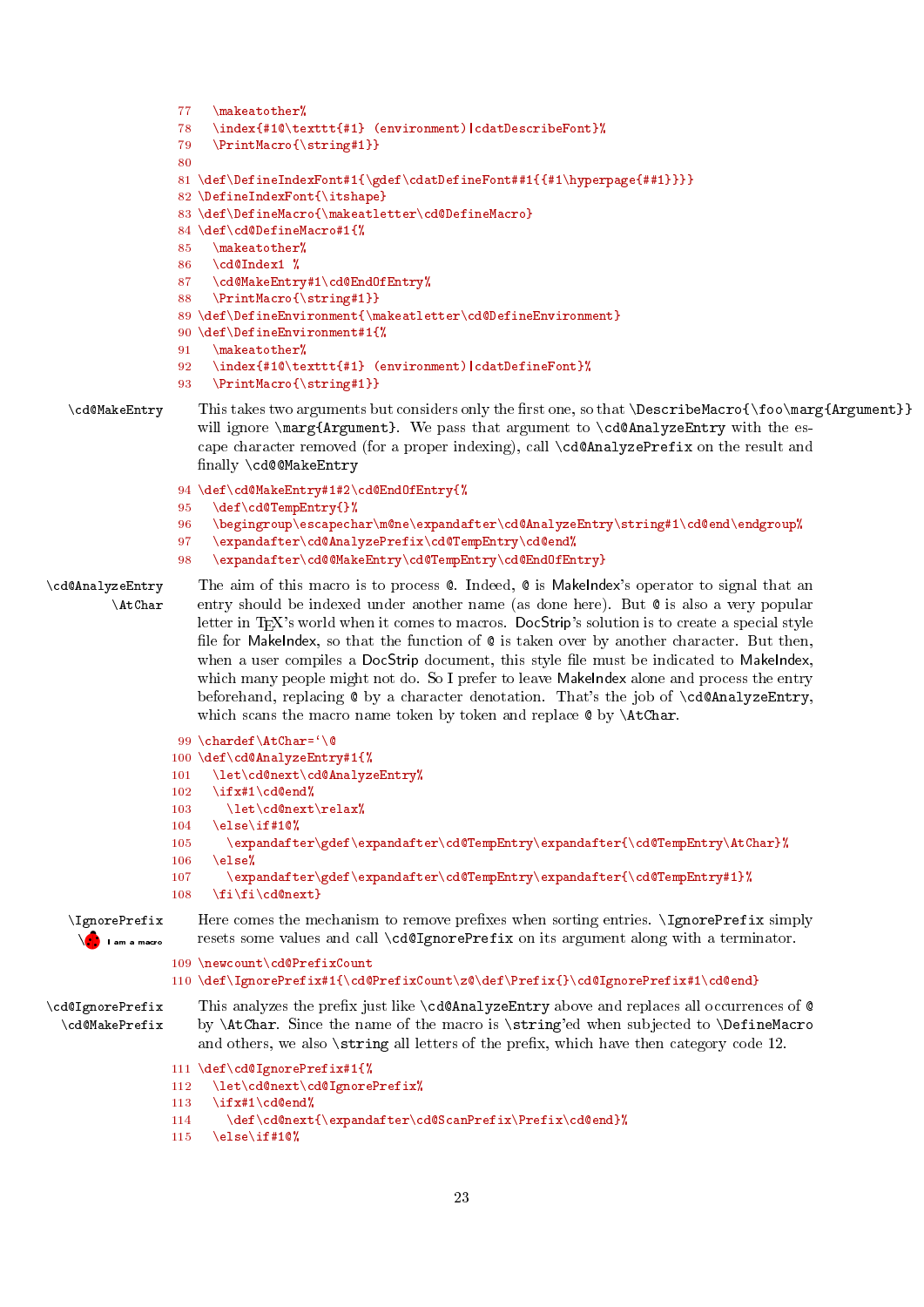```
77   \makeatother%
78   \index{#1@\texttt{#1} (environment)|cdatDescribeFont}%
79   \PrintMacro{\string#1}}
80
81 \def\DefineIndexFont#1{\gdef\cdatDefineFont##1{{#1\hyperpage{##1}}}}
82 \DefineIndexFont{\itshape}
83 \def\DefineMacro{\makeatletter\cd@DefineMacro}
84 \def\cd@DefineMacro#1{%
85   \makeatother%
86   \cd@Index1 %
87   \cd@MakeEntry#1\cd@EndOfEntry%
88   \PrintMacro{\string#1}}
89 \def\DefineEnvironment{\makeatletter\cd@DefineEnvironment}
90 \def\DefineEnvironment#1{%
91   \makeatother%
92   \index{#1@\texttt{#1} (environment)|cdatDefineFont}%
93   \PrintMacro{\string#1}}
```

`\cd@MakeEntry` This takes two arguments but considers only the first one, so that `\DescribeMacro{\foo\marg{Argument}}` will ignore `\marg{Argument}`. We pass that argument to `\cd@AnalyzeEntry` with the escape character removed (for a proper indexing), call `\cd@AnalyzePrefix` on the result and finally `\cd@@MakeEntry`

```
94 \def\cd@MakeEntry#1#2\cd@EndOfEntry{%
95   \def\cd@TempEntry{}%
96   \begingroup\escapechar\m@ne\expandafter\cd@AnalyzeEntry\string#1\cd@end\endgroup%
97   \expandafter\cd@AnalyzePrefix\cd@TempEntry\cd@end%
98   \expandafter\cd@@MakeEntry\cd@TempEntry\cd@EndOfEntry}
```

`\cd@AnalyzeEntry` `\AtChar` The aim of this macro is to process `@`. Indeed, `@` is MakeIndex's operator to signal that an entry should be indexed under another name (as done here). But `@` is also a very popular letter in TeX's world when it comes to macros. DocStrip's solution is to create a special style file for MakeIndex, so that the function of `@` is taken over by another character. But then, when a user compiles a DocStrip document, this style file must be indicated to MakeIndex, which many people might not do. So I prefer to leave MakeIndex alone and process the entry beforehand, replacing `@` by a character denotation. That's the job of `\cd@AnalyzeEntry`, which scans the macro name token by token and replace `@` by `\AtChar`.

```
99 \chardef\AtChar=`\@
100 \def\cd@AnalyzeEntry#1{%
101   \let\cd@next\cd@AnalyzeEntry%
102   \ifx#1\cd@end%
103     \let\cd@next\relax%
104   \else\if#1@%
105     \expandafter\gdef\expandafter\cd@TempEntry\expandafter{\cd@TempEntry\AtChar}%
106   \else%
107     \expandafter\gdef\expandafter\cd@TempEntry\expandafter{\cd@TempEntry#1}%
108   \fi\fi\cd@next}
```

`\IgnorePrefix` `\` I am a macro — Here comes the mechanism to remove prefixes when sorting entries. `\IgnorePrefix` simply resets some values and call `\cd@IgnorePrefix` on its argument along with a terminator.

```
109 \newcount\cd@PrefixCount
110 \def\IgnorePrefix#1{\cd@PrefixCount\z@\def\Prefix{}\cd@IgnorePrefix#1\cd@end}
```

`\cd@IgnorePrefix` `\cd@MakePrefix` This analyzes the prefix just like `\cd@AnalyzeEntry` above and replaces all occurrences of `@` by `\AtChar`. Since the name of the macro is `\string`'ed when subjected to `\DefineMacro` and others, we also `\string` all letters of the prefix, which have then category code 12.

```
111 \def\cd@IgnorePrefix#1{%
112   \let\cd@next\cd@IgnorePrefix%
113   \ifx#1\cd@end%
114     \def\cd@next{\expandafter\cd@ScanPrefix\Prefix\cd@end}%
115   \else\if#1@%
```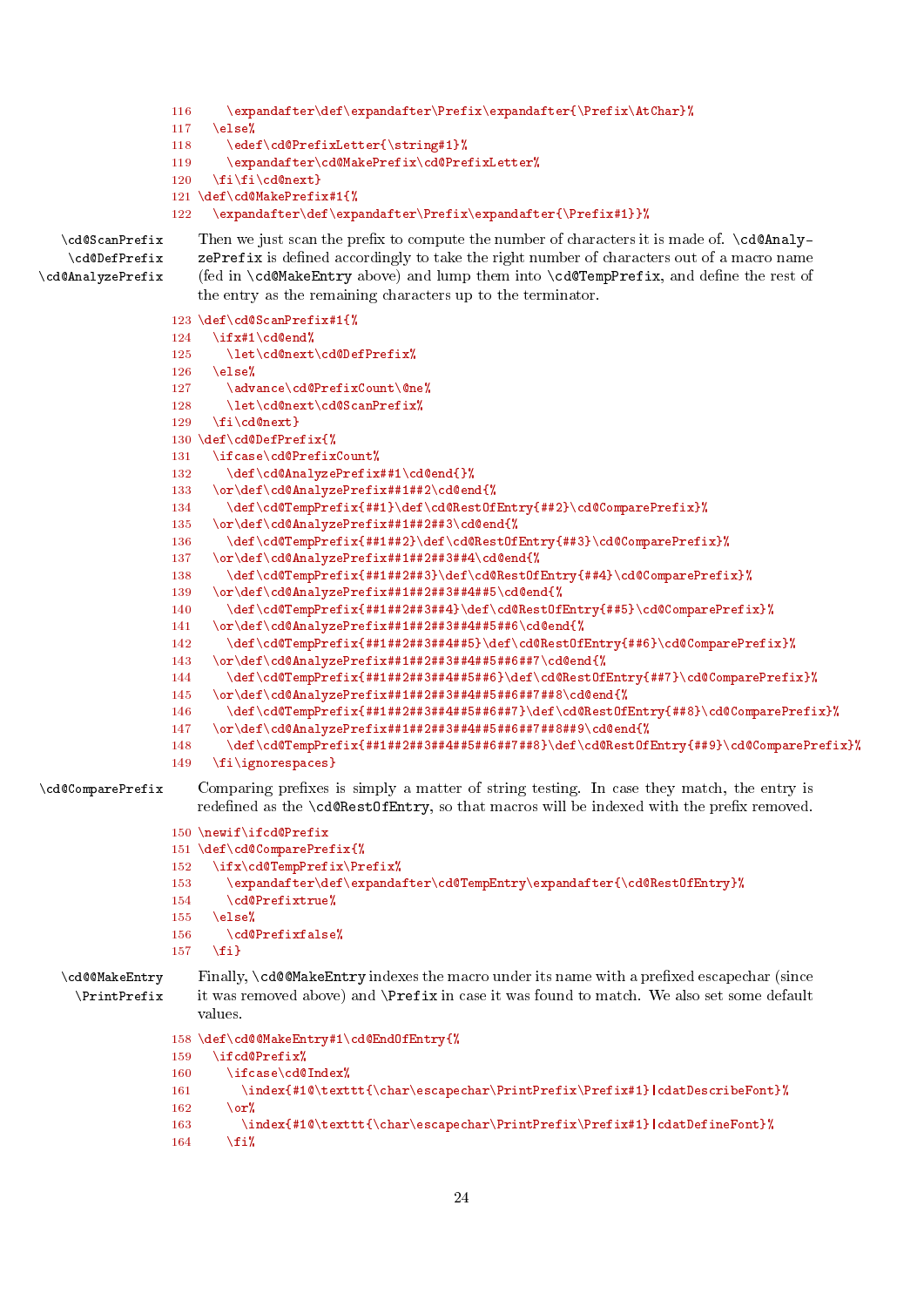```
116       \expandafter\def\expandafter\Prefix\expandafter{\Prefix\AtChar}%
117     \else%
118       \edef\cd@PrefixLetter{\string#1}%
119       \expandafter\cd@MakePrefix\cd@PrefixLetter%
120     \fi\fi\cd@next}
121 \def\cd@MakePrefix#1{%
122   \expandafter\def\expandafter\Prefix\expandafter{\Prefix#1}}%
```

\cd@ScanPrefix \cd@DefPrefix \cd@AnalyzePrefix

Then we just scan the prefix to compute the number of characters it is made of. \cd@AnalyzePrefix is defined accordingly to take the right number of characters out of a macro name (fed in \cd@MakeEntry above) and lump them into \cd@TempPrefix, and define the rest of the entry as the remaining characters up to the terminator.

```
123 \def\cd@ScanPrefix#1{%
124   \ifx#1\cd@end%
125     \let\cd@next\cd@DefPrefix%
126   \else%
127     \advance\cd@PrefixCount\@ne%
128     \let\cd@next\cd@ScanPrefix%
129   \fi\cd@next}
130 \def\cd@DefPrefix{%
131   \ifcase\cd@PrefixCount%
132     \def\cd@AnalyzePrefix##1\cd@end{}%
133   \or\def\cd@AnalyzePrefix##1##2\cd@end{%
134     \def\cd@TempPrefix{##1}\def\cd@RestOfEntry{##2}\cd@ComparePrefix}%
135   \or\def\cd@AnalyzePrefix##1##2##3\cd@end{%
136     \def\cd@TempPrefix{##1##2}\def\cd@RestOfEntry{##3}\cd@ComparePrefix}%
137   \or\def\cd@AnalyzePrefix##1##2##3##4\cd@end{%
138     \def\cd@TempPrefix{##1##2##3}\def\cd@RestOfEntry{##4}\cd@ComparePrefix}%
139   \or\def\cd@AnalyzePrefix##1##2##3##4##5\cd@end{%
140     \def\cd@TempPrefix{##1##2##3##4}\def\cd@RestOfEntry{##5}\cd@ComparePrefix}%
141   \or\def\cd@AnalyzePrefix##1##2##3##4##5##6\cd@end{%
142     \def\cd@TempPrefix{##1##2##3##4##5}\def\cd@RestOfEntry{##6}\cd@ComparePrefix}%
143   \or\def\cd@AnalyzePrefix##1##2##3##4##5##6##7\cd@end{%
144     \def\cd@TempPrefix{##1##2##3##4##5##6}\def\cd@RestOfEntry{##7}\cd@ComparePrefix}%
145   \or\def\cd@AnalyzePrefix##1##2##3##4##5##6##7##8\cd@end{%
146     \def\cd@TempPrefix{##1##2##3##4##5##6##7}\def\cd@RestOfEntry{##8}\cd@ComparePrefix}%
147   \or\def\cd@AnalyzePrefix##1##2##3##4##5##6##7##8##9\cd@end{%
148     \def\cd@TempPrefix{##1##2##3##4##5##6##7##8}\def\cd@RestOfEntry{##9}\cd@ComparePrefix}%
149   \fi\ignorespaces}
```

\cd@ComparePrefix

Comparing prefixes is simply a matter of string testing. In case they match, the entry is redefined as the \cd@RestOfEntry, so that macros will be indexed with the prefix removed.

```
150 \newif\ifcd@Prefix
151 \def\cd@ComparePrefix{%
152   \ifx\cd@TempPrefix\Prefix%
153     \expandafter\def\expandafter\cd@TempEntry\expandafter{\cd@RestOfEntry}%
154     \cd@Prefixtrue%
155   \else%
156     \cd@Prefixfalse%
157   \fi}
```

\cd@@MakeEntry \PrintPrefix

Finally, \cd@@MakeEntry indexes the macro under its name with a prefixed escapechar (since it was removed above) and \Prefix in case it was found to match. We also set some default values.

```
158 \def\cd@@MakeEntry#1\cd@EndOfEntry{%
159   \ifcd@Prefix%
160     \ifcase\cd@Index%
161       \index{#1@\texttt{\char\escapechar\PrintPrefix\Prefix#1}|cdatDescribeFont}%
162     \or%
163       \index{#1@\texttt{\char\escapechar\PrintPrefix\Prefix#1}|cdatDefineFont}%
164     \fi%
```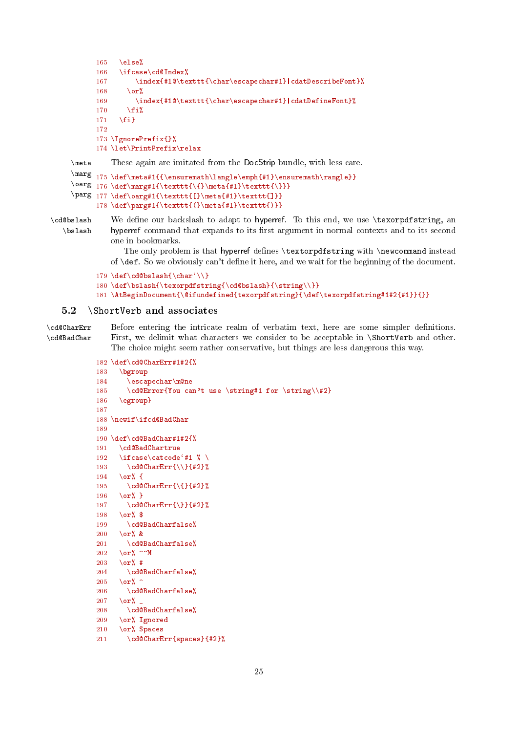```
165   \else%
166   \ifcase\cd@Index%
167       \index{#1@\texttt{\char\escapechar#1}|cdatDescribeFont}%
168     \or%
169       \index{#1@\texttt{\char\escapechar#1}|cdatDefineFont}%
170     \fi%
171   \fi}
172
173 \IgnorePrefix{}%
174 \let\PrintPrefix\relax
```

`\meta` `\marg` `\oarg` `\parg` These again are imitated from the DocStrip bundle, with less care.

```
175 \def\meta#1{{\ensuremath\langle\emph{#1}\ensuremath\rangle}}
176 \def\marg#1{\texttt{\{}\meta{#1}\texttt{\}}}
177 \def\oarg#1{\texttt{[}\meta{#1}\texttt{]}}
178 \def\parg#1{\texttt{(}\meta{#1}\texttt{)}}
```

`\cd@bslash` `\bslash` We define our backslash to adapt to hyperref. To this end, we use `\texorpdfstring`, an hyperref command that expands to its first argument in normal contexts and to its second one in bookmarks.

The only problem is that hyperref defines `\textorpdfstring` with `\newcommand` instead of `\def`. So we obviously can't define it here, and we wait for the beginning of the document.

```
179 \def\cd@bslash{\char`\\}
180 \def\bslash{\texorpdfstring{\cd@bslash}{\string\\}}
181 \AtBeginDocument{\@ifundefined{texorpdfstring}{\def\texorpdfstring#1#2{#1}}{}}
```

## 5.2 \ShortVerb and associates

`\cd@CharErr` `\cd@BadChar` Before entering the intricate realm of verbatim text, here are some simpler definitions. First, we delimit what characters we consider to be acceptable in `\ShortVerb` and other. The choice might seem rather conservative, but things are less dangerous this way.

```
182 \def\cd@CharErr#1#2{%
183   \bgroup
184     \escapechar\m@ne
185     \cd@Error{You can't use \string#1 for \string\\#2}
186   \egroup}
187
188 \newif\ifcd@BadChar
189
190 \def\cd@BadChar#1#2{%
191   \cd@BadChartrue
192   \ifcase\catcode`#1 % \
193     \cd@CharErr{\\}{#2}%
194   \or% {
195     \cd@CharErr{\{}{#2}%
196   \or% }
197     \cd@CharErr{\}}{#2}%
198   \or% $
199     \cd@BadCharfalse%
200   \or% &
201     \cd@BadCharfalse%
202   \or% ^^M
203   \or% #
204     \cd@BadCharfalse%
205   \or% ^
206     \cd@BadCharfalse%
207   \or% _
208     \cd@BadCharfalse%
209   \or% Ignored
210   \or% Spaces
211     \cd@CharErr{spaces}{#2}%
```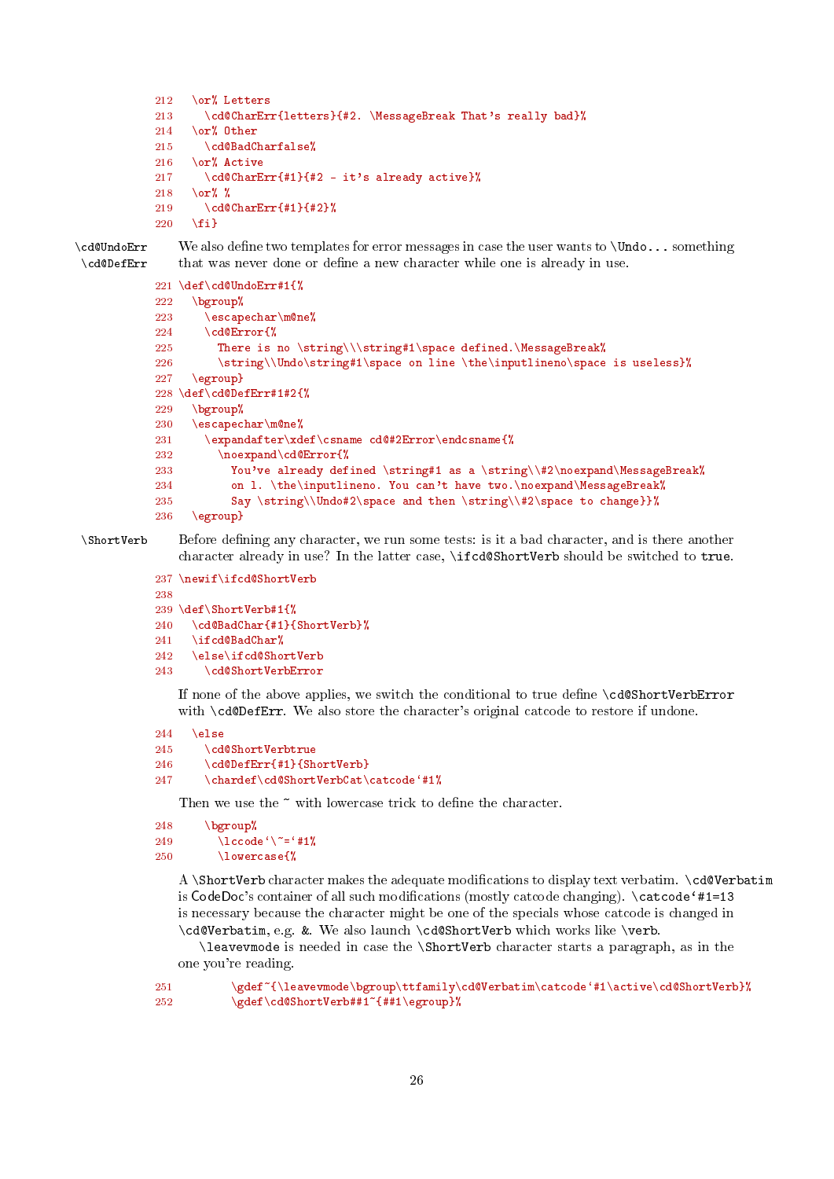```
212   \or% Letters
213     \cd@CharErr{letters}{#2. \MessageBreak That's really bad}%
214   \or% Other
215     \cd@BadCharfalse%
216   \or% Active
217     \cd@CharErr{#1}{#2 - it's already active}%
218   \or% %
219     \cd@CharErr{#1}{#2}%
220   \fi}
```

\cd@UndoErr \cd@DefErr — We also define two templates for error messages in case the user wants to \Undo... something that was never done or define a new character while one is already in use.

```
221 \def\cd@UndoErr#1{%
222   \bgroup%
223     \escapechar\m@ne%
224     \cd@Error{%
225       There is no \string\\\string#1\space defined.\MessageBreak%
226       \string\\Undo\string#1\space on line \the\inputlineno\space is useless}%
227   \egroup}
228 \def\cd@DefErr#1#2{%
229   \bgroup%
230   \escapechar\m@ne%
231     \expandafter\xdef\csname cd@#2Error\endcsname{%
232       \noexpand\cd@Error{%
233         You've already defined \string#1 as a \string\\#2\noexpand\MessageBreak%
234         on l. \the\inputlineno. You can't have two.\noexpand\MessageBreak%
235         Say \string\\Undo#2\space and then \string\\#2\space to change}}%
236   \egroup}
```

\ShortVerb — Before defining any character, we run some tests: is it a bad character, and is there another character already in use? In the latter case, \ifcd@ShortVerb should be switched to true.

```
237 \newif\ifcd@ShortVerb
238
239 \def\ShortVerb#1{%
240   \cd@BadChar{#1}{ShortVerb}%
241   \ifcd@BadChar%
242   \else\ifcd@ShortVerb
243     \cd@ShortVerbError
```

If none of the above applies, we switch the conditional to true define \cd@ShortVerbError with \cd@DefErr. We also store the character's original catcode to restore if undone.

```
244   \else
245     \cd@ShortVerbtrue
246     \cd@DefErr{#1}{ShortVerb}
247     \chardef\cd@ShortVerbCat\catcode`#1%
```

Then we use the ~ with lowercase trick to define the character.

```
248     \bgroup%
249       \lccode`\~=`#1%
250       \lowercase{%
```

A \ShortVerb character makes the adequate modifications to display text verbatim. \cd@Verbatim is CodeDoc's container of all such modifications (mostly catcode changing). \catcode`#1=13 is necessary because the character might be one of the specials whose catcode is changed in \cd@Verbatim, e.g. &. We also launch \cd@ShortVerb which works like \verb.

\leavevmode is needed in case the \ShortVerb character starts a paragraph, as in the one you're reading.

```
251         \gdef~{\leavevmode\bgroup\ttfamily\cd@Verbatim\catcode`#1\active\cd@ShortVerb}%
252         \gdef\cd@ShortVerb##1~{##1\egroup}%
```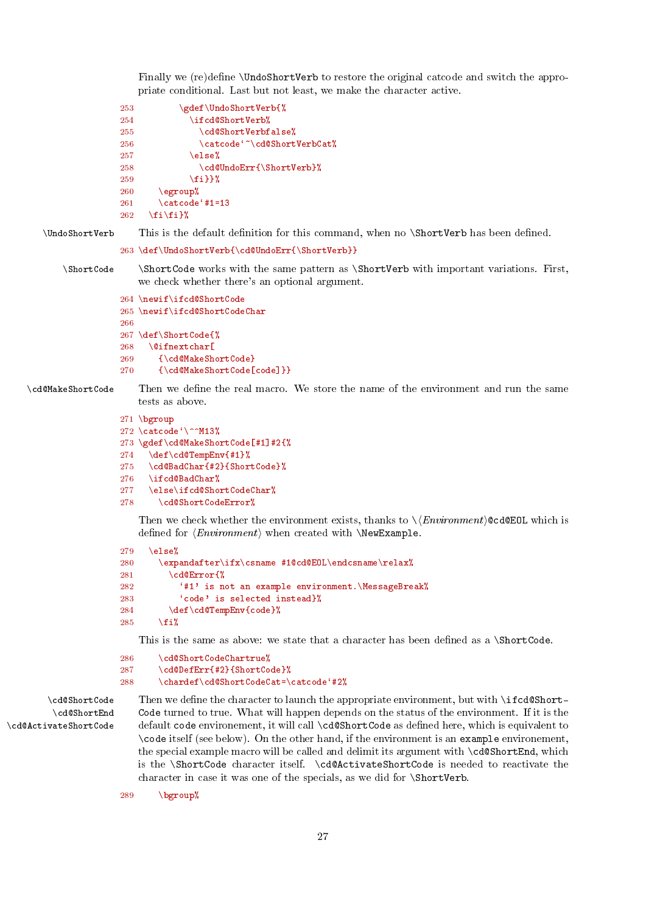Finally we (re)define \UndoShortVerb to restore the original catcode and switch the appropriate conditional. Last but not least, we make the character active.

```
253           \gdef\UndoShortVerb{%
254             \ifcd@ShortVerb%
255               \cd@ShortVerbfalse%
256               \catcode`~\cd@ShortVerbCat%
257             \else%
258               \cd@UndoErr{\ShortVerb}%
259             \fi}}%
260     \egroup%
261     \catcode`#1=13
262   \fi\fi}%
```

\UndoShortVerb — This is the default definition for this command, when no \ShortVerb has been defined.

```
263 \def\UndoShortVerb{\cd@UndoErr{\ShortVerb}}
```

\ShortCode — \ShortCode works with the same pattern as \ShortVerb with important variations. First, we check whether there's an optional argument.

```
264 \newif\ifcd@ShortCode
265 \newif\ifcd@ShortCodeChar
266
267 \def\ShortCode{%
268   \@ifnextchar[
269     {\cd@MakeShortCode}
270     {\cd@MakeShortCode[code]}}
```

\cd@MakeShortCode — Then we define the real macro. We store the name of the environment and run the same tests as above.

```
271 \bgroup
272 \catcode`\^^M13%
273 \gdef\cd@MakeShortCode[#1]#2{%
274   \def\cd@TempEnv{#1}%
275   \cd@BadChar{#2}{ShortCode}%
276   \ifcd@BadChar%
277   \else\ifcd@ShortCodeChar%
278     \cd@ShortCodeError%
```

Then we check whether the environment exists, thanks to \⟨*Environment*⟩@cd@EOL which is defined for ⟨*Environment*⟩ when created with \NewExample.

```
279   \else%
280     \expandafter\ifx\csname #1@cd@EOL\endcsname\relax%
281       \cd@Error{%
282         `#1' is not an example environment.\MessageBreak%
283         `code' is selected instead}%
284       \def\cd@TempEnv{code}%
285     \fi%
```

This is the same as above: we state that a character has been defined as a \ShortCode.

```
286     \cd@ShortCodeChartrue%
287     \cd@DefErr{#2}{ShortCode}%
288     \chardef\cd@ShortCodeCat=\catcode`#2%
```

\cd@ShortCode \cd@ShortEnd \cd@ActivateShortCode — Then we define the character to launch the appropriate environment, but with \ifcd@ShortCode turned to true. What will happen depends on the status of the environment. If it is the default code environement, it will call \cd@ShortCode as defined here, which is equivalent to \code itself (see below). On the other hand, if the environment is an example environement, the special example macro will be called and delimit its argument with \cd@ShortEnd, which is the \ShortCode character itself. \cd@ActivateShortCode is needed to reactivate the character in case it was one of the specials, as we did for \ShortVerb.

```
289     \bgroup%
```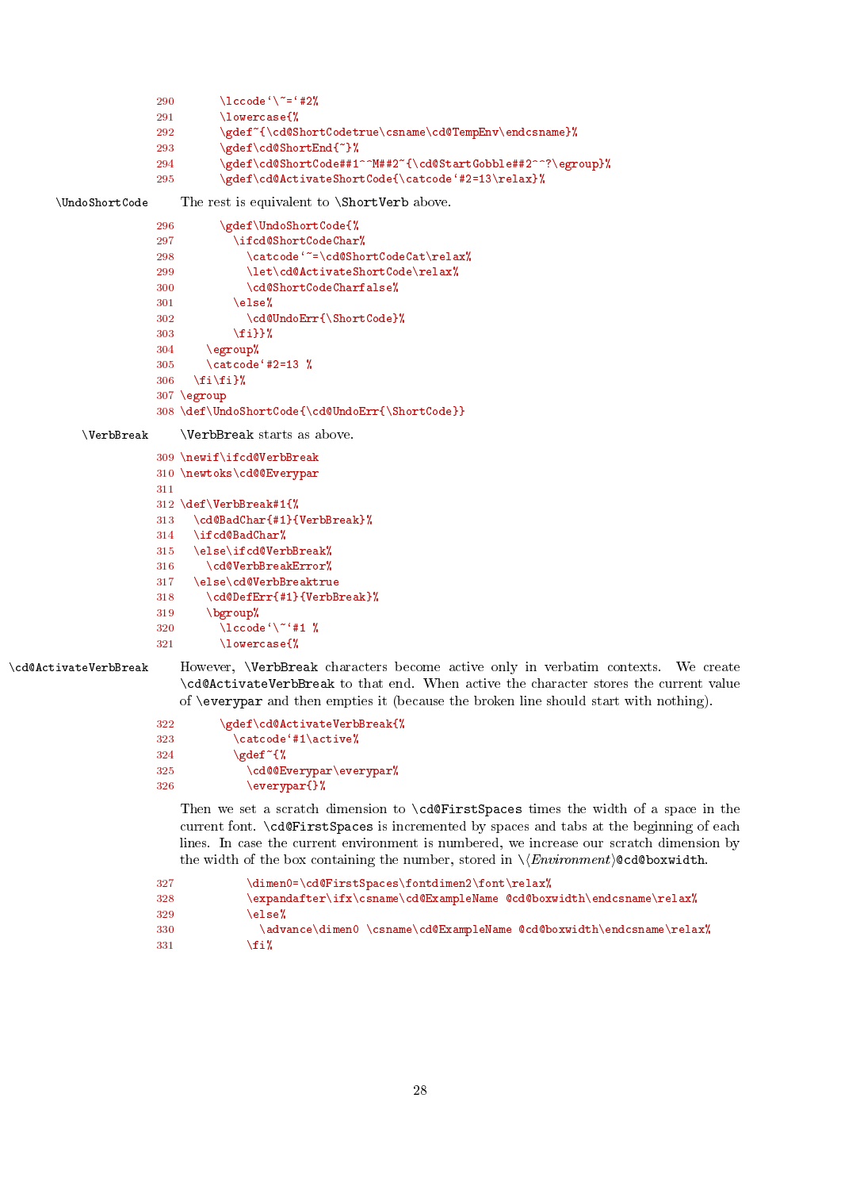```
290       \lccode`\~=`#2%
291       \lowercase{%
292       \gdef~{\cd@ShortCodetrue\csname\cd@TempEnv\endcsname}%
293       \gdef\cd@ShortEnd{~}%
294       \gdef\cd@ShortCode##1^^M##2~{\cd@StartGobble##2^^?\egroup}%
295       \gdef\cd@ActivateShortCode{\catcode`#2=13\relax}%
```

\UndoShortCode — The rest is equivalent to \ShortVerb above.

```
296       \gdef\UndoShortCode{%
297         \ifcd@ShortCodeChar%
298           \catcode`~=\cd@ShortCodeCat\relax%
299           \let\cd@ActivateShortCode\relax%
300           \cd@ShortCodeCharfalse%
301         \else%
302           \cd@UndoErr{\ShortCode}%
303         \fi}}%
304     \egroup%
305     \catcode`#2=13 %
306   \fi\fi}%
307 \egroup
308 \def\UndoShortCode{\cd@UndoErr{\ShortCode}}
```

\VerbBreak — \VerbBreak starts as above.

```
309 \newif\ifcd@VerbBreak
310 \newtoks\cd@@Everypar
311
312 \def\VerbBreak#1{%
313   \cd@BadChar{#1}{VerbBreak}%
314   \ifcd@BadChar%
315   \else\ifcd@VerbBreak%
316     \cd@VerbBreakError%
317   \else\cd@VerbBreaktrue
318     \cd@DefErr{#1}{VerbBreak}%
319     \bgroup%
320       \lccode`\~`#1 %
321       \lowercase{%
```

\cd@ActivateVerbBreak — However, \VerbBreak characters become active only in verbatim contexts. We create \cd@ActivateVerbBreak to that end. When active the character stores the current value of \everypar and then empties it (because the broken line should start with nothing).

```
322       \gdef\cd@ActivateVerbBreak{%
323         \catcode`#1\active%
324         \gdef~{%
325           \cd@@Everypar\everypar%
326           \everypar{}%
```

Then we set a scratch dimension to \cd@FirstSpaces times the width of a space in the current font. \cd@FirstSpaces is incremented by spaces and tabs at the beginning of each lines. In case the current environment is numbered, we increase our scratch dimension by the width of the box containing the number, stored in \⟨*Environment*⟩@cd@boxwidth.

```
327           \dimen0=\cd@FirstSpaces\fontdimen2\font\relax%
328           \expandafter\ifx\csname\cd@ExampleName @cd@boxwidth\endcsname\relax%
329           \else%
330             \advance\dimen0 \csname\cd@ExampleName @cd@boxwidth\endcsname\relax%
331           \fi%
```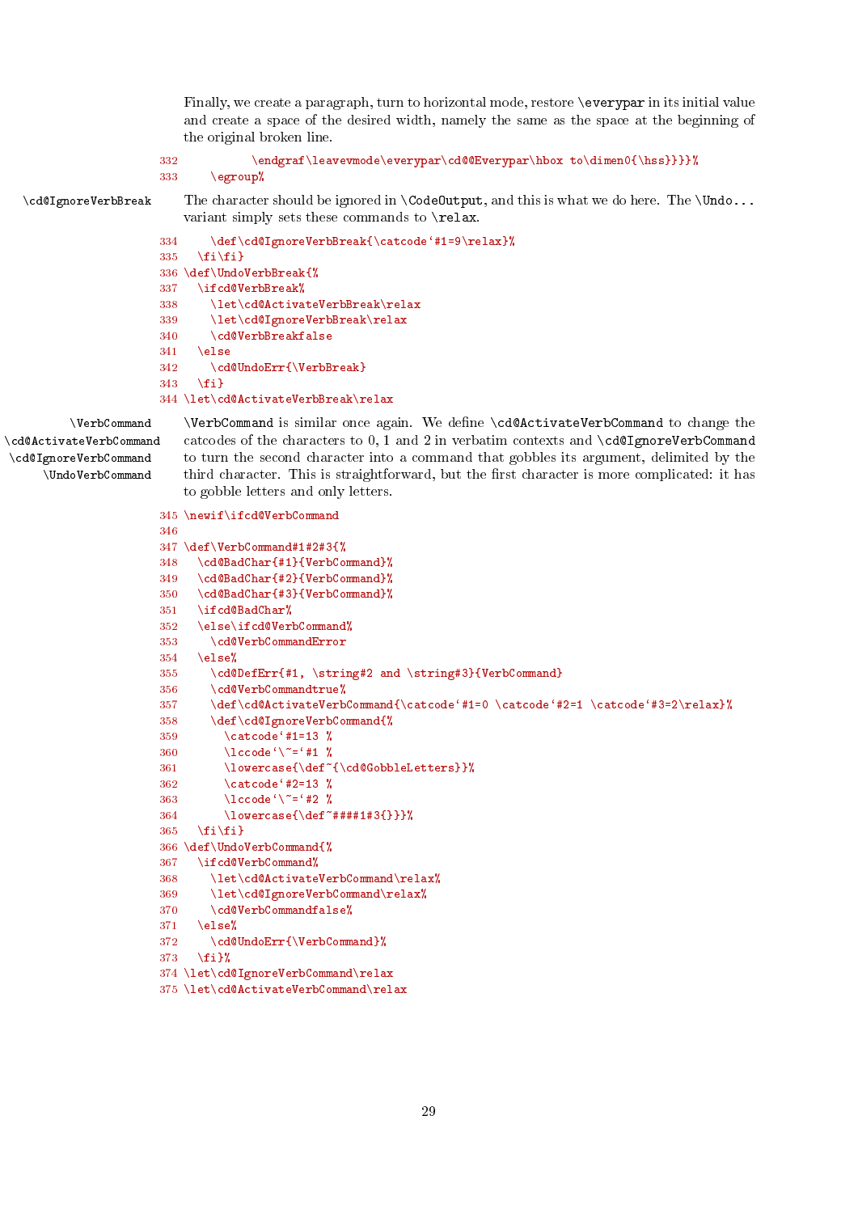Finally, we create a paragraph, turn to horizontal mode, restore `\everypar` in its initial value and create a space of the desired width, namely the same as the space at the beginning of the original broken line.

```
332             \endgraf\leavevmode\everypar\cd@@Everypar\hbox to\dimen0{\hss}}}}%
333     \egroup%
```

`\cd@IgnoreVerbBreak` The character should be ignored in `\CodeOutput`, and this is what we do here. The `\Undo...` variant simply sets these commands to `\relax`.

```
334     \def\cd@IgnoreVerbBreak{\catcode`#1=9\relax}%
335   \fi\fi}
336 \def\UndoVerbBreak{%
337   \ifcd@VerbBreak%
338     \let\cd@ActivateVerbBreak\relax
339     \let\cd@IgnoreVerbBreak\relax
340     \cd@VerbBreakfalse
341   \else
342     \cd@UndoErr{\VerbBreak}
343   \fi}
344 \let\cd@ActivateVerbBreak\relax
```

`\VerbCommand` `\cd@ActivateVerbCommand` `\cd@IgnoreVerbCommand` `\UndoVerbCommand`

`\VerbCommand` is similar once again. We define `\cd@ActivateVerbCommand` to change the catcodes of the characters to 0, 1 and 2 in verbatim contexts and `\cd@IgnoreVerbCommand` to turn the second character into a command that gobbles its argument, delimited by the third character. This is straightforward, but the first character is more complicated: it has to gobble letters and only letters.

```
345 \newif\ifcd@VerbCommand
346
347 \def\VerbCommand#1#2#3{%
348   \cd@BadChar{#1}{VerbCommand}%
349   \cd@BadChar{#2}{VerbCommand}%
350   \cd@BadChar{#3}{VerbCommand}%
351   \ifcd@BadChar%
352   \else\ifcd@VerbCommand%
353     \cd@VerbCommandError
354   \else%
355     \cd@DefErr{#1, \string#2 and \string#3}{VerbCommand}
356     \cd@VerbCommandtrue%
357     \def\cd@ActivateVerbCommand{\catcode`#1=0 \catcode`#2=1 \catcode`#3=2\relax}%
358     \def\cd@IgnoreVerbCommand{%
359       \catcode`#1=13 %
360       \lccode`\~=`#1 %
361       \lowercase{\def~{\cd@GobbleLetters}}%
362       \catcode`#2=13 %
363       \lccode`\~=`#2 %
364       \lowercase{\def~####1#3{}}}%
365   \fi\fi}
366 \def\UndoVerbCommand{%
367   \ifcd@VerbCommand%
368     \let\cd@ActivateVerbCommand\relax%
369     \let\cd@IgnoreVerbCommand\relax%
370     \cd@VerbCommandfalse%
371   \else%
372     \cd@UndoErr{\VerbCommand}%
373   \fi}%
374 \let\cd@IgnoreVerbCommand\relax
375 \let\cd@ActivateVerbCommand\relax
```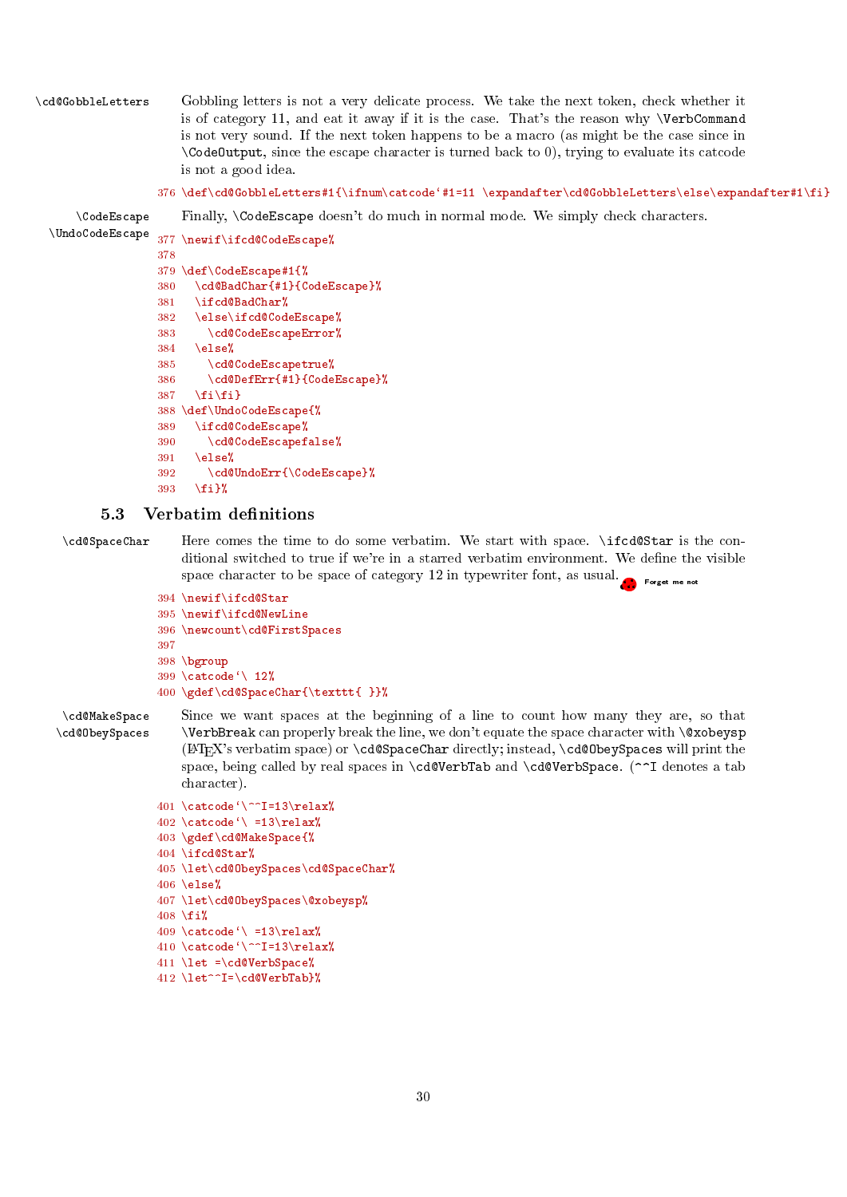`\cd@GobbleLetters` Gobbling letters is not a very delicate process. We take the next token, check whether it is of category 11, and eat it away if it is the case. That's the reason why `\VerbCommand` is not very sound. If the next token happens to be a macro (as might be the case since in `\CodeOutput`, since the escape character is turned back to 0), trying to evaluate its catcode is not a good idea.

```
376 \def\cd@GobbleLetters#1{\ifnum\catcode`#1=11 \expandafter\cd@GobbleLetters\else\expandafter#1\fi}
```

`\CodeEscape` `\UndoCodeEscape` Finally, `\CodeEscape` doesn't do much in normal mode. We simply check characters.

```
377 \newif\ifcd@CodeEscape%
378
379 \def\CodeEscape#1{%
380   \cd@BadChar{#1}{CodeEscape}%
381   \ifcd@BadChar%
382   \else\ifcd@CodeEscape%
383     \cd@CodeEscapeError%
384   \else%
385     \cd@CodeEscapetrue%
386     \cd@DefErr{#1}{CodeEscape}%
387   \fi\fi}
388 \def\UndoCodeEscape{%
389   \ifcd@CodeEscape%
390     \cd@CodeEscapefalse%
391   \else%
392     \cd@UndoErr{\CodeEscape}%
393   \fi}%
```

### 5.3 Verbatim definitions

`\cd@SpaceChar` Here comes the time to do some verbatim. We start with space. `\ifcd@Star` is the conditional switched to true if we're in a starred verbatim environment. We define the visible space character to be space of category 12 in typewriter font, as usual. Forget me not

```
394 \newif\ifcd@Star
395 \newif\ifcd@NewLine
396 \newcount\cd@FirstSpaces
397
398 \bgroup
399 \catcode`\ 12%
400 \gdef\cd@SpaceChar{\texttt{ }}%
```

`\cd@MakeSpace` `\cd@ObeySpaces` Since we want spaces at the beginning of a line to count how many they are, so that `\VerbBreak` can properly break the line, we don't equate the space character with `\@xobeysp` (LaTeX's verbatim space) or `\cd@SpaceChar` directly; instead, `\cd@ObeySpaces` will print the space, being called by real spaces in `\cd@VerbTab` and `\cd@VerbSpace`. (`^^I` denotes a tab character).

```
401 \catcode`\^^I=13\relax%
402 \catcode`\ =13\relax%
403 \gdef\cd@MakeSpace{%
404 \ifcd@Star%
405 \let\cd@ObeySpaces\cd@SpaceChar%
406 \else%
407 \let\cd@ObeySpaces\@xobeysp%
408 \fi%
409 \catcode`\ =13\relax%
410 \catcode`\^^I=13\relax%
411 \let =\cd@VerbSpace%
412 \let^^I=\cd@VerbTab}%
```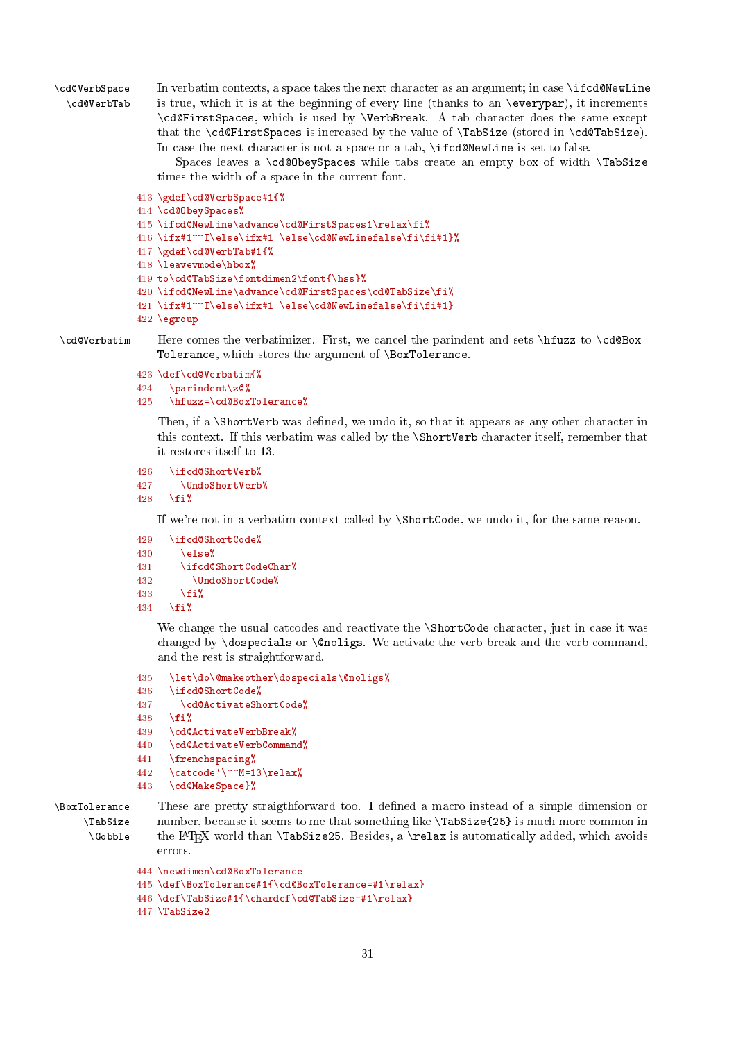`\cd@VerbSpace` `\cd@VerbTab` In verbatim contexts, a space takes the next character as an argument; in case `\ifcd@NewLine` is true, which it is at the beginning of every line (thanks to an `\everypar`), it increments `\cd@FirstSpaces`, which is used by `\VerbBreak`. A tab character does the same except that the `\cd@FirstSpaces` is increased by the value of `\TabSize` (stored in `\cd@TabSize`). In case the next character is not a space or a tab, `\ifcd@NewLine` is set to false.

Spaces leaves a `\cd@ObeySpaces` while tabs create an empty box of width `\TabSize` times the width of a space in the current font.

```
413 \gdef\cd@VerbSpace#1{%
414 \cd@ObeySpaces%
415 \ifcd@NewLine\advance\cd@FirstSpaces1\relax\fi%
416 \ifx#1^^I\else\ifx#1 \else\cd@NewLinefalse\fi\fi#1}%
417 \gdef\cd@VerbTab#1{%
418 \leavevmode\hbox%
419 to\cd@TabSize\fontdimen2\font{\hss}%
420 \ifcd@NewLine\advance\cd@FirstSpaces\cd@TabSize\fi%
421 \ifx#1^^I\else\ifx#1 \else\cd@NewLinefalse\fi\fi#1}
422 \egroup
```

`\cd@Verbatim` Here comes the verbatimizer. First, we cancel the parindent and sets `\hfuzz` to `\cd@BoxTolerance`, which stores the argument of `\BoxTolerance`.

```
423 \def\cd@Verbatim{%
424   \parindent\z@%
425   \hfuzz=\cd@BoxTolerance%
```

Then, if a `\ShortVerb` was defined, we undo it, so that it appears as any other character in this context. If this verbatim was called by the `\ShortVerb` character itself, remember that it restores itself to 13.

```
426   \ifcd@ShortVerb%
427     \UndoShortVerb%
428   \fi%
```

If we're not in a verbatim context called by `\ShortCode`, we undo it, for the same reason.

```
429   \ifcd@ShortCode%
430     \else%
431     \ifcd@ShortCodeChar%
432       \UndoShortCode%
433     \fi%
434   \fi%
```

We change the usual catcodes and reactivate the `\ShortCode` character, just in case it was changed by `\dospecials` or `\@noligs`. We activate the verb break and the verb command, and the rest is straightforward.

```
435   \let\do\@makeother\dospecials\@noligs%
436   \ifcd@ShortCode%
437     \cd@ActivateShortCode%
438   \fi%
439   \cd@ActivateVerbBreak%
440   \cd@ActivateVerbCommand%
441   \frenchspacing%
442   \catcode`\^^M=13\relax%
443   \cd@MakeSpace}%
```

`\BoxTolerance` `\TabSize` `\Gobble` These are pretty straigthforward too. I defined a macro instead of a simple dimension or number, because it seems to me that something like `\TabSize{25}` is much more common in the LaTeX world than `\TabSize25`. Besides, a `\relax` is automatically added, which avoids errors.

```
444 \newdimen\cd@BoxTolerance
445 \def\BoxTolerance#1{\cd@BoxTolerance=#1\relax}
446 \def\TabSize#1{\chardef\cd@TabSize=#1\relax}
447 \TabSize2
```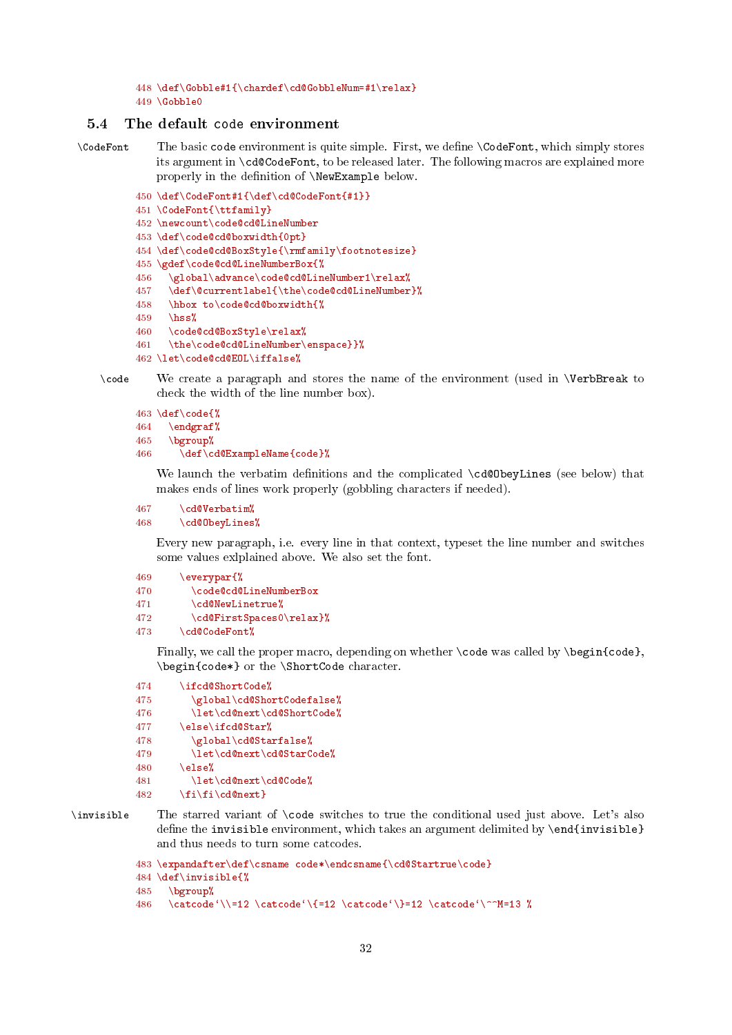```
448 \def\Gobble#1{\chardef\cd@GobbleNum=#1\relax}
449 \Gobble0
```

### 5.4 The default `code` environment

`\CodeFont` The basic `code` environment is quite simple. First, we define `\CodeFont`, which simply stores its argument in `\cd@CodeFont`, to be released later. The following macros are explained more properly in the definition of `\NewExample` below.

```
450 \def\CodeFont#1{\def\cd@CodeFont{#1}}
451 \CodeFont{\ttfamily}
452 \newcount\code@cd@LineNumber
453 \def\code@cd@boxwidth{0pt}
454 \def\code@cd@BoxStyle{\rmfamily\footnotesize}
455 \gdef\code@cd@LineNumberBox{%
456   \global\advance\code@cd@LineNumber1\relax%
457   \def\@currentlabel{\the\code@cd@LineNumber}%
458   \hbox to\code@cd@boxwidth{%
459   \hss%
460   \code@cd@BoxStyle\relax%
461   \the\code@cd@LineNumber\enspace}}%
462 \let\code@cd@EOL\iffalse%
```

`\code` We create a paragraph and stores the name of the environment (used in `\VerbBreak` to check the width of the line number box).

```
463 \def\code{%
464   \endgraf%
465   \bgroup%
466     \def\cd@ExampleName{code}%
```

We launch the verbatim definitions and the complicated `\cd@ObeyLines` (see below) that makes ends of lines work properly (gobbling characters if needed).

```
467     \cd@Verbatim%
468     \cd@ObeyLines%
```

Every new paragraph, i.e. every line in that context, typeset the line number and switches some values exlplained above. We also set the font.

```
469     \everypar{%
470       \code@cd@LineNumberBox
471       \cd@NewLinetrue%
472       \cd@FirstSpaces0\relax}%
473     \cd@CodeFont%
```

Finally, we call the proper macro, depending on whether `\code` was called by `\begin{code}`, `\begin{code*}` or the `\ShortCode` character.

```
474     \ifcd@ShortCode%
475       \global\cd@ShortCodefalse%
476       \let\cd@next\cd@ShortCode%
477     \else\ifcd@Star%
478       \global\cd@Starfalse%
479       \let\cd@next\cd@StarCode%
480     \else%
481       \let\cd@next\cd@Code%
482     \fi\fi\cd@next}
```

`\invisible` The starred variant of `\code` switches to true the conditional used just above. Let's also define the `invisible` environment, which takes an argument delimited by `\end{invisible}` and thus needs to turn some catcodes.

```
483 \expandafter\def\csname code*\endcsname{\cd@Startrue\code}
484 \def\invisible{%
485   \bgroup%
486   \catcode`\\=12 \catcode`\{=12 \catcode`\}=12 \catcode`\^^M=13 %
```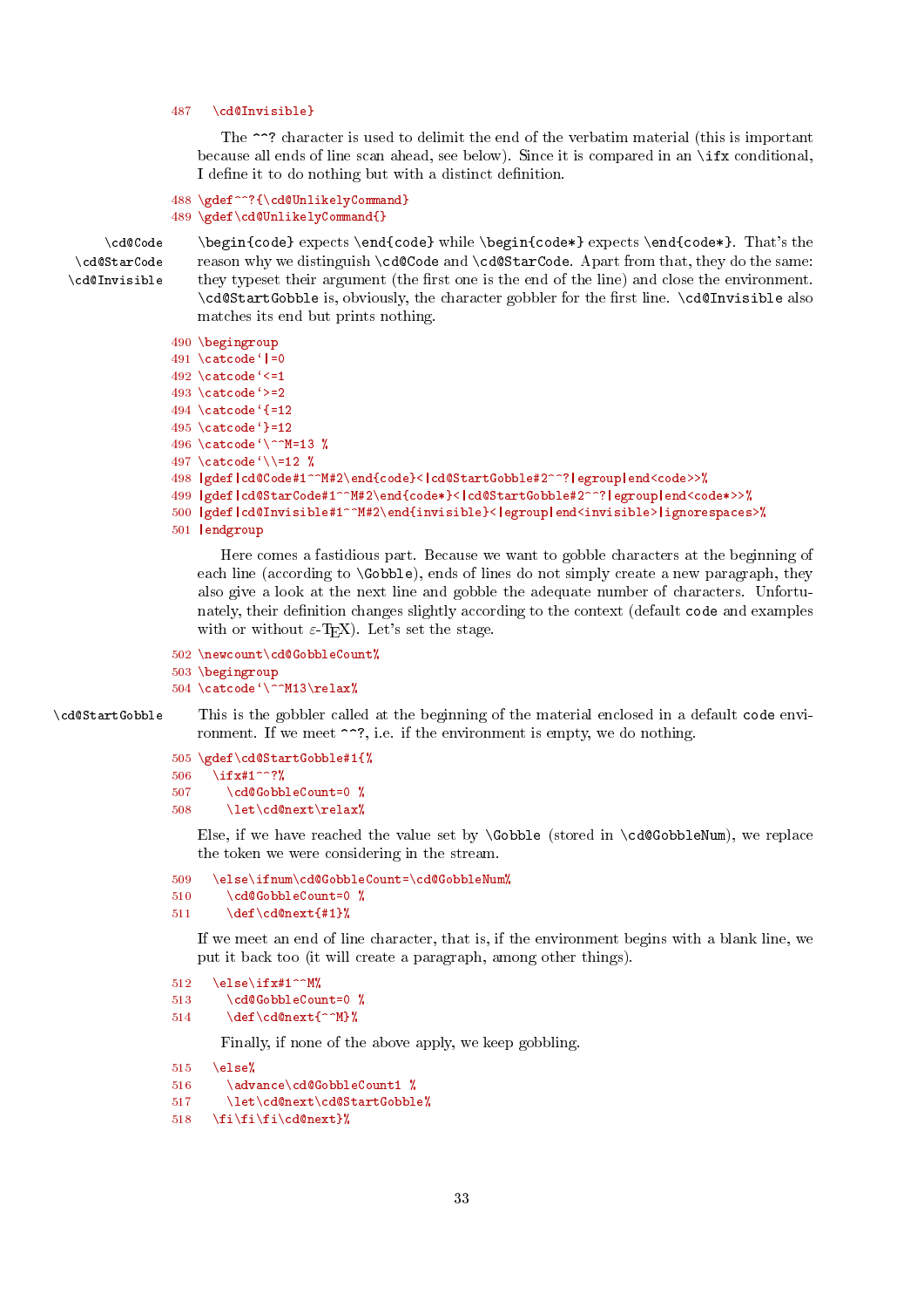```
487   \cd@Invisible}
```

The `^^?` character is used to delimit the end of the verbatim material (this is important because all ends of line scan ahead, see below). Since it is compared in an `\ifx` conditional, I define it to do nothing but with a distinct definition.

```
488 \gdef^^?{\cd@UnlikelyCommand}
489 \gdef\cd@UnlikelyCommand{}
```

`\cd@Code` `\cd@StarCode` `\cd@Invisible`

`\begin{code}` expects `\end{code}` while `\begin{code*}` expects `\end{code*}`. That's the reason why we distinguish `\cd@Code` and `\cd@StarCode`. Apart from that, they do the same: they typeset their argument (the first one is the end of the line) and close the environment. `\cd@StartGobble` is, obviously, the character gobbler for the first line. `\cd@Invisible` also matches its end but prints nothing.

```
490 \begingroup
491 \catcode`|=0
492 \catcode`<=1
493 \catcode`>=2
494 \catcode`{=12
495 \catcode`}=12
496 \catcode`\^^M=13 %
497 \catcode`\\=12 %
498 |gdef|cd@Code#1^^M#2\end{code}<|cd@StartGobble#2^^?|egroup|end<code>>%
499 |gdef|cd@StarCode#1^^M#2\end{code*}<|cd@StartGobble#2^^?|egroup|end<code*>>%
500 |gdef|cd@Invisible#1^^M#2\end{invisible}<|egroup|end<invisible>|ignorespaces>%
501 |endgroup
```

Here comes a fastidious part. Because we want to gobble characters at the beginning of each line (according to `\Gobble`), ends of lines do not simply create a new paragraph, they also give a look at the next line and gobble the adequate number of characters. Unfortunately, their definition changes slightly according to the context (default `code` and examples with or without ε-TEX). Let's set the stage.

```
502 \newcount\cd@GobbleCount%
503 \begingroup
504 \catcode`\^^M13\relax%
```

`\cd@StartGobble`

This is the gobbler called at the beginning of the material enclosed in a default `code` environment. If we meet `^^?`, i.e. if the environment is empty, we do nothing.

```
505 \gdef\cd@StartGobble#1{%
506   \ifx#1^^?%
507     \cd@GobbleCount=0 %
508     \let\cd@next\relax%
```

Else, if we have reached the value set by `\Gobble` (stored in `\cd@GobbleNum`), we replace the token we were considering in the stream.

```
509   \else\ifnum\cd@GobbleCount=\cd@GobbleNum%
510     \cd@GobbleCount=0 %
511     \def\cd@next{#1}%
```

If we meet an end of line character, that is, if the environment begins with a blank line, we put it back too (it will create a paragraph, among other things).

```
512   \else\ifx#1^^M%
513     \cd@GobbleCount=0 %
514     \def\cd@next{^^M}%
```

Finally, if none of the above apply, we keep gobbling.

```
515   \else%
516     \advance\cd@GobbleCount1 %
517     \let\cd@next\cd@StartGobble%
518   \fi\fi\fi\cd@next}%
```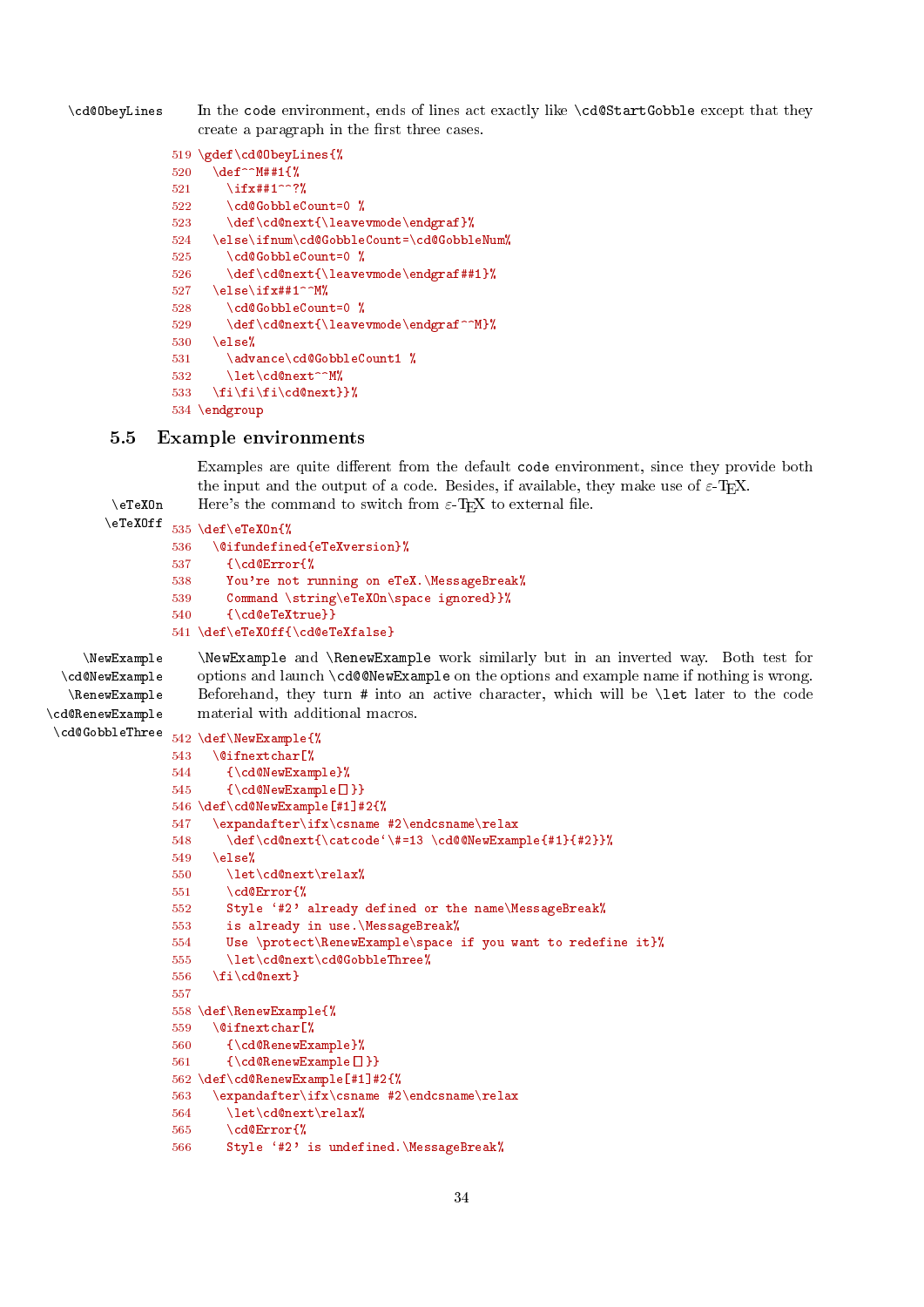\cd@ObeyLines — In the code environment, ends of lines act exactly like \cd@StartGobble except that they create a paragraph in the first three cases.

```
519 \gdef\cd@ObeyLines{%
520   \def^^M##1{%
521     \ifx##1^^?%
522     \cd@GobbleCount=0 %
523     \def\cd@next{\leavevmode\endgraf}%
524   \else\ifnum\cd@GobbleCount=\cd@GobbleNum%
525     \cd@GobbleCount=0 %
526     \def\cd@next{\leavevmode\endgraf##1}%
527   \else\ifx##1^^M%
528     \cd@GobbleCount=0 %
529     \def\cd@next{\leavevmode\endgraf^^M}%
530   \else%
531     \advance\cd@GobbleCount1 %
532     \let\cd@next^^M%
533   \fi\fi\fi\cd@next}}%
534 \endgroup
```

## 5.5 Example environments

Examples are quite different from the default code environment, since they provide both the input and the output of a code. Besides, if available, they make use of ε-TEX.

\eTeXOn, \eTeXOff — Here's the command to switch from ε-TEX to external file.

```
535 \def\eTeXOn{%
536   \@ifundefined{eTeXversion}%
537     {\cd@Error{%
538     You're not running on eTeX.\MessageBreak%
539     Command \string\eTeXOn\space ignored}}%
540     {\cd@eTeXtrue}}
541 \def\eTeXOff{\cd@eTeXfalse}
```

\NewExample, \cd@NewExample, \RenewExample, \cd@RenewExample, \cd@GobbleThree — \NewExample and \RenewExample work similarly but in an inverted way. Both test for options and launch \cd@@NewExample on the options and example name if nothing is wrong. Beforehand, they turn # into an active character, which will be \let later to the code material with additional macros.

```
542 \def\NewExample{%
543   \@ifnextchar[%
544     {\cd@NewExample}%
545     {\cd@NewExample[]}}
546 \def\cd@NewExample[#1]#2{%
547   \expandafter\ifx\csname #2\endcsname\relax
548     \def\cd@next{\catcode`\#=13 \cd@@NewExample{#1}{#2}}%
549   \else%
550     \let\cd@next\relax%
551     \cd@Error{%
552     Style `#2' already defined or the name\MessageBreak%
553     is already in use.\MessageBreak%
554     Use \protect\RenewExample\space if you want to redefine it}%
555     \let\cd@next\cd@GobbleThree%
556   \fi\cd@next}
557 
558 \def\RenewExample{%
559   \@ifnextchar[%
560     {\cd@RenewExample}%
561     {\cd@RenewExample[]}}
562 \def\cd@RenewExample[#1]#2{%
563   \expandafter\ifx\csname #2\endcsname\relax
564     \let\cd@next\relax%
565     \cd@Error{%
566     Style `#2' is undefined.\MessageBreak%
```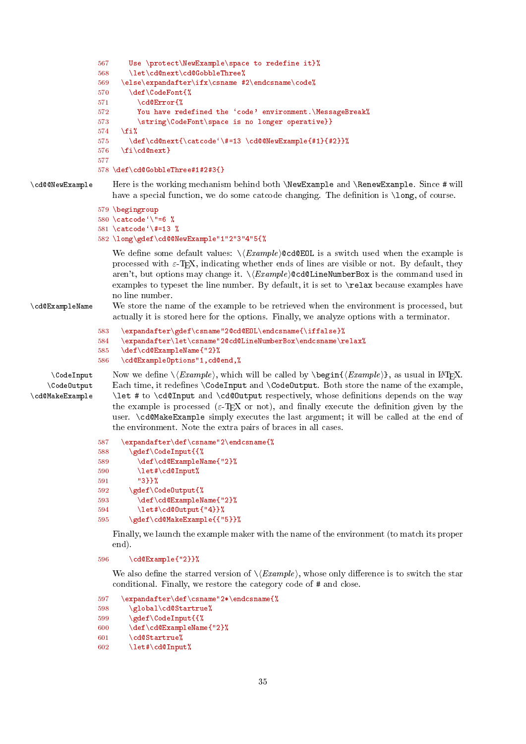```
567     Use \protect\NewExample\space to redefine it}%
568     \let\cd@next\cd@GobbleThree%
569   \else\expandafter\ifx\csname #2\endcsname\code%
570     \def\CodeFont{%
571       \cd@Error{%
572       You have redefined the 'code' environment.\MessageBreak%
573       \string\CodeFont\space is no longer operative}}
574   \fi%
575     \def\cd@next{\catcode`\#=13 \cd@@NewExample{#1}{#2}}%
576   \fi\cd@next}
577
578 \def\cd@GobbleThree#1#2#3{}
```

`\cd@@NewExample` Here is the working mechanism behind both `\NewExample` and `\RenewExample`. Since `#` will have a special function, we do some catcode changing. The definition is `\long`, of course.

```
579 \begingroup
580 \catcode`\"=6 %
581 \catcode`\#=13 %
582 \long\gdef\cd@@NewExample"1"2"3"4"5{%
```

We define some default values: `\⟨Example⟩@cd@EOL` is a switch used when the example is processed with ε-TeX, indicating whether ends of lines are visible or not. By default, they aren't, but options may change it. `\⟨Example⟩@cd@LineNumberBox` is the command used in examples to typeset the line number. By default, it is set to `\relax` because examples have no line number.

`\cd@ExampleName` We store the name of the example to be retrieved when the environment is processed, but actually it is stored here for the options. Finally, we analyze options with a terminator.

```
583   \expandafter\gdef\csname"2@cd@EOL\endcsname{\iffalse}%
584   \expandafter\let\csname"2@cd@LineNumberBox\endcsname\relax%
585   \def\cd@ExampleName{"2}%
586   \cd@ExampleOptions"1,cd@end,%
```

`\CodeInput` `\CodeOutput` `\cd@MakeExample` Now we define `\⟨Example⟩`, which will be called by `\begin{⟨Example⟩}`, as usual in LaTeX. Each time, it redefines `\CodeInput` and `\CodeOutput`. Both store the name of the example, `\let # to \cd@Input` and `\cd@Output` respectively, whose definitions depends on the way the example is processed (ε-TeX or not), and finally execute the definition given by the user. `\cd@MakeExample` simply executes the last argument; it will be called at the end of the environment. Note the extra pairs of braces in all cases.

```
587   \expandafter\def\csname"2\endcsname{%
588     \gdef\CodeInput{{%
589       \def\cd@ExampleName{"2}%
590       \let#\cd@Input%
591       "3}}%
592     \gdef\CodeOutput{%
593       \def\cd@ExampleName{"2}%
594       \let#\cd@Output{"4}}%
595     \gdef\cd@MakeExample{{"5}}%
```

Finally, we launch the example maker with the name of the environment (to match its proper end).

```
596     \cd@Example{"2}}%
```

We also define the starred version of `\⟨Example⟩`, whose only difference is to switch the star conditional. Finally, we restore the category code of `#` and close.

```
597   \expandafter\def\csname"2*\endcsname{%
598     \global\cd@Startrue%
599     \gdef\CodeInput{{%
600     \def\cd@ExampleName{"2}%
601     \cd@Startrue%
602     \let#\cd@Input%
```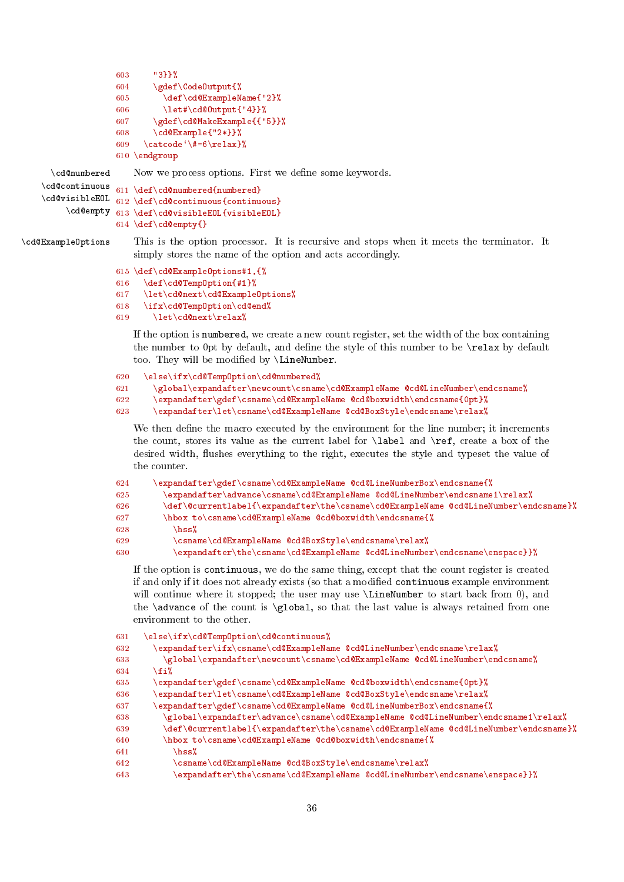```
603     "3}}%
604     \gdef\CodeOutput{%
605       \def\cd@ExampleName{"2}%
606       \let#\cd@Output{"4}}%
607     \gdef\cd@MakeExample{{"5}}%
608     \cd@Example{"2*}}%
609   \catcode`\#=6\relax}%
610 \endgroup
```

\cd@numbered \cd@continuous \cd@visibleEOL \cd@empty

Now we process options. First we define some keywords.

```
611 \def\cd@numbered{numbered}
612 \def\cd@continuous{continuous}
613 \def\cd@visibleEOL{visibleEOL}
614 \def\cd@empty{}
```

\cd@ExampleOptions

This is the option processor. It is recursive and stops when it meets the terminator. It simply stores the name of the option and acts accordingly.

```
615 \def\cd@ExampleOptions#1,{%
616   \def\cd@TempOption{#1}%
617   \let\cd@next\cd@ExampleOptions%
618   \ifx\cd@TempOption\cd@end%
619     \let\cd@next\relax%
```

If the option is numbered, we create a new count register, set the width of the box containing the number to 0pt by default, and define the style of this number to be \relax by default too. They will be modified by \LineNumber.

```
620   \else\ifx\cd@TempOption\cd@numbered%
621     \global\expandafter\newcount\csname\cd@ExampleName @cd@LineNumber\endcsname%
622     \expandafter\gdef\csname\cd@ExampleName @cd@boxwidth\endcsname{0pt}%
623     \expandafter\let\csname\cd@ExampleName @cd@BoxStyle\endcsname\relax%
```

We then define the macro executed by the environment for the line number; it increments the count, stores its value as the current label for \label and \ref, create a box of the desired width, flushes everything to the right, executes the style and typeset the value of the counter.

```
624     \expandafter\gdef\csname\cd@ExampleName @cd@LineNumberBox\endcsname{%
625       \expandafter\advance\csname\cd@ExampleName @cd@LineNumber\endcsname1\relax%
626       \def\@currentlabel{\expandafter\the\csname\cd@ExampleName @cd@LineNumber\endcsname}%
627       \hbox to\csname\cd@ExampleName @cd@boxwidth\endcsname{%
628         \hss%
629         \csname\cd@ExampleName @cd@BoxStyle\endcsname\relax%
630         \expandafter\the\csname\cd@ExampleName @cd@LineNumber\endcsname\enspace}}%
```

If the option is continuous, we do the same thing, except that the count register is created if and only if it does not already exists (so that a modified continuous example environment will continue where it stopped; the user may use \LineNumber to start back from 0), and the \advance of the count is \global, so that the last value is always retained from one environment to the other.

```
631   \else\ifx\cd@TempOption\cd@continuous%
632     \expandafter\ifx\csname\cd@ExampleName @cd@LineNumber\endcsname\relax%
633       \global\expandafter\newcount\csname\cd@ExampleName @cd@LineNumber\endcsname%
634     \fi%
635     \expandafter\gdef\csname\cd@ExampleName @cd@boxwidth\endcsname{0pt}%
636     \expandafter\let\csname\cd@ExampleName @cd@BoxStyle\endcsname\relax%
637     \expandafter\gdef\csname\cd@ExampleName @cd@LineNumberBox\endcsname{%
638       \global\expandafter\advance\csname\cd@ExampleName @cd@LineNumber\endcsname1\relax%
639       \def\@currentlabel{\expandafter\the\csname\cd@ExampleName @cd@LineNumber\endcsname}%
640       \hbox to\csname\cd@ExampleName @cd@boxwidth\endcsname{%
641         \hss%
642         \csname\cd@ExampleName @cd@BoxStyle\endcsname\relax%
643         \expandafter\the\csname\cd@ExampleName @cd@LineNumber\endcsname\enspace}}%
```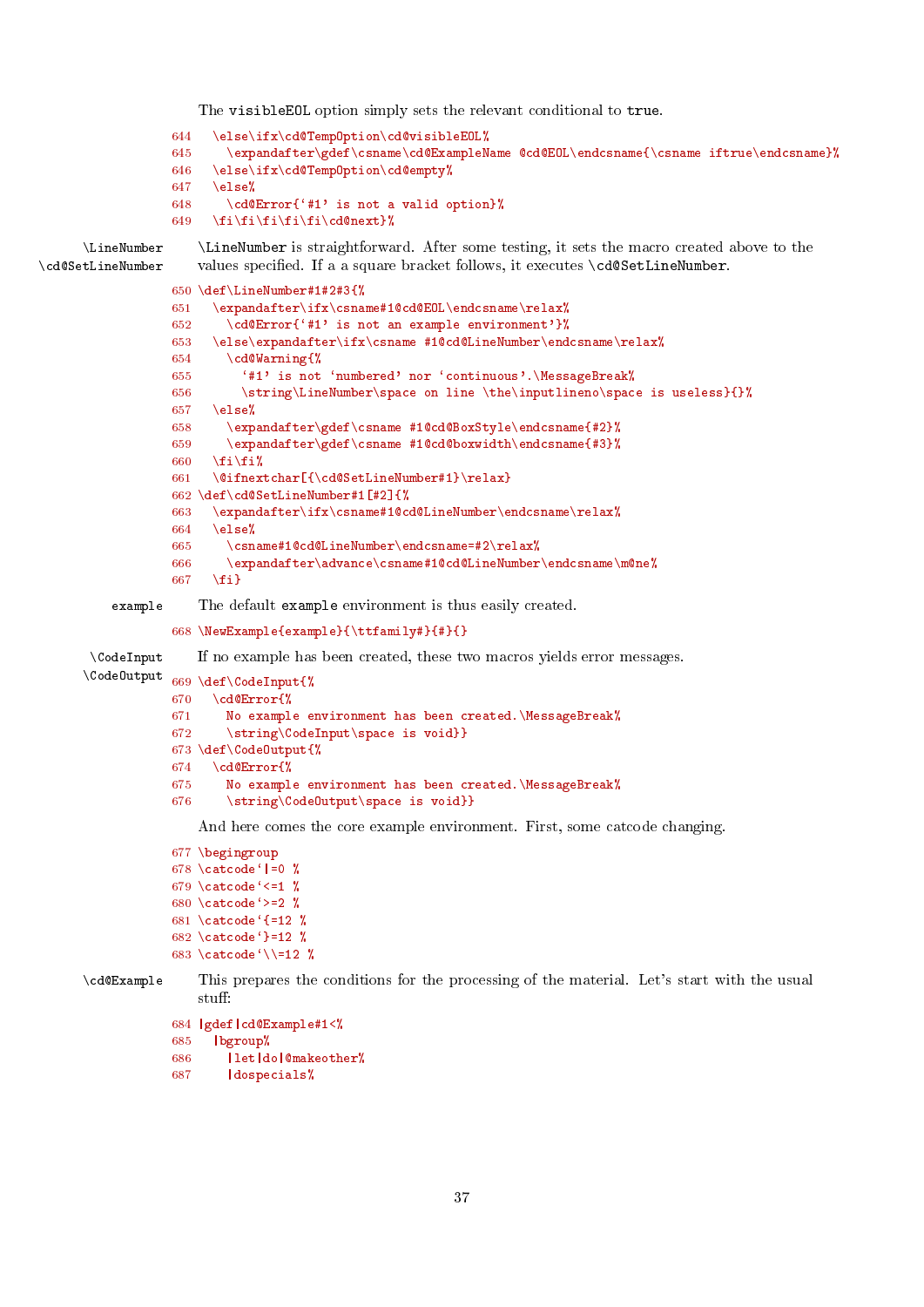The visibleEOL option simply sets the relevant conditional to true.

```
644   \else\ifx\cd@TempOption\cd@visibleEOL%
645     \expandafter\gdef\csname\cd@ExampleName @cd@EOL\endcsname{\csname iftrue\endcsname}%
646   \else\ifx\cd@TempOption\cd@empty%
647   \else%
648     \cd@Error{‘#1’ is not a valid option}%
649   \fi\fi\fi\fi\fi\cd@next}%
```

`\LineNumber` `\cd@SetLineNumber`

\LineNumber is straightforward. After some testing, it sets the macro created above to the values specified. If a a square bracket follows, it executes \cd@SetLineNumber.

```
650 \def\LineNumber#1#2#3{%
651   \expandafter\ifx\csname#1@cd@EOL\endcsname\relax%
652     \cd@Error{‘#1’ is not an example environment’}%
653   \else\expandafter\ifx\csname #1@cd@LineNumber\endcsname\relax%
654     \cd@Warning{%
655       ‘#1’ is not ‘numbered’ nor ‘continuous’.\MessageBreak%
656       \string\LineNumber\space on line \the\inputlineno\space is useless}{}%
657   \else%
658     \expandafter\gdef\csname #1@cd@BoxStyle\endcsname{#2}%
659     \expandafter\gdef\csname #1@cd@boxwidth\endcsname{#3}%
660   \fi\fi%
661   \@ifnextchar[{\cd@SetLineNumber#1}\relax}
662 \def\cd@SetLineNumber#1[#2]{%
663   \expandafter\ifx\csname#1@cd@LineNumber\endcsname\relax%
664   \else%
665     \csname#1@cd@LineNumber\endcsname=#2\relax%
666     \expandafter\advance\csname#1@cd@LineNumber\endcsname\m@ne%
667   \fi}
```

`example`

The default example environment is thus easily created.

```
668 \NewExample{example}{\ttfamily#}{#}{}
```

`\CodeInput` `\CodeOutput`

If no example has been created, these two macros yields error messages.

```
669 \def\CodeInput{%
670   \cd@Error{%
671     No example environment has been created.\MessageBreak%
672     \string\CodeInput\space is void}}
673 \def\CodeOutput{%
674   \cd@Error{%
675     No example environment has been created.\MessageBreak%
676     \string\CodeOutput\space is void}}
```

And here comes the core example environment. First, some catcode changing.

```
677 \begingroup
678 \catcode`|=0 %
679 \catcode`<=1 %
680 \catcode`>=2 %
681 \catcode`{=12 %
682 \catcode`}=12 %
683 \catcode`\\=12 %
```

`\cd@Example`

This prepares the conditions for the processing of the material. Let’s start with the usual stuff:

```
684 |gdef|cd@Example#1<%
685   |bgroup%
686     |let|do|@makeother%
687     |dospecials%
```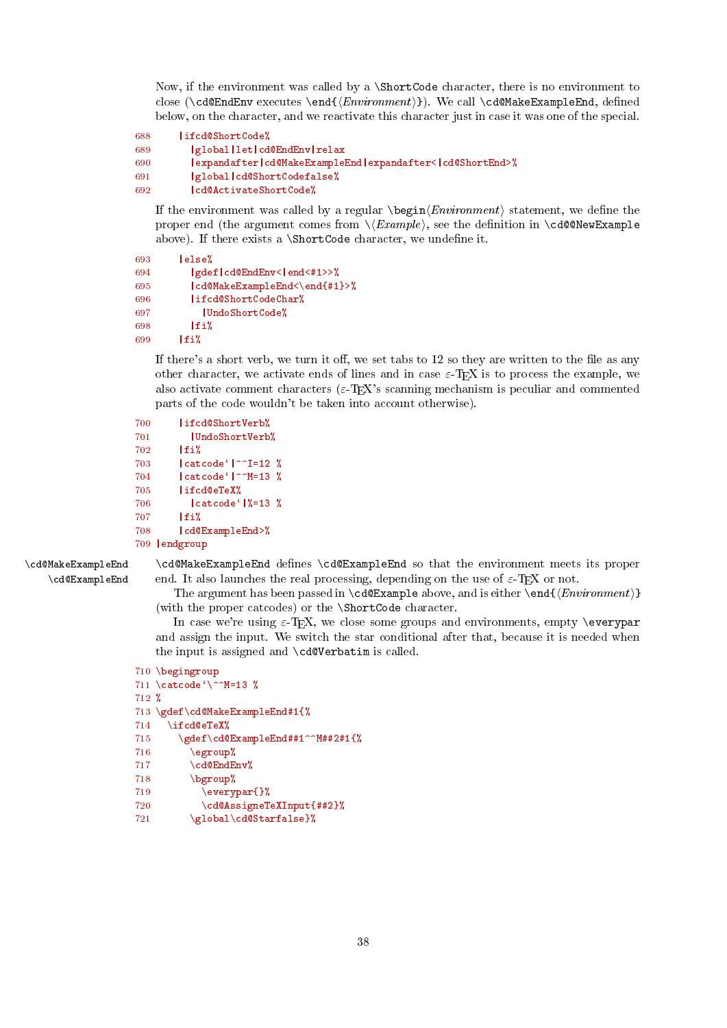Now, if the environment was called by a `\ShortCode` character, there is no environment to close (`\cd@EndEnv` executes `\end{`⟨*Environment*⟩`}`). We call `\cd@MakeExampleEnd`, defined below, on the character, and we reactivate this character just in case it was one of the special.

```
688     |ifcd@ShortCode%
689       |global|let|cd@EndEnv|relax
690       |expandafter|cd@MakeExampleEnd|expandafter<|cd@ShortEnd>%
691       |global|cd@ShortCodefalse%
692       |cd@ActivateShortCode%
```

If the environment was called by a regular `\begin`⟨*Environment*⟩ statement, we define the proper end (the argument comes from \⟨*Example*⟩, see the definition in `\cd@@NewExample` above). If there exists a `\ShortCode` character, we undefine it.

```
693     |else%
694       |gdef|cd@EndEnv<|end<#1>>%
695       |cd@MakeExampleEnd<\end{#1}>%
696       |ifcd@ShortCodeChar%
697         |UndoShortCode%
698       |fi%
699     |fi%
```

If there's a short verb, we turn it off, we set tabs to 12 so they are written to the file as any other character, we activate ends of lines and in case ε-TEX is to process the example, we also activate comment characters (ε-TEX's scanning mechanism is peculiar and commented parts of the code wouldn't be taken into account otherwise).

```
700     |ifcd@ShortVerb%
701       |UndoShortVerb%
702     |fi%
703     |catcode`|^^I=12 %
704     |catcode`|^^M=13 %
705     |ifcd@eTeX%
706       |catcode`|%=13 %
707     |fi%
708     |cd@ExampleEnd>%
709 |endgroup
```

`\cd@MakeExampleEnd` `\cd@ExampleEnd`

`\cd@MakeExampleEnd` defines `\cd@ExampleEnd` so that the environment meets its proper end. It also launches the real processing, depending on the use of ε-TEX or not.

The argument has been passed in `\cd@Example` above, and is either `\end{`⟨*Environment*⟩`}` (with the proper catcodes) or the `\ShortCode` character.

In case we're using ε-TEX, we close some groups and environments, empty `\everypar` and assign the input. We switch the star conditional after that, because it is needed when the input is assigned and `\cd@Verbatim` is called.

```
710 \begingroup
711 \catcode`\^^M=13 %
712 %
713 \gdef\cd@MakeExampleEnd#1{%
714   \ifcd@eTeX%
715     \gdef\cd@ExampleEnd##1^^M##2#1{%
716       \egroup%
717       \cd@EndEnv%
718       \bgroup%
719         \everypar{}%
720         \cd@AssigneTeXInput{##2}%
721       \global\cd@Starfalse}%
```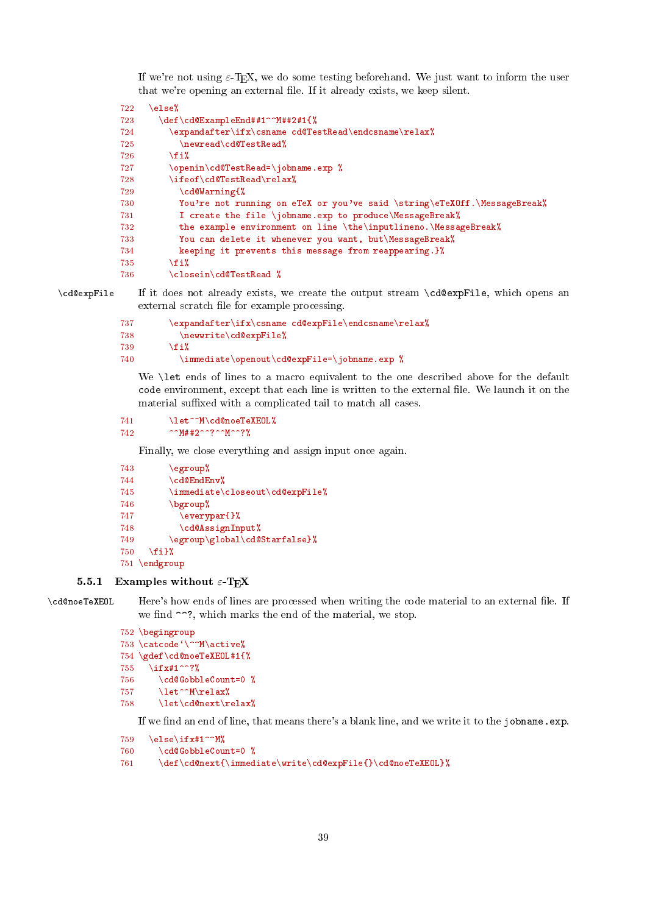If we're not using ε-TEX, we do some testing beforehand. We just want to inform the user that we're opening an external file. If it already exists, we keep silent.

```
722   \else%
723     \def\cd@ExampleEnd##1^^M##2#1{%
724       \expandafter\ifx\csname cd@TestRead\endcsname\relax%
725         \newread\cd@TestRead%
726       \fi%
727       \openin\cd@TestRead=\jobname.exp %
728       \ifeof\cd@TestRead\relax%
729         \cd@Warning{%
730         You're not running on eTeX or you've said \string\eTeXOff.\MessageBreak%
731         I create the file \jobname.exp to produce\MessageBreak%
732         the example environment on line \the\inputlineno.\MessageBreak%
733         You can delete it whenever you want, but\MessageBreak%
734         keeping it prevents this message from reappearing.}%
735       \fi%
736       \closein\cd@TestRead %
```

`\cd@expFile` If it does not already exists, we create the output stream `\cd@expFile`, which opens an external scratch file for example processing.

```
737       \expandafter\ifx\csname cd@expFile\endcsname\relax%
738         \newwrite\cd@expFile%
739       \fi%
740         \immediate\openout\cd@expFile=\jobname.exp %
```

We `\let` ends of lines to a macro equivalent to the one described above for the default `code` environment, except that each line is written to the external file. We launch it on the material suffixed with a complicated tail to match all cases.

```
741       \let^^M\cd@noeTeXEOL%
742       ^^M##2^^?^^M^^?%
```

Finally, we close everything and assign input once again.

```
743       \egroup%
744       \cd@EndEnv%
745       \immediate\closeout\cd@expFile%
746       \bgroup%
747         \everypar{}%
748         \cd@AssignInput%
749       \egroup\global\cd@Starfalse}%
750   \fi}%
751 \endgroup
```

### 5.5.1 Examples without ε-TEX

`\cd@noeTeXEOL` Here's how ends of lines are processed when writing the code material to an external file. If we find `^^?`, which marks the end of the material, we stop.

```
752 \begingroup
753 \catcode`\^^M\active%
754 \gdef\cd@noeTeXEOL#1{%
755   \ifx#1^^?%
756     \cd@GobbleCount=0 %
757     \let^^M\relax%
758     \let\cd@next\relax%
```

If we find an end of line, that means there's a blank line, and we write it to the `jobname.exp`.

```
759   \else\ifx#1^^M%
760     \cd@GobbleCount=0 %
761     \def\cd@next{\immediate\write\cd@expFile{}\cd@noeTeXEOL}%
```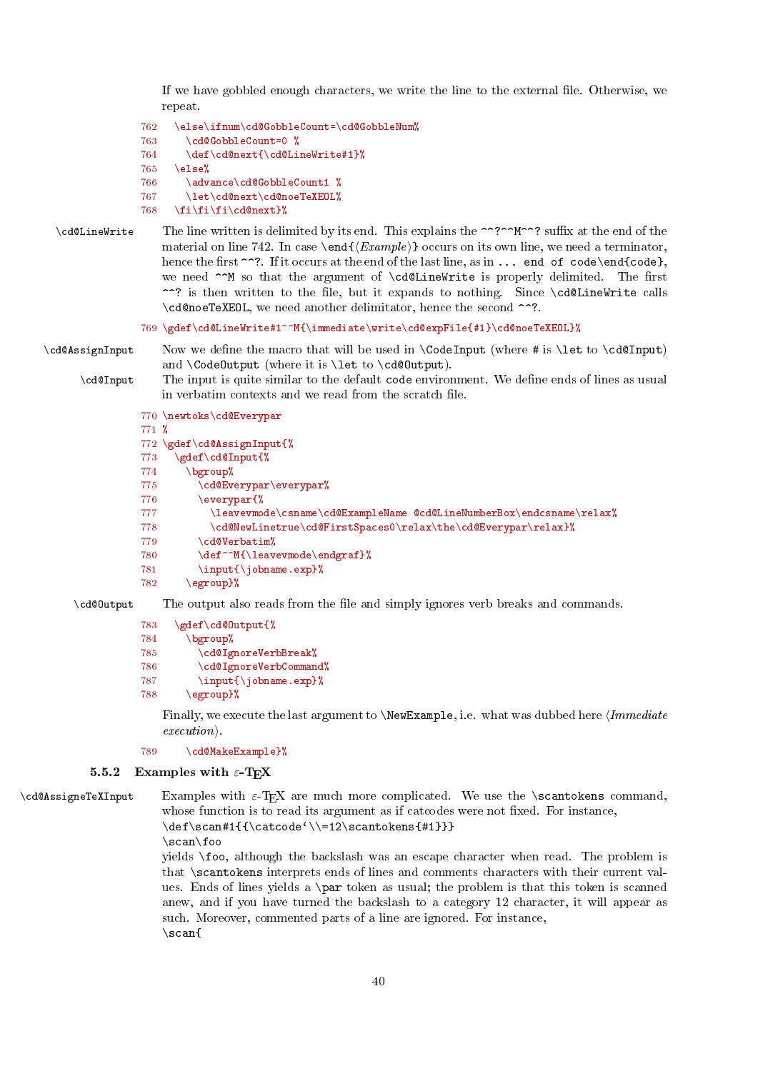If we have gobbled enough characters, we write the line to the external file. Otherwise, we repeat.

```
762   \else\ifnum\cd@GobbleCount=\cd@GobbleNum%
763     \cd@GobbleCount=0 %
764     \def\cd@next{\cd@LineWrite#1}%
765   \else%
766     \advance\cd@GobbleCount1 %
767     \let\cd@next\cd@noeTeXEOL%
768   \fi\fi\fi\cd@next}%
```

\cd@LineWrite The line written is delimited by its end. This explains the `^^?^^M^^?` suffix at the end of the material on line 742. In case `\end{`⟨*Example*⟩`}` occurs on its own line, we need a terminator, hence the first `^^?`. If it occurs at the end of the last line, as in `... end of code\end{code}`, we need `^^M` so that the argument of `\cd@LineWrite` is properly delimited. The first `^^?` is then written to the file, but it expands to nothing. Since `\cd@LineWrite` calls `\cd@noeTeXEOL`, we need another delimitator, hence the second `^^?`.

```
769 \gdef\cd@LineWrite#1^^M{\immediate\write\cd@expFile{#1}\cd@noeTeXEOL}%
```

\cd@AssignInput Now we define the macro that will be used in `\CodeInput` (where `#` is `\let` to `\cd@Input`) and `\CodeOutput` (where it is `\let` to `\cd@Output`).

\cd@Input The input is quite similar to the default `code` environment. We define ends of lines as usual in verbatim contexts and we read from the scratch file.

```
770 \newtoks\cd@Everypar
771 %
772 \gdef\cd@AssignInput{%
773   \gdef\cd@Input{%
774     \bgroup%
775       \cd@Everypar\everypar%
776       \everypar{%
777         \leavevmode\csname\cd@ExampleName @cd@LineNumberBox\endcsname\relax%
778         \cd@NewLinetrue\cd@FirstSpaces0\relax\the\cd@Everypar\relax}%
779       \cd@Verbatim%
780       \def^^M{\leavevmode\endgraf}%
781       \input{\jobname.exp}%
782     \egroup}%
```

\cd@Output The output also reads from the file and simply ignores verb breaks and commands.

```
783   \gdef\cd@Output{%
784     \bgroup%
785       \cd@IgnoreVerbBreak%
786       \cd@IgnoreVerbCommand%
787       \input{\jobname.exp}%
788     \egroup}%
```

Finally, we execute the last argument to `\NewExample`, i.e. what was dubbed here ⟨*Immediate execution*⟩.

```
789     \cd@MakeExample}%
```

### 5.5.2 Examples with ε-TEX

\cd@AssigneTeXInput Examples with ε-TEX are much more complicated. We use the `\scantokens` command, whose function is to read its argument as if catcodes were not fixed. For instance,
`\def\scan#1{{\catcode`\\=12\scantokens{#1}}}`
`\scan\foo`
yields `\foo`, although the backslash was an escape character when read. The problem is that `\scantokens` interprets ends of lines and comments characters with their current values. Ends of lines yields a `\par` token as usual; the problem is that this token is scanned anew, and if you have turned the backslash to a category 12 character, it will appear as such. Moreover, commented parts of a line are ignored. For instance,
`\scan{`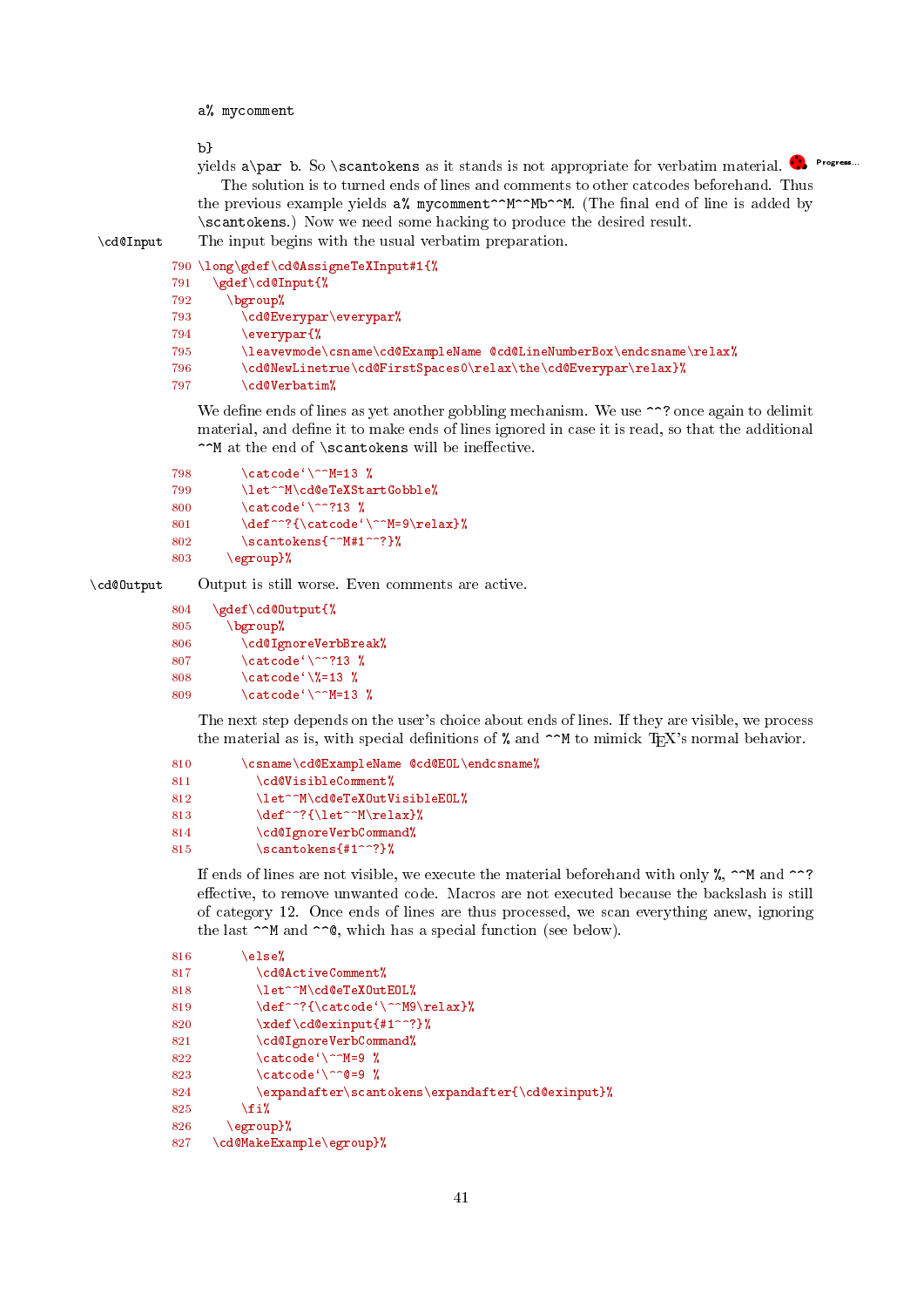```
a% mycomment

b}
```

yields `a\par b`. So `\scantokens` as it stands is not appropriate for verbatim material. Progress...

The solution is to turned ends of lines and comments to other catcodes beforehand. Thus the previous example yields `a% mycomment^^M^^Mb^^M`. (The final end of line is added by `\scantokens`.) Now we need some hacking to produce the desired result.

`\cd@Input` The input begins with the usual verbatim preparation.

```
790 \long\gdef\cd@AssigneTeXInput#1{%
791   \gdef\cd@Input{%
792     \bgroup%
793       \cd@Everypar\everypar%
794       \everypar{%
795       \leavevmode\csname\cd@ExampleName @cd@LineNumberBox\endcsname\relax%
796       \cd@NewLinetrue\cd@FirstSpaces0\relax\the\cd@Everypar\relax}%
797       \cd@Verbatim%
```

We define ends of lines as yet another gobbling mechanism. We use `^^?` once again to delimit material, and define it to make ends of lines ignored in case it is read, so that the additional `^^M` at the end of `\scantokens` will be ineffective.

```
798       \catcode`\^^M=13 %
799       \let^^M\cd@eTeXStartGobble%
800       \catcode`\^^?13 %
801       \def^^?{\catcode`\^^M=9\relax}%
802       \scantokens{^^M#1^^?}%
803     \egroup}%
```

`\cd@Output` Output is still worse. Even comments are active.

```
804   \gdef\cd@Output{%
805     \bgroup%
806       \cd@IgnoreVerbBreak%
807       \catcode`\^^?13 %
808       \catcode`\%=13 %
809       \catcode`\^^M=13 %
```

The next step depends on the user's choice about ends of lines. If they are visible, we process the material as is, with special definitions of `%` and `^^M` to mimick TeX's normal behavior.

```
810       \csname\cd@ExampleName @cd@EOL\endcsname%
811         \cd@VisibleComment%
812         \let^^M\cd@eTeXOutVisibleEOL%
813         \def^^?{\let^^M\relax}%
814         \cd@IgnoreVerbCommand%
815         \scantokens{#1^^?}%
```

If ends of lines are not visible, we execute the material beforehand with only `%`, `^^M` and `^^?` effective, to remove unwanted code. Macros are not executed because the backslash is still of category 12. Once ends of lines are thus processed, we scan everything anew, ignoring the last `^^M` and `^^@`, which has a special function (see below).

```
816       \else%
817         \cd@ActiveComment%
818         \let^^M\cd@eTeXOutEOL%
819         \def^^?{\catcode`\^^M9\relax}%
820         \xdef\cd@exinput{#1^^?}%
821         \cd@IgnoreVerbCommand%
822         \catcode`\^^M=9 %
823         \catcode`\^^@=9 %
824         \expandafter\scantokens\expandafter{\cd@exinput}%
825       \fi%
826     \egroup}%
827   \cd@MakeExample\egroup}%
```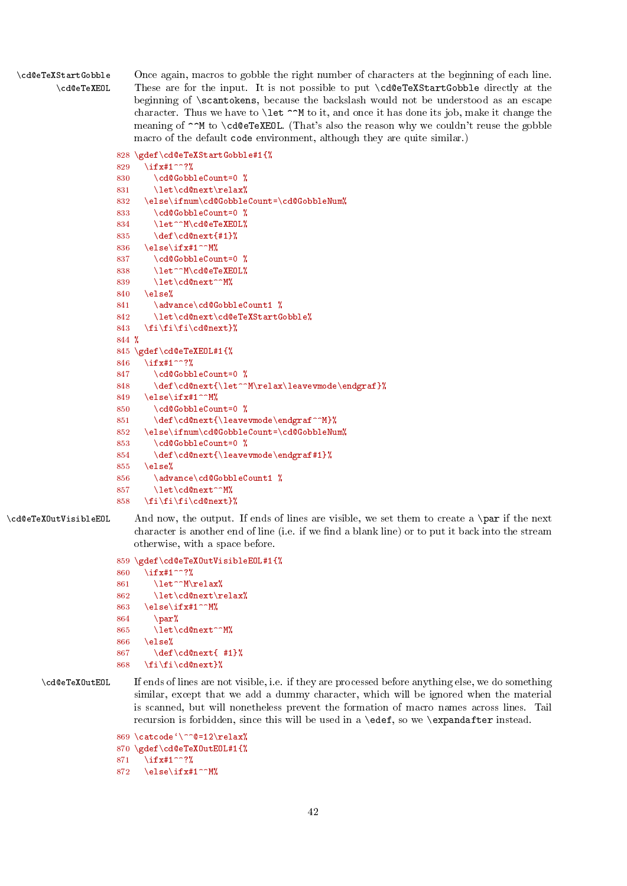`\cd@eTeXStartGobble`
`\cd@eTeXEOL`

Once again, macros to gobble the right number of characters at the beginning of each line. These are for the input. It is not possible to put `\cd@eTeXStartGobble` directly at the beginning of `\scantokens`, because the backslash would not be understood as an escape character. Thus we have to `\let ^^M` to it, and once it has done its job, make it change the meaning of `^^M` to `\cd@eTeXEOL`. (That's also the reason why we couldn't reuse the gobble macro of the default `code` environment, although they are quite similar.)

```
828 \gdef\cd@eTeXStartGobble#1{%
829   \ifx#1^^?%
830     \cd@GobbleCount=0 %
831     \let\cd@next\relax%
832   \else\ifnum\cd@GobbleCount=\cd@GobbleNum%
833     \cd@GobbleCount=0 %
834     \let^^M\cd@eTeXEOL%
835     \def\cd@next{#1}%
836   \else\ifx#1^^M%
837     \cd@GobbleCount=0 %
838     \let^^M\cd@eTeXEOL%
839     \let\cd@next^^M%
840   \else%
841     \advance\cd@GobbleCount1 %
842     \let\cd@next\cd@eTeXStartGobble%
843   \fi\fi\fi\cd@next}%
844 %
845 \gdef\cd@eTeXEOL#1{%
846   \ifx#1^^?%
847     \cd@GobbleCount=0 %
848     \def\cd@next{\let^^M\relax\leavevmode\endgraf}%
849   \else\ifx#1^^M%
850     \cd@GobbleCount=0 %
851     \def\cd@next{\leavevmode\endgraf^^M}%
852   \else\ifnum\cd@GobbleCount=\cd@GobbleNum%
853     \cd@GobbleCount=0 %
854     \def\cd@next{\leavevmode\endgraf#1}%
855   \else%
856     \advance\cd@GobbleCount1 %
857     \let\cd@next^^M%
858   \fi\fi\fi\cd@next}%
```

`\cd@eTeXOutVisibleEOL`

And now, the output. If ends of lines are visible, we set them to create a `\par` if the next character is another end of line (i.e. if we find a blank line) or to put it back into the stream otherwise, with a space before.

```
859 \gdef\cd@eTeXOutVisibleEOL#1{%
860   \ifx#1^^?%
861     \let^^M\relax%
862     \let\cd@next\relax%
863   \else\ifx#1^^M%
864     \par%
865     \let\cd@next^^M%
866   \else%
867     \def\cd@next{ #1}%
868   \fi\fi\cd@next}%
```

`\cd@eTeXOutEOL`

If ends of lines are not visible, i.e. if they are processed before anything else, we do something similar, except that we add a dummy character, which will be ignored when the material is scanned, but will nonetheless prevent the formation of macro names across lines. Tail recursion is forbidden, since this will be used in a `\edef`, so we `\expandafter` instead.

```
869 \catcode`\^^@=12\relax%
870 \gdef\cd@eTeXOutEOL#1{%
871   \ifx#1^^?%
872   \else\ifx#1^^M%
```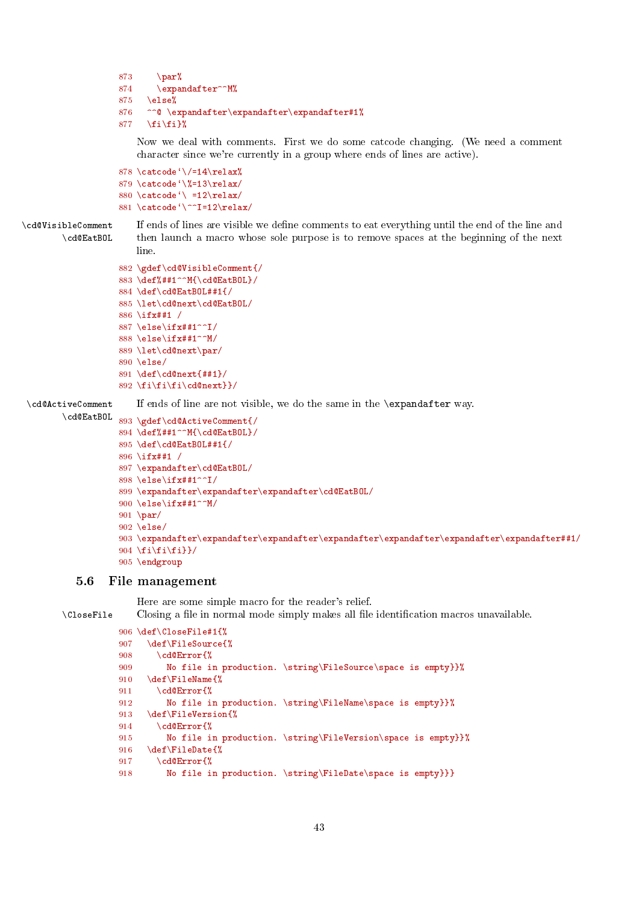```
873     \par%
874     \expandafter^^M%
875   \else%
876   ^^@ \expandafter\expandafter\expandafter#1%
877   \fi\fi}%
```

Now we deal with comments. First we do some catcode changing. (We need a comment character since we're currently in a group where ends of lines are active).

```
878 \catcode`\/=14\relax%
879 \catcode`\%=13\relax/
880 \catcode`\ =12\relax/
881 \catcode`\^^I=12\relax/
```

`\cd@VisibleComment` `\cd@EatBOL` If ends of lines are visible we define comments to eat everything until the end of the line and then launch a macro whose sole purpose is to remove spaces at the beginning of the next line.

```
882 \gdef\cd@VisibleComment{/
883 \def%##1^^M{\cd@EatBOL}/
884 \def\cd@EatBOL##1{/
885 \let\cd@next\cd@EatBOL/
886 \ifx##1 /
887 \else\ifx##1^^I/
888 \else\ifx##1^^M/
889 \let\cd@next\par/
890 \else/
891 \def\cd@next{##1}/
892 \fi\fi\fi\cd@next}}/
```

`\cd@ActiveComment` `\cd@EatBOL` If ends of line are not visible, we do the same in the `\expandafter` way.

```
893 \gdef\cd@ActiveComment{/
894 \def%##1^^M{\cd@EatBOL}/
895 \def\cd@EatBOL##1{/
896 \ifx##1 /
897 \expandafter\cd@EatBOL/
898 \else\ifx##1^^I/
899 \expandafter\expandafter\expandafter\cd@EatBOL/
900 \else\ifx##1^^M/
901 \par/
902 \else/
903 \expandafter\expandafter\expandafter\expandafter\expandafter\expandafter\expandafter##1/
904 \fi\fi\fi}}/
905 \endgroup
```

### 5.6 File management

Here are some simple macro for the reader's relief.

`\CloseFile` Closing a file in normal mode simply makes all file identification macros unavailable.

```
906 \def\CloseFile#1{%
907   \def\FileSource{%
908     \cd@Error{%
909       No file in production. \string\FileSource\space is empty}}%
910   \def\FileName{%
911     \cd@Error{%
912       No file in production. \string\FileName\space is empty}}%
913   \def\FileVersion{%
914     \cd@Error{%
915       No file in production. \string\FileVersion\space is empty}}%
916   \def\FileDate{%
917     \cd@Error{%
918       No file in production. \string\FileDate\space is empty}}}
```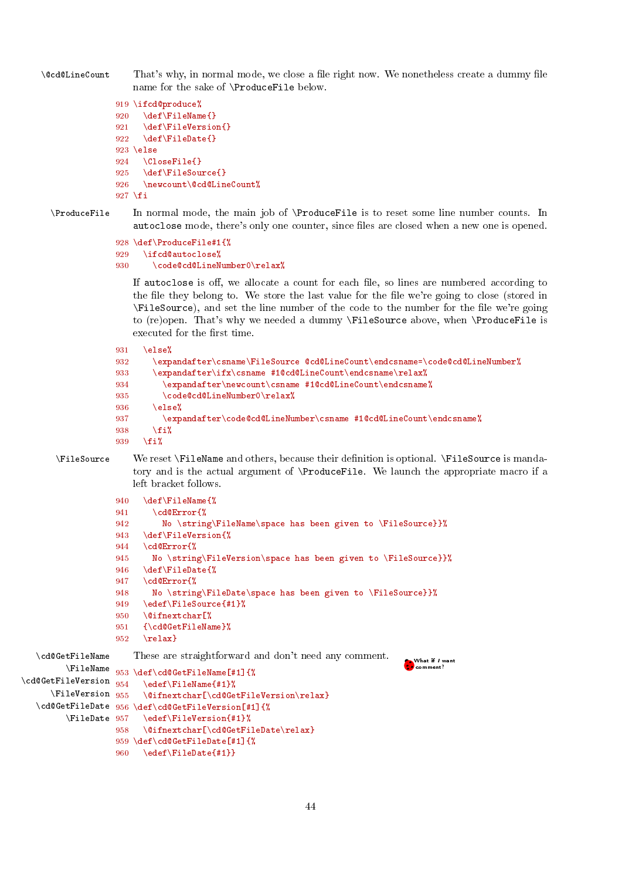\@cd@LineCount That's why, in normal mode, we close a file right now. We nonetheless create a dummy file name for the sake of \ProduceFile below.

```
919 \ifcd@produce%
920   \def\FileName{}
921   \def\FileVersion{}
922   \def\FileDate{}
923 \else
924   \CloseFile{}
925   \def\FileSource{}
926   \newcount\@cd@LineCount%
927 \fi
```

\ProduceFile In normal mode, the main job of \ProduceFile is to reset some line number counts. In autoclose mode, there's only one counter, since files are closed when a new one is opened.

```
928 \def\ProduceFile#1{%
929   \ifcd@autoclose%
930     \code@cd@LineNumber0\relax%
```

If autoclose is off, we allocate a count for each file, so lines are numbered according to the file they belong to. We store the last value for the file we're going to close (stored in \FileSource), and set the line number of the code to the number for the file we're going to (re)open. That's why we needed a dummy \FileSource above, when \ProduceFile is executed for the first time.

```
931   \else%
932     \expandafter\csname\FileSource @cd@LineCount\endcsname=\code@cd@LineNumber%
933     \expandafter\ifx\csname #1@cd@LineCount\endcsname\relax%
934       \expandafter\newcount\csname #1@cd@LineCount\endcsname%
935       \code@cd@LineNumber0\relax%
936     \else%
937       \expandafter\code@cd@LineNumber\csname #1@cd@LineCount\endcsname%
938     \fi%
939   \fi%
```

\FileSource We reset \FileName and others, because their definition is optional. \FileSource is mandatory and is the actual argument of \ProduceFile. We launch the appropriate macro if a left bracket follows.

```
940   \def\FileName{%
941     \cd@Error{%
942       No \string\FileName\space has been given to \FileSource}}%
943   \def\FileVersion{%
944   \cd@Error{%
945     No \string\FileVersion\space has been given to \FileSource}}%
946   \def\FileDate{%
947   \cd@Error{%
948     No \string\FileDate\space has been given to \FileSource}}%
949   \edef\FileSource{#1}%
950   \@ifnextchar[%
951   {\cd@GetFileName}%
952   \relax}
```

\cd@GetFileName \FileName \cd@GetFileVersion \FileVersion \cd@GetFileDate \FileDate These are straightforward and don't need any comment. What if I want a comment?

```
953 \def\cd@GetFileName[#1]{%
954   \edef\FileName{#1}%
955   \@ifnextchar[\cd@GetFileVersion\relax}
956 \def\cd@GetFileVersion[#1]{%
957   \edef\FileVersion{#1}%
958   \@ifnextchar[\cd@GetFileDate\relax}
959 \def\cd@GetFileDate[#1]{%
960   \edef\FileDate{#1}}
```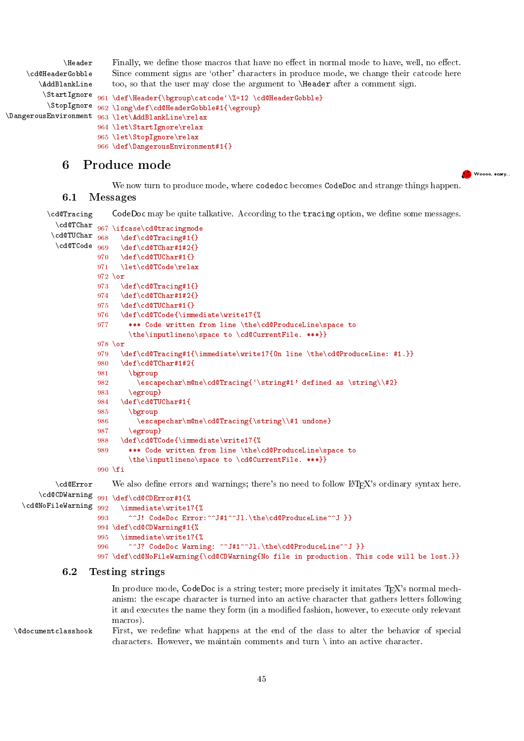\Header
\cd@HeaderGobble
\AddBlankLine
\StartIgnore
\StopIgnore
\DangerousEnvironment

Finally, we define those macros that have no effect in normal mode to have, well, no effect. Since comment signs are 'other' characters in produce mode, we change their catcode here too, so that the user may close the argument to \Header after a comment sign.

```
961 \def\Header{\bgroup\catcode`\%=12 \cd@HeaderGobble}
962 \long\def\cd@HeaderGobble#1{\egroup}
963 \let\AddBlankLine\relax
964 \let\StartIgnore\relax
965 \let\StopIgnore\relax
966 \def\DangerousEnvironment#1{}
```

# 6 Produce mode

Woooo, scary...

We now turn to produce mode, where codedoc becomes CodeDoc and strange things happen.

## 6.1 Messages

\cd@Tracing
\cd@TChar
\cd@TUChar
\cd@TCode

CodeDoc may be quite talkative. According to the tracing option, we define some messages.

```
967 \ifcase\cd@tracingmode
968   \def\cd@Tracing#1{}
969   \def\cd@TChar#1#2{}
970   \def\cd@TUChar#1{}
971   \let\cd@TCode\relax
972 \or
973   \def\cd@Tracing#1{}
974   \def\cd@TChar#1#2{}
975   \def\cd@TUChar#1{}
976   \def\cd@TCode{\immediate\write17{%
977     *** Code written from line \the\cd@ProduceLine\space to
        \the\inputlineno\space to \cd@CurrentFile. ***}}
978 \or
979   \def\cd@Tracing#1{\immediate\write17{On line \the\cd@ProduceLine: #1.}}
980   \def\cd@TChar#1#2{
981     \bgroup
982       \escapechar\m@ne\cd@Tracing{`\string#1' defined as \string\\#2}
983     \egroup}
984   \def\cd@TUChar#1{
985     \bgroup
986       \escapechar\m@ne\cd@Tracing{\string\\#1 undone}
987     \egroup}
988   \def\cd@TCode{\immediate\write17{%
989     *** Code written from line \the\cd@ProduceLine\space to
        \the\inputlineno\space to \cd@CurrentFile. ***}}
990 \fi
```

\cd@Error
\cd@CDWarning
\cd@NoFileWarning

We also define errors and warnings; there's no need to follow LaTeX's ordinary syntax here.

```
991 \def\cd@CDError#1{%
992   \immediate\write17{%
993     ^^J! CodeDoc Error:^^J#1^^Jl.\the\cd@ProduceLine^^J }}
994 \def\cd@CDWarning#1{%
995   \immediate\write17{%
996     ^^J? CodeDoc Warning: ^^J#1^^Jl.\the\cd@ProduceLine^^J }}
997 \def\cd@NoFileWarning{\cd@CDWarning{No file in production. This code will be lost.}}
```

## 6.2 Testing strings

In produce mode, CodeDoc is a string tester; more precisely it imitates TeX's normal mechanism: the escape character is turned into an active character that gathers letters following it and executes the name they form (in a modified fashion, however, to execute only relevant macros).

\@documentclasshook

First, we redefine what happens at the end of the class to alter the behavior of special characters. However, we maintain comments and turn \ into an active character.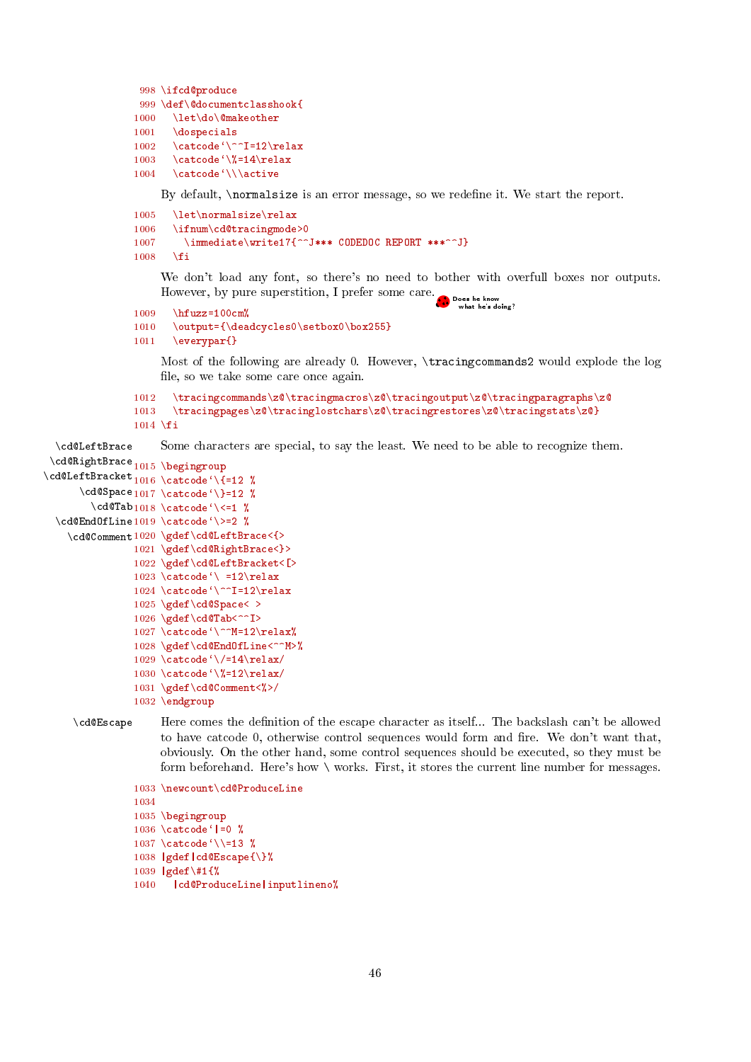```
998 \ifcd@produce
999 \def\@documentclasshook{
1000   \let\do\@makeother
1001   \dospecials
1002   \catcode`\^^I=12\relax
1003   \catcode`\%=14\relax
1004   \catcode`\\\active
```

By default, `\normalsize` is an error message, so we redefine it. We start the report.

```
1005   \let\normalsize\relax
1006   \ifnum\cd@tracingmode>0
1007     \immediate\write17{^^J*** CODEDOC REPORT ***^^J}
1008   \fi
```

We don't load any font, so there's no need to bother with overfull boxes nor outputs. However, by pure superstition, I prefer some care. Does he know what he's doing?

```
1009   \hfuzz=100cm%
1010   \output={\deadcycles0\setbox0\box255}
1011   \everypar{}
```

Most of the following are already 0. However, `\tracingcommands2` would explode the log file, so we take some care once again.

```
1012   \tracingcommands\z@\tracingmacros\z@\tracingoutput\z@\tracingparagraphs\z@
1013   \tracingpages\z@\tracinglostchars\z@\tracingrestores\z@\tracingstats\z@}
1014 \fi
```

`\cd@LeftBrace` `\cd@RightBrace` `\cd@LeftBracket` `\cd@Space` `\cd@Tab` `\cd@EndOfLine` `\cd@Comment`

Some characters are special, to say the least. We need to be able to recognize them.

```
1015 \begingroup
1016 \catcode`\{=12 %
1017 \catcode`\}=12 %
1018 \catcode`\<=1 %
1019 \catcode`\>=2 %
1020 \gdef\cd@LeftBrace<{>
1021 \gdef\cd@RightBrace<}>
1022 \gdef\cd@LeftBracket<[>
1023 \catcode`\ =12\relax
1024 \catcode`\^^I=12\relax
1025 \gdef\cd@Space< >
1026 \gdef\cd@Tab<^^I>
1027 \catcode`\^^M=12\relax%
1028 \gdef\cd@EndOfLine<^^M>%
1029 \catcode`\/=14\relax/
1030 \catcode`\%=12\relax/
1031 \gdef\cd@Comment<%>/
1032 \endgroup
```

`\cd@Escape`

Here comes the definition of the escape character as itself... The backslash can't be allowed to have catcode 0, otherwise control sequences would form and fire. We don't want that, obviously. On the other hand, some control sequences should be executed, so they must be form beforehand. Here's how \ works. First, it stores the current line number for messages.

```
1033 \newcount\cd@ProduceLine
1034
1035 \begingroup
1036 \catcode`|=0 %
1037 \catcode`\\=13 %
1038 |gdef|cd@Escape{\}%
1039 |gdef\#1{%
1040   |cd@ProduceLine|inputlineno%
```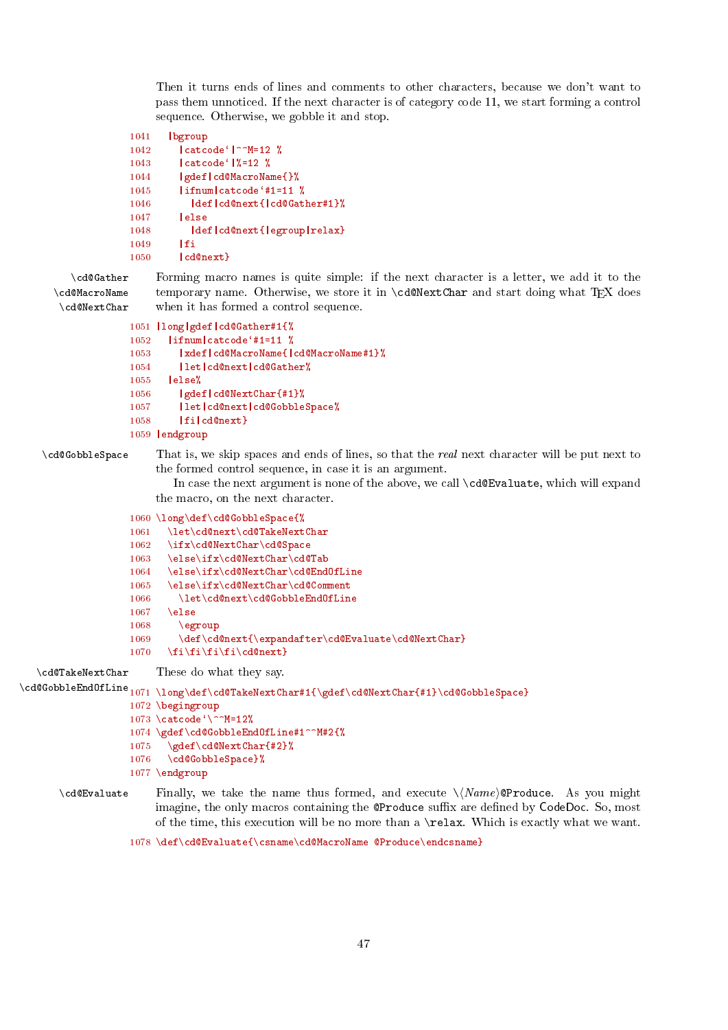Then it turns ends of lines and comments to other characters, because we don't want to pass them unnoticed. If the next character is of category code 11, we start forming a control sequence. Otherwise, we gobble it and stop.

```
1041   |bgroup
1042     |catcode`|^^M=12 %
1043     |catcode`|%=12 %
1044     |gdef|cd@MacroName{}%
1045     |ifnum|catcode`#1=11 %
1046       |def|cd@next{|cd@Gather#1}%
1047     |else
1048       |def|cd@next{|egroup|relax}
1049     |fi
1050     |cd@next}
```

\cd@Gather \cd@MacroName \cd@NextChar

Forming macro names is quite simple: if the next character is a letter, we add it to the temporary name. Otherwise, we store it in `\cd@NextChar` and start doing what TEX does when it has formed a control sequence.

```
1051 |long|gdef|cd@Gather#1{%
1052   |ifnum|catcode`#1=11 %
1053     |xdef|cd@MacroName{|cd@MacroName#1}%
1054     |let|cd@next|cd@Gather%
1055   |else%
1056     |gdef|cd@NextChar{#1}%
1057     |let|cd@next|cd@GobbleSpace%
1058     |fi|cd@next}
1059 |endgroup
```

\cd@GobbleSpace

That is, we skip spaces and ends of lines, so that the *real* next character will be put next to the formed control sequence, in case it is an argument.

In case the next argument is none of the above, we call `\cd@Evaluate`, which will expand the macro, on the next character.

```
1060 \long\def\cd@GobbleSpace{%
1061   \let\cd@next\cd@TakeNextChar
1062   \ifx\cd@NextChar\cd@Space
1063   \else\ifx\cd@NextChar\cd@Tab
1064   \else\ifx\cd@NextChar\cd@EndOfLine
1065   \else\ifx\cd@NextChar\cd@Comment
1066     \let\cd@next\cd@GobbleEndOfLine
1067   \else
1068     \egroup
1069     \def\cd@next{\expandafter\cd@Evaluate\cd@NextChar}
1070   \fi\fi\fi\fi\cd@next}
```

\cd@TakeNextChar \cd@GobbleEndOfLine

These do what they say.

```
1071 \long\def\cd@TakeNextChar#1{\gdef\cd@NextChar{#1}\cd@GobbleSpace}
1072 \begingroup
1073 \catcode`\^^M=12%
1074 \gdef\cd@GobbleEndOfLine#1^^M#2{%
1075   \gdef\cd@NextChar{#2}%
1076   \cd@GobbleSpace}%
1077 \endgroup
```

\cd@Evaluate

Finally, we take the name thus formed, and execute `\⟨Name⟩@Produce`. As you might imagine, the only macros containing the `@Produce` suffix are defined by CodeDoc. So, most of the time, this execution will be no more than a `\relax`. Which is exactly what we want.

```
1078 \def\cd@Evaluate{\csname\cd@MacroName @Produce\endcsname}
```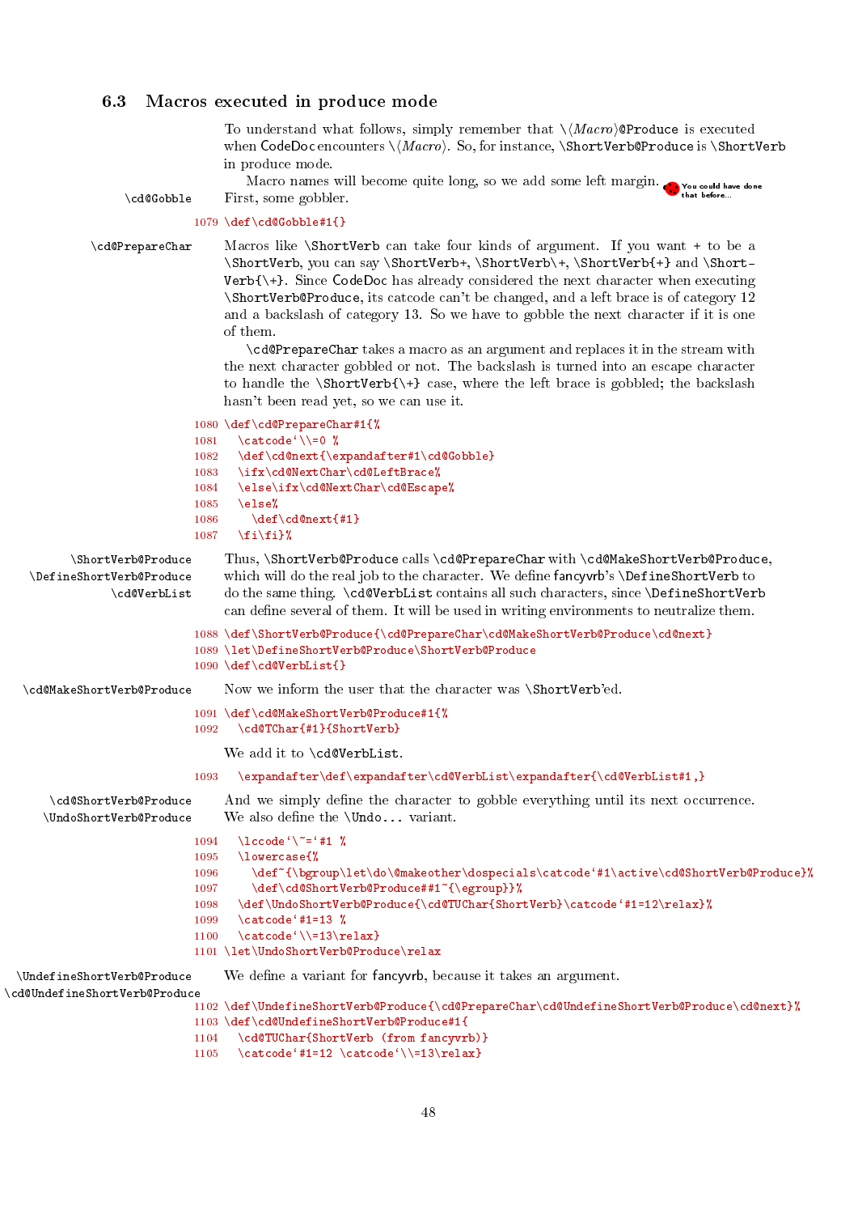### 6.3 Macros executed in produce mode

To understand what follows, simply remember that \⟨*Macro*⟩@Produce is executed when CodeDoc encounters \⟨*Macro*⟩. So, for instance, \ShortVerb@Produce is \ShortVerb in produce mode.

Macro names will become quite long, so we add some left margin. You could have done that before...

\cd@Gobble — First, some gobbler.

```
1079 \def\cd@Gobble#1{}
```

\cd@PrepareChar — Macros like \ShortVerb can take four kinds of argument. If you want + to be a \ShortVerb, you can say \ShortVerb+, \ShortVerb\+, \ShortVerb{+} and \ShortVerb{\+}. Since CodeDoc has already considered the next character when executing \ShortVerb@Produce, its catcode can't be changed, and a left brace is of category 12 and a backslash of category 13. So we have to gobble the next character if it is one of them.

\cd@PrepareChar takes a macro as an argument and replaces it in the stream with the next character gobbled or not. The backslash is turned into an escape character to handle the \ShortVerb{\+} case, where the left brace is gobbled; the backslash hasn't been read yet, so we can use it.

```
1080 \def\cd@PrepareChar#1{%
1081   \catcode`\\=0 %
1082   \def\cd@next{\expandafter#1\cd@Gobble}
1083   \ifx\cd@NextChar\cd@LeftBrace%
1084   \else\ifx\cd@NextChar\cd@Escape%
1085   \else%
1086     \def\cd@next{#1}
1087   \fi\fi}%
```

\ShortVerb@Produce, \DefineShortVerb@Produce, \cd@VerbList — Thus, \ShortVerb@Produce calls \cd@PrepareChar with \cd@MakeShortVerb@Produce, which will do the real job to the character. We define fancyvrb's \DefineShortVerb to do the same thing. \cd@VerbList contains all such characters, since \DefineShortVerb can define several of them. It will be used in writing environments to neutralize them.

```
1088 \def\ShortVerb@Produce{\cd@PrepareChar\cd@MakeShortVerb@Produce\cd@next}
1089 \let\DefineShortVerb@Produce\ShortVerb@Produce
1090 \def\cd@VerbList{}
```

\cd@MakeShortVerb@Produce — Now we inform the user that the character was \ShortVerb'ed.

```
1091 \def\cd@MakeShortVerb@Produce#1{%
1092   \cd@TChar{#1}{ShortVerb}
```

We add it to \cd@VerbList.

```
1093   \expandafter\def\expandafter\cd@VerbList\expandafter{\cd@VerbList#1,}
```

\cd@ShortVerb@Produce, \UndoShortVerb@Produce — And we simply define the character to gobble everything until its next occurrence. We also define the \Undo... variant.

```
1094   \lccode`\~=`#1 %
1095   \lowercase{%
1096     \def~{\bgroup\let\do\@makeother\dospecials\catcode`#1\active\cd@ShortVerb@Produce}%
1097     \def\cd@ShortVerb@Produce##1~{\egroup}}%
1098   \def\UndoShortVerb@Produce{\cd@TUChar{ShortVerb}\catcode`#1=12\relax}%
1099   \catcode`#1=13 %
1100   \catcode`\\=13\relax}
1101 \let\UndoShortVerb@Produce\relax
```

\UndefineShortVerb@Produce, \cd@UndefineShortVerb@Produce — We define a variant for fancyvrb, because it takes an argument.

```
1102 \def\UndefineShortVerb@Produce{\cd@PrepareChar\cd@UndefineShortVerb@Produce\cd@next}%
1103 \def\cd@UndefineShortVerb@Produce#1{
1104   \cd@TUChar{ShortVerb (from fancyvrb)}
1105   \catcode`#1=12 \catcode`\\=13\relax}
```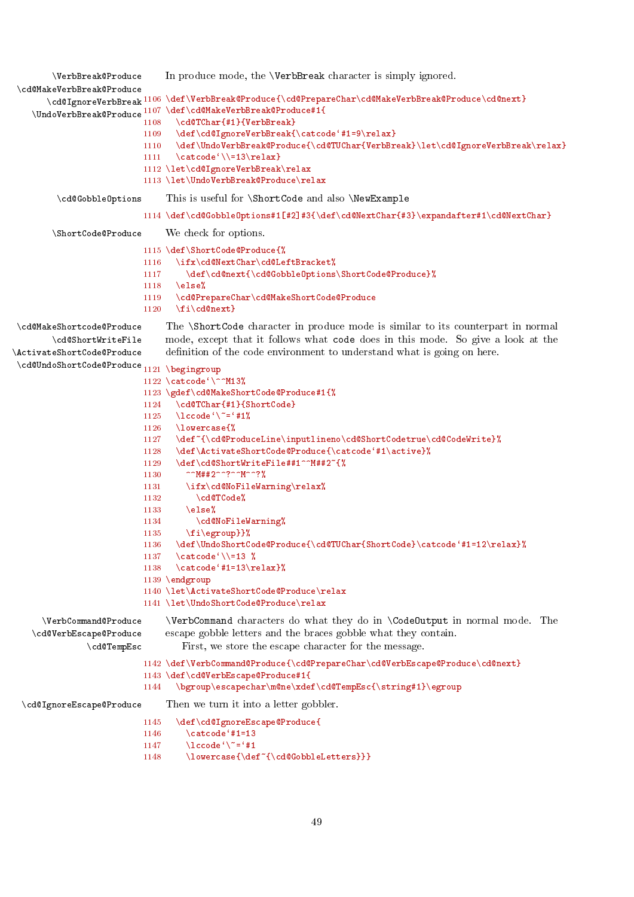\VerbBreak@Produce
\cd@MakeVerbBreak@Produce
\cd@IgnoreVerbBreak
\UndoVerbBreak@Produce

In produce mode, the \VerbBreak character is simply ignored.

```
1106 \def\VerbBreak@Produce{\cd@PrepareChar\cd@MakeVerbBreak@Produce\cd@next}
1107 \def\cd@MakeVerbBreak@Produce#1{
1108   \cd@TChar{#1}{VerbBreak}
1109   \def\cd@IgnoreVerbBreak{\catcode`#1=9\relax}
1110   \def\UndoVerbBreak@Produce{\cd@TUChar{VerbBreak}\let\cd@IgnoreVerbBreak\relax}
1111   \catcode`\\=13\relax}
1112 \let\cd@IgnoreVerbBreak\relax
1113 \let\UndoVerbBreak@Produce\relax
```

\cd@GobbleOptions

This is useful for \ShortCode and also \NewExample

```
1114 \def\cd@GobbleOptions#1[#2]#3{\def\cd@NextChar{#3}\expandafter#1\cd@NextChar}
```

\ShortCode@Produce

We check for options.

```
1115 \def\ShortCode@Produce{%
1116   \ifx\cd@NextChar\cd@LeftBracket%
1117     \def\cd@next{\cd@GobbleOptions\ShortCode@Produce}%
1118   \else%
1119   \cd@PrepareChar\cd@MakeShortCode@Produce
1120   \fi\cd@next}
```

\cd@MakeShortcode@Produce
\cd@ShortWriteFile
\ActivateShortCode@Produce
\cd@UndoShortCode@Produce

The \ShortCode character in produce mode is similar to its counterpart in normal mode, except that it follows what code does in this mode. So give a look at the definition of the code environment to understand what is going on here.

```
1121 \begingroup
1122 \catcode`\^^M13%
1123 \gdef\cd@MakeShortCode@Produce#1{%
1124   \cd@TChar{#1}{ShortCode}
1125   \lccode`\~=`#1%
1126   \lowercase{%
1127   \def~{\cd@ProduceLine\inputlineno\cd@ShortCodetrue\cd@CodeWrite}%
1128   \def\ActivateShortCode@Produce{\catcode`#1\active}%
1129   \def\cd@ShortWriteFile##1^^M##2~{%
1130     ^^M##2^^?^^M^^?%
1131     \ifx\cd@NoFileWarning\relax%
1132       \cd@TCode%
1133     \else%
1134       \cd@NoFileWarning%
1135     \fi\egroup}}%
1136   \def\UndoShortCode@Produce{\cd@TUChar{ShortCode}\catcode`#1=12\relax}%
1137   \catcode`\\=13 %
1138   \catcode`#1=13\relax}%
1139 \endgroup
1140 \let\ActivateShortCode@Produce\relax
1141 \let\UndoShortCode@Produce\relax
```

\VerbCommand@Produce
\cd@VerbEscape@Produce
\cd@TempEsc

\VerbCommand characters do what they do in \CodeOutput in normal mode. The escape gobble letters and the braces gobble what they contain.

First, we store the escape character for the message.

```
1142 \def\VerbCommand@Produce{\cd@PrepareChar\cd@VerbEscape@Produce\cd@next}
1143 \def\cd@VerbEscape@Produce#1{
1144   \bgroup\escapechar\m@ne\xdef\cd@TempEsc{\string#1}\egroup
```

\cd@IgnoreEscape@Produce

Then we turn it into a letter gobbler.

```
1145   \def\cd@IgnoreEscape@Produce{
1146     \catcode`#1=13
1147     \lccode`\~=`#1
1148     \lowercase{\def~{\cd@GobbleLetters}}}
```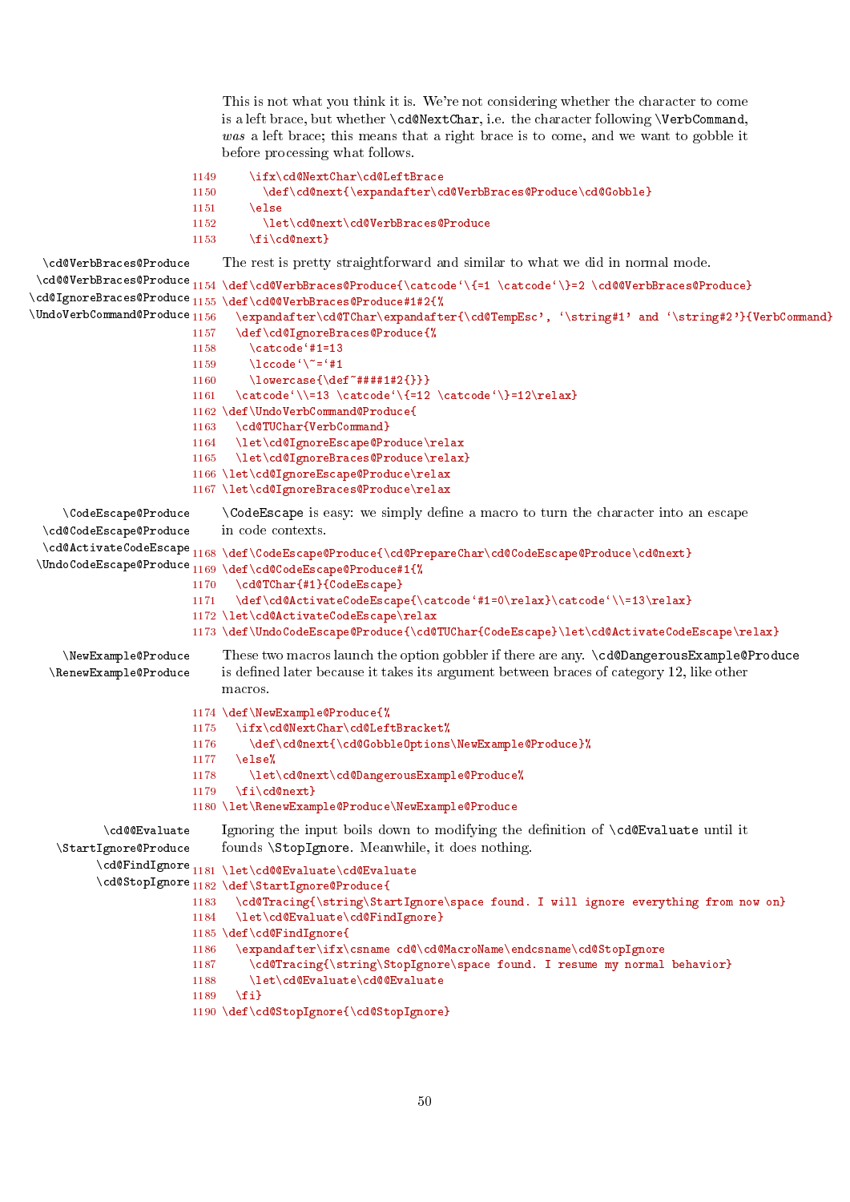This is not what you think it is. We're not considering whether the character to come is a left brace, but whether `\cd@NextChar`, i.e. the character following `\VerbCommand`, *was* a left brace; this means that a right brace is to come, and we want to gobble it before processing what follows.

```
1149     \ifx\cd@NextChar\cd@LeftBrace
1150       \def\cd@next{\expandafter\cd@VerbBraces@Produce\cd@Gobble}
1151     \else
1152       \let\cd@next\cd@VerbBraces@Produce
1153     \fi\cd@next}
```

\cd@VerbBraces@Produce \cd@@VerbBraces@Produce \cd@IgnoreBraces@Produce \UndoVerbCommand@Produce

The rest is pretty straightforward and similar to what we did in normal mode.

```
1154 \def\cd@VerbBraces@Produce{\catcode`\{=1 \catcode`\}=2 \cd@@VerbBraces@Produce}
1155 \def\cd@@VerbBraces@Produce#1#2{%
1156   \expandafter\cd@TChar\expandafter{\cd@TempEsc', `\string#1' and `\string#2'}{VerbCommand}
1157   \def\cd@IgnoreBraces@Produce{%
1158     \catcode`#1=13
1159     \lccode`\~=`#1
1160     \lowercase{\def~####1#2{}}}
1161   \catcode`\\=13 \catcode`\{=12 \catcode`\}=12\relax}
1162 \def\UndoVerbCommand@Produce{
1163   \cd@TUChar{VerbCommand}
1164   \let\cd@IgnoreEscape@Produce\relax
1165   \let\cd@IgnoreBraces@Produce\relax}
1166 \let\cd@IgnoreEscape@Produce\relax
1167 \let\cd@IgnoreBraces@Produce\relax
```

\CodeEscape@Produce \cd@CodeEscape@Produce \cd@ActivateCodeEscape \UndoCodeEscape@Produce

`\CodeEscape` is easy: we simply define a macro to turn the character into an escape in code contexts.

```
1168 \def\CodeEscape@Produce{\cd@PrepareChar\cd@CodeEscape@Produce\cd@next}
1169 \def\cd@CodeEscape@Produce#1{%
1170   \cd@TChar{#1}{CodeEscape}
1171   \def\cd@ActivateCodeEscape{\catcode`#1=0\relax}\catcode`\\=13\relax}
1172 \let\cd@ActivateCodeEscape\relax
1173 \def\UndoCodeEscape@Produce{\cd@TUChar{CodeEscape}\let\cd@ActivateCodeEscape\relax}
```

\NewExample@Produce \RenewExample@Produce

These two macros launch the option gobbler if there are any. `\cd@DangerousExample@Produce` is defined later because it takes its argument between braces of category 12, like other macros.

```
1174 \def\NewExample@Produce{%
1175   \ifx\cd@NextChar\cd@LeftBracket%
1176     \def\cd@next{\cd@GobbleOptions\NewExample@Produce}%
1177   \else%
1178     \let\cd@next\cd@DangerousExample@Produce%
1179   \fi\cd@next}
1180 \let\RenewExample@Produce\NewExample@Produce
```

\cd@@Evaluate \StartIgnore@Produce \cd@FindIgnore \cd@StopIgnore

Ignoring the input boils down to modifying the definition of `\cd@Evaluate` until it founds `\StopIgnore`. Meanwhile, it does nothing.

```
1181 \let\cd@@Evaluate\cd@Evaluate
1182 \def\StartIgnore@Produce{
1183   \cd@Tracing{\string\StartIgnore\space found. I will ignore everything from now on}
1184   \let\cd@Evaluate\cd@FindIgnore}
1185 \def\cd@FindIgnore{
1186   \expandafter\ifx\csname cd@\cd@MacroName\endcsname\cd@StopIgnore
1187     \cd@Tracing{\string\StopIgnore\space found. I resume my normal behavior}
1188     \let\cd@Evaluate\cd@@Evaluate
1189   \fi}
1190 \def\cd@StopIgnore{\cd@StopIgnore}
```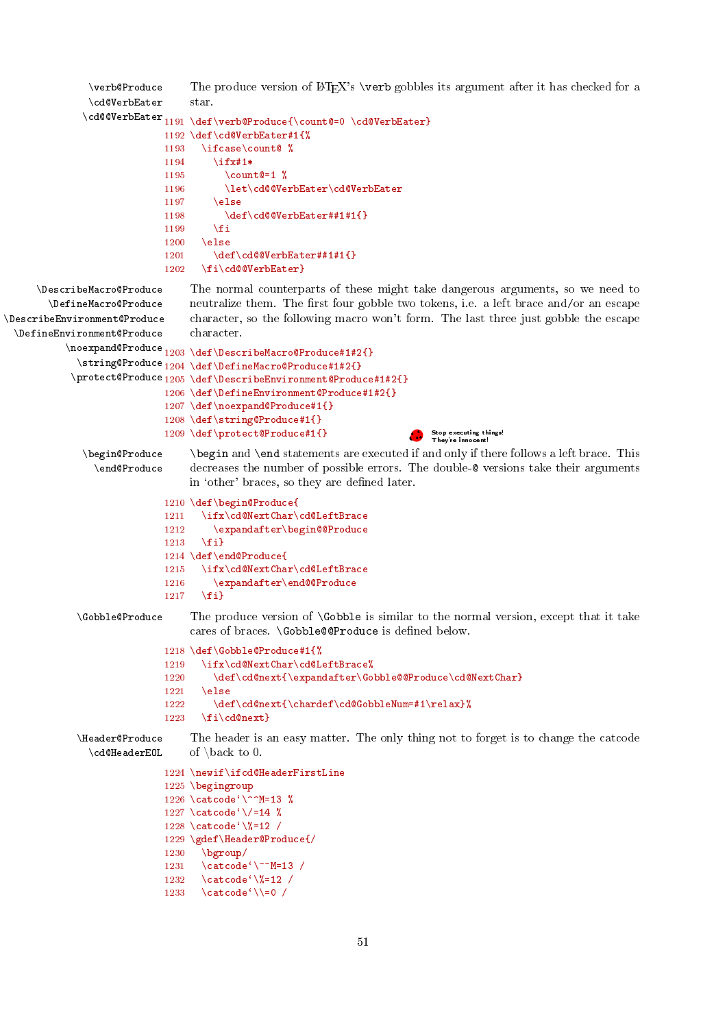`\verb@Produce` `\cd@VerbEater` `\cd@@VerbEater`

The produce version of LaTeX's `\verb` gobbles its argument after it has checked for a star.

```
1191 \def\verb@Produce{\count@=0 \cd@VerbEater}
1192 \def\cd@VerbEater#1{%
1193   \ifcase\count@ %
1194     \ifx#1*
1195       \count@=1 %
1196       \let\cd@@VerbEater\cd@VerbEater
1197     \else
1198       \def\cd@@VerbEater##1#1{}
1199     \fi
1200   \else
1201     \def\cd@@VerbEater##1#1{}
1202   \fi\cd@@VerbEater}
```

`\DescribeMacro@Produce` `\DefineMacro@Produce` `\DescribeEnvironment@Produce` `\DefineEnvironment@Produce` `\noexpand@Produce` `\string@Produce` `\protect@Produce`

The normal counterparts of these might take dangerous arguments, so we need to neutralize them. The first four gobble two tokens, i.e. a left brace and/or an escape character, so the following macro won't form. The last three just gobble the escape character.

```
1203 \def\DescribeMacro@Produce#1#2{}
1204 \def\DefineMacro@Produce#1#2{}
1205 \def\DescribeEnvironment@Produce#1#2{}
1206 \def\DefineEnvironment@Produce#1#2{}
1207 \def\noexpand@Produce#1{}
1208 \def\string@Produce#1{}
1209 \def\protect@Produce#1{}
```

Stop executing things! They're innocent!

`\begin@Produce` `\end@Produce`

`\begin` and `\end` statements are executed if and only if there follows a left brace. This decreases the number of possible errors. The double-@ versions take their arguments in 'other' braces, so they are defined later.

```
1210 \def\begin@Produce{
1211   \ifx\cd@NextChar\cd@LeftBrace
1212     \expandafter\begin@@Produce
1213   \fi}
1214 \def\end@Produce{
1215   \ifx\cd@NextChar\cd@LeftBrace
1216     \expandafter\end@@Produce
1217   \fi}
```

`\Gobble@Produce`

The produce version of `\Gobble` is similar to the normal version, except that it take cares of braces. `\Gobble@@Produce` is defined below.

```
1218 \def\Gobble@Produce#1{%
1219   \ifx\cd@NextChar\cd@LeftBrace%
1220     \def\cd@next{\expandafter\Gobble@@Produce\cd@NextChar}
1221   \else
1222     \def\cd@next{\chardef\cd@GobbleNum=#1\relax}%
1223   \fi\cd@next}
```

`\Header@Produce` `\cd@HeaderEOL`

The header is an easy matter. The only thing not to forget is to change the catcode of \back to 0.

```
1224 \newif\ifcd@HeaderFirstLine
1225 \begingroup
1226 \catcode`\^^M=13 %
1227 \catcode`\/=14 %
1228 \catcode`\%=12 /
1229 \gdef\Header@Produce{/
1230   \bgroup/
1231   \catcode`\^^M=13 /
1232   \catcode`\%=12 /
1233   \catcode`\\=0 /
```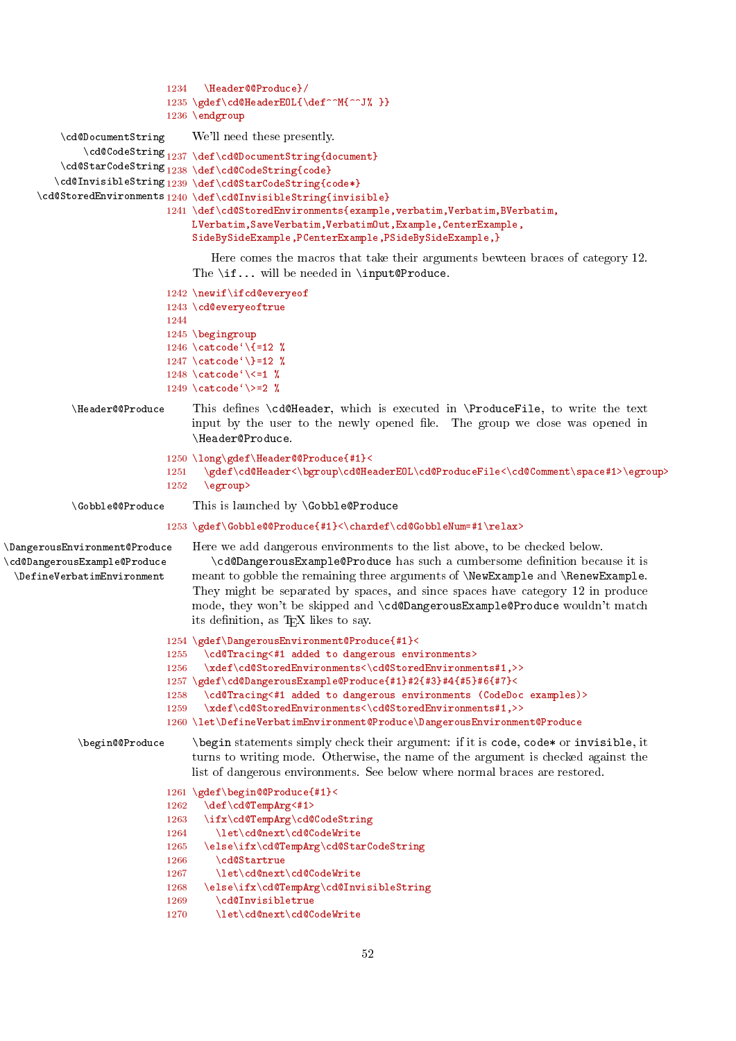```
1234   \Header@@Produce}/
1235 \gdef\cd@HeaderEOL{\def^^M{^^J% }}
1236 \endgroup
```

**\cd@DocumentString \cd@CodeString \cd@StarCodeString \cd@InvisibleString \cd@StoredEnvironments**

We'll need these presently.

```
1237 \def\cd@DocumentString{document}
1238 \def\cd@CodeString{code}
1239 \def\cd@StarCodeString{code*}
1240 \def\cd@InvisibleString{invisible}
1241 \def\cd@StoredEnvironments{example,verbatim,Verbatim,BVerbatim,
     LVerbatim,SaveVerbatim,VerbatimOut,Example,CenterExample,
     SideBySideExample,PCenterExample,PSideBySideExample,}
```

Here comes the macros that take their arguments bewteen braces of category 12. The `\if...` will be needed in `\input@Produce`.

```
1242 \newif\ifcd@everyeof
1243 \cd@everyeoftrue
1244
1245 \begingroup
1246 \catcode`\{=12 %
1247 \catcode`\}=12 %
1248 \catcode`\<=1 %
1249 \catcode`\>=2 %
```

**\Header@@Produce**

This defines `\cd@Header`, which is executed in `\ProduceFile`, to write the text input by the user to the newly opened file. The group we close was opened in `\Header@Produce`.

```
1250 \long\gdef\Header@@Produce{#1}<
1251   \gdef\cd@Header<\bgroup\cd@HeaderEOL\cd@ProduceFile<\cd@Comment\space#1>\egroup>
1252   \egroup>
```

**\Gobble@@Produce**

This is launched by `\Gobble@Produce`

```
1253 \gdef\Gobble@@Produce{#1}<\chardef\cd@GobbleNum=#1\relax>
```

**\DangerousEnvironment@Produce \cd@DangerousExample@Produce \DefineVerbatimEnvironment**

Here we add dangerous environments to the list above, to be checked below.

`\cd@DangerousExample@Produce` has such a cumbersome definition because it is meant to gobble the remaining three arguments of `\NewExample` and `\RenewExample`. They might be separated by spaces, and since spaces have category 12 in produce mode, they won't be skipped and `\cd@DangerousExample@Produce` wouldn't match its definition, as TeX likes to say.

```
1254 \gdef\DangerousEnvironment@Produce{#1}<
1255   \cd@Tracing<#1 added to dangerous environments>
1256   \xdef\cd@StoredEnvironments<\cd@StoredEnvironments#1,>>
1257 \gdef\cd@DangerousExample@Produce{#1}#2{#3}#4{#5}#6{#7}<
1258   \cd@Tracing<#1 added to dangerous environments (CodeDoc examples)>
1259   \xdef\cd@StoredEnvironments<\cd@StoredEnvironments#1,>>
1260 \let\DefineVerbatimEnvironment@Produce\DangerousEnvironment@Produce
```

**\begin@@Produce**

`\begin` statements simply check their argument: if it is `code`, `code*` or `invisible`, it turns to writing mode. Otherwise, the name of the argument is checked against the list of dangerous environments. See below where normal braces are restored.

```
1261 \gdef\begin@@Produce{#1}<
1262   \def\cd@TempArg<#1>
1263   \ifx\cd@TempArg\cd@CodeString
1264     \let\cd@next\cd@CodeWrite
1265   \else\ifx\cd@TempArg\cd@StarCodeString
1266     \cd@Startrue
1267     \let\cd@next\cd@CodeWrite
1268   \else\ifx\cd@TempArg\cd@InvisibleString
1269     \cd@Invisibletrue
1270     \let\cd@next\cd@CodeWrite
```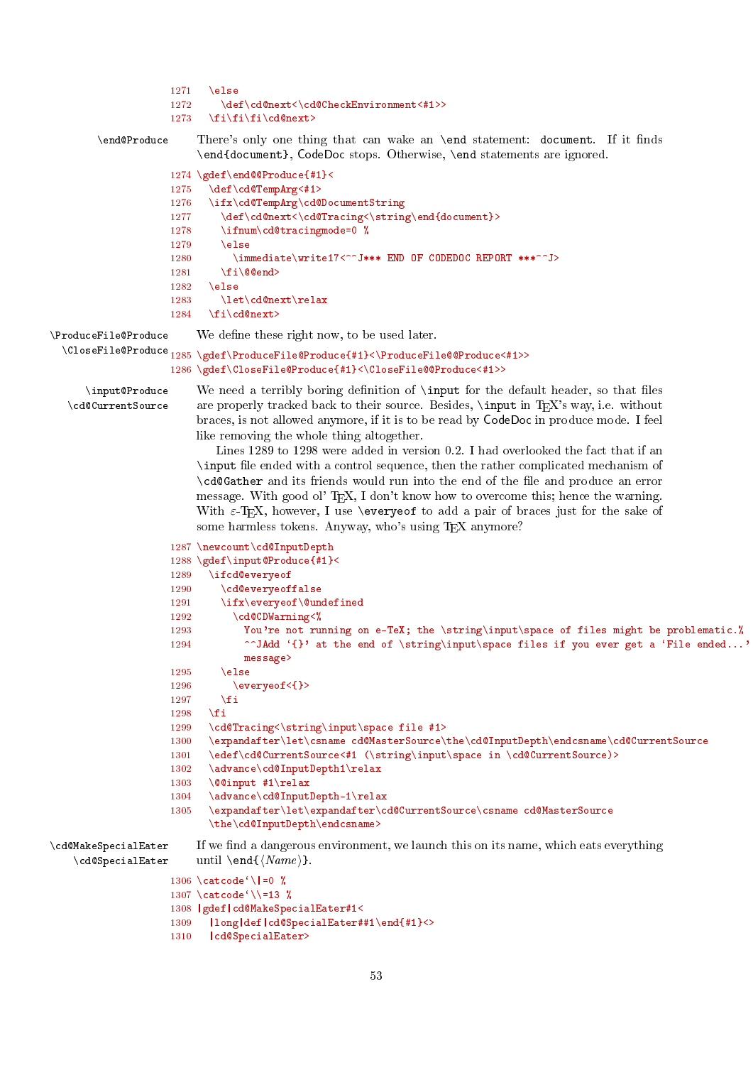```
1271   \else
1272     \def\cd@next<\cd@CheckEnvironment<#1>>
1273   \fi\fi\fi\cd@next>
```

`\end@Produce` There's only one thing that can wake an `\end` statement: `document`. If it finds `\end{document}`, CodeDoc stops. Otherwise, `\end` statements are ignored.

```
1274 \gdef\end@@Produce{#1}<
1275   \def\cd@TempArg<#1>
1276   \ifx\cd@TempArg\cd@DocumentString
1277     \def\cd@next<\cd@Tracing<\string\end{document}>
1278     \ifnum\cd@tracingmode=0 %
1279     \else
1280       \immediate\write17<^^J*** END OF CODEDOC REPORT ***^^J>
1281     \fi\@@end>
1282   \else
1283     \let\cd@next\relax
1284   \fi\cd@next>
```

`\ProduceFile@Produce` `\CloseFile@Produce` We define these right now, to be used later.

```
1285 \gdef\ProduceFile@Produce{#1}<\ProduceFile@@Produce<#1>>
1286 \gdef\CloseFile@Produce{#1}<\CloseFile@@Produce<#1>>
```

`\input@Produce` `\cd@CurrentSource` We need a terribly boring definition of `\input` for the default header, so that files are properly tracked back to their source. Besides, `\input` in TeX's way, i.e. without braces, is not allowed anymore, if it is to be read by CodeDoc in produce mode. I feel like removing the whole thing altogether.

Lines 1289 to 1298 were added in version 0.2. I had overlooked the fact that if an `\input` file ended with a control sequence, then the rather complicated mechanism of `\cd@Gather` and its friends would run into the end of the file and produce an error message. With good ol' TeX, I don't know how to overcome this; hence the warning. With ε-TeX, however, I use `\everyeof` to add a pair of braces just for the sake of some harmless tokens. Anyway, who's using TeX anymore?

```
1287 \newcount\cd@InputDepth
1288 \gdef\input@Produce{#1}<
1289   \ifcd@everyeof
1290     \cd@everyeoffalse
1291     \ifx\everyeof\@undefined
1292       \cd@CDWarning<%
1293         You're not running on e-TeX; the \string\input\space of files might be problematic.%
1294         ^^JAdd `{}' at the end of \string\input\space files if you ever get a `File ended...'
           message>
1295     \else
1296       \everyeof<{}>
1297     \fi
1298   \fi
1299   \cd@Tracing<\string\input\space file #1>
1300   \expandafter\let\csname cd@MasterSource\the\cd@InputDepth\endcsname\cd@CurrentSource
1301   \edef\cd@CurrentSource<#1 (\string\input\space in \cd@CurrentSource)>
1302   \advance\cd@InputDepth1\relax
1303   \@@input #1\relax
1304   \advance\cd@InputDepth-1\relax
1305   \expandafter\let\expandafter\cd@CurrentSource\csname cd@MasterSource
       \the\cd@InputDepth\endcsname>
```

`\cd@MakeSpecialEater` `\cd@SpecialEater` If we find a dangerous environment, we launch this on its name, which eats everything until `\end{`⟨*Name*⟩`}`.

```
1306 \catcode`\|=0 %
1307 \catcode`\\=13 %
1308 |gdef|cd@MakeSpecialEater#1<
1309   |long|def|cd@SpecialEater##1\end{#1}<>
1310   |cd@SpecialEater>
```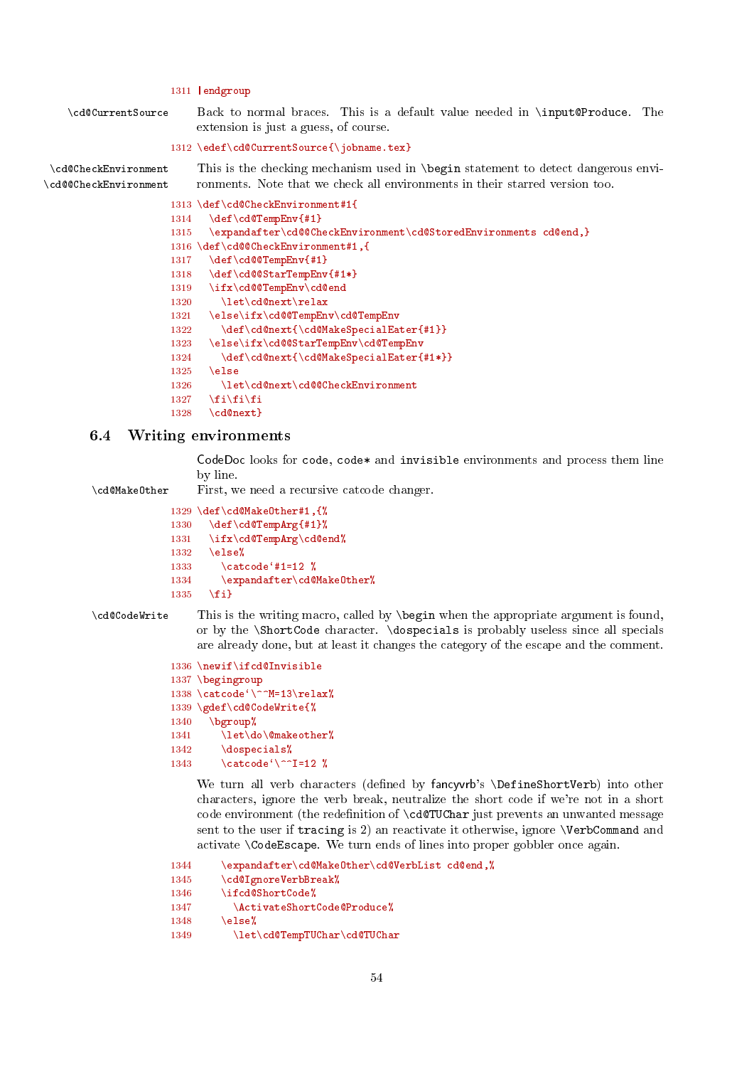```
1311 |endgroup
```

`\cd@CurrentSource` Back to normal braces. This is a default value needed in `\input@Produce`. The extension is just a guess, of course.

```
1312 \edef\cd@CurrentSource{\jobname.tex}
```

`\cd@CheckEnvironment` `\cd@@CheckEnvironment` This is the checking mechanism used in `\begin` statement to detect dangerous environments. Note that we check all environments in their starred version too.

```
1313 \def\cd@CheckEnvironment#1{
1314   \def\cd@TempEnv{#1}
1315   \expandafter\cd@@CheckEnvironment\cd@StoredEnvironments cd@end,}
1316 \def\cd@@CheckEnvironment#1,{
1317   \def\cd@@TempEnv{#1}
1318   \def\cd@@StarTempEnv{#1*}
1319   \ifx\cd@@TempEnv\cd@end
1320     \let\cd@next\relax
1321   \else\ifx\cd@@TempEnv\cd@TempEnv
1322     \def\cd@next{\cd@MakeSpecialEater{#1}}
1323   \else\ifx\cd@@StarTempEnv\cd@TempEnv
1324     \def\cd@next{\cd@MakeSpecialEater{#1*}}
1325   \else
1326     \let\cd@next\cd@@CheckEnvironment
1327   \fi\fi\fi
1328   \cd@next}
```

## 6.4 Writing environments

CodeDoc looks for `code`, `code*` and `invisible` environments and process them line by line.

`\cd@MakeOther` First, we need a recursive catcode changer.

```
1329 \def\cd@MakeOther#1,{%
1330   \def\cd@TempArg{#1}%
1331   \ifx\cd@TempArg\cd@end%
1332   \else%
1333     \catcode`#1=12 %
1334     \expandafter\cd@MakeOther%
1335   \fi}
```

`\cd@CodeWrite` This is the writing macro, called by `\begin` when the appropriate argument is found, or by the `\ShortCode` character. `\dospecials` is probably useless since all specials are already done, but at least it changes the category of the escape and the comment.

```
1336 \newif\ifcd@Invisible
1337 \begingroup
1338 \catcode`\^^M=13\relax%
1339 \gdef\cd@CodeWrite{%
1340   \bgroup%
1341     \let\do\@makeother%
1342     \dospecials%
1343     \catcode`\^^I=12 %
```

We turn all verb characters (defined by fancyvrb's `\DefineShortVerb`) into other characters, ignore the verb break, neutralize the short code if we're not in a short code environment (the redefinition of `\cd@TUChar` just prevents an unwanted message sent to the user if `tracing` is 2) an reactivate it otherwise, ignore `\VerbCommand` and activate `\CodeEscape`. We turn ends of lines into proper gobbler once again.

```
1344     \expandafter\cd@MakeOther\cd@VerbList cd@end,%
1345     \cd@IgnoreVerbBreak%
1346     \ifcd@ShortCode%
1347       \ActivateShortCode@Produce%
1348     \else%
1349       \let\cd@TempTUChar\cd@TUChar
```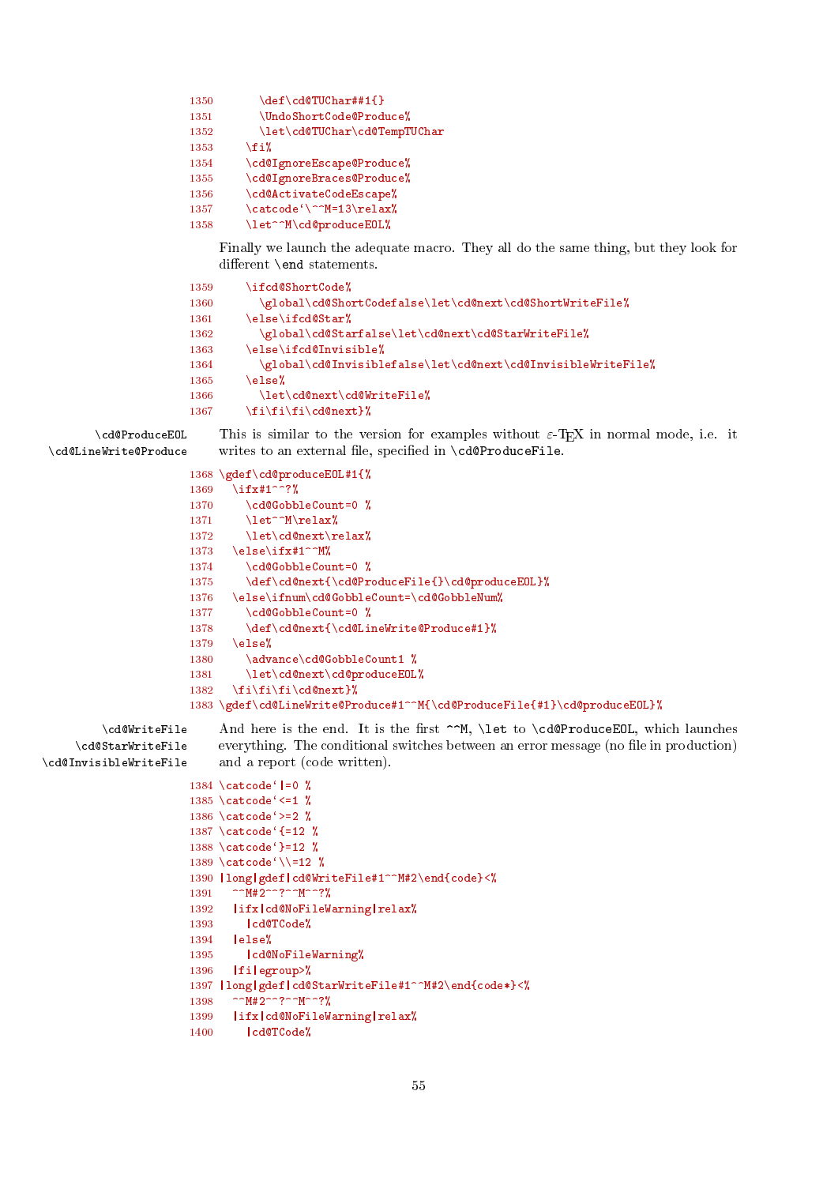```
1350        \def\cd@TUChar##1{}
1351        \UndoShortCode@Produce%
1352        \let\cd@TUChar\cd@TempTUChar
1353      \fi%
1354      \cd@IgnoreEscape@Produce%
1355      \cd@IgnoreBraces@Produce%
1356      \cd@ActivateCodeEscape%
1357      \catcode`\^^M=13\relax%
1358      \let^^M\cd@produceEOL%
```

Finally we launch the adequate macro. They all do the same thing, but they look for different `\end` statements.

```
1359      \ifcd@ShortCode%
1360        \global\cd@ShortCodefalse\let\cd@next\cd@ShortWriteFile%
1361      \else\ifcd@Star%
1362        \global\cd@Starfalse\let\cd@next\cd@StarWriteFile%
1363      \else\ifcd@Invisible%
1364        \global\cd@Invisiblefalse\let\cd@next\cd@InvisibleWriteFile%
1365      \else%
1366        \let\cd@next\cd@WriteFile%
1367      \fi\fi\fi\cd@next}%
```

`\cd@ProduceEOL` `\cd@LineWrite@Produce`

This is similar to the version for examples without ε-TEX in normal mode, i.e. it writes to an external file, specified in `\cd@ProduceFile`.

```
1368 \gdef\cd@produceEOL#1{%
1369   \ifx#1^^?%
1370     \cd@GobbleCount=0 %
1371     \let^^M\relax%
1372     \let\cd@next\relax%
1373   \else\ifx#1^^M%
1374     \cd@GobbleCount=0 %
1375     \def\cd@next{\cd@ProduceFile{}\cd@produceEOL}%
1376   \else\ifnum\cd@GobbleCount=\cd@GobbleNum%
1377     \cd@GobbleCount=0 %
1378     \def\cd@next{\cd@LineWrite@Produce#1}%
1379   \else%
1380     \advance\cd@GobbleCount1 %
1381     \let\cd@next\cd@produceEOL%
1382   \fi\fi\fi\cd@next}%
1383 \gdef\cd@LineWrite@Produce#1^^M{\cd@ProduceFile{#1}\cd@produceEOL}%
```

`\cd@WriteFile` `\cd@StarWriteFile` `\cd@InvisibleWriteFile`

And here is the end. It is the first `^^M`, `\let` to `\cd@ProduceEOL`, which launches everything. The conditional switches between an error message (no file in production) and a report (code written).

```
1384 \catcode`|=0 %
1385 \catcode`<=1 %
1386 \catcode`>=2 %
1387 \catcode`{=12 %
1388 \catcode`}=12 %
1389 \catcode`\\=12 %
1390 |long|gdef|cd@WriteFile#1^^M#2\end{code}<%
1391   ^^M#2^^?^^M^^?%
1392   |ifx|cd@NoFileWarning|relax%
1393     |cd@TCode%
1394   |else%
1395     |cd@NoFileWarning%
1396   |fi|egroup>%
1397 |long|gdef|cd@StarWriteFile#1^^M#2\end{code*}<%
1398   ^^M#2^^?^^M^^?%
1399   |ifx|cd@NoFileWarning|relax%
1400     |cd@TCode%
```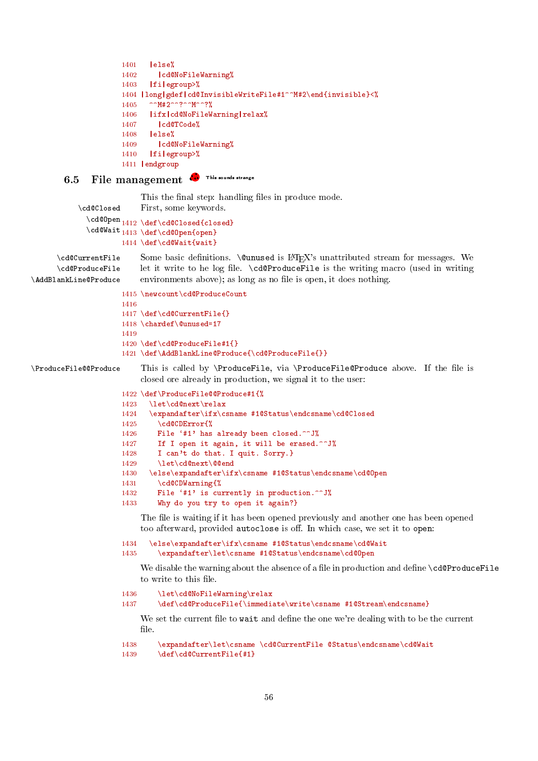```
1401   |else%
1402     |cd@NoFileWarning%
1403   |fi|egroup>%
1404 |long|gdef|cd@InvisibleWriteFile#1^^M#2\end{invisible}<%
1405   ^^M#2^^?^^M^^?%
1406   |ifx|cd@NoFileWarning|relax%
1407     |cd@TCode%
1408   |else%
1409     |cd@NoFileWarning%
1410   |fi|egroup>%
1411 |endgroup
```

### 6.5 File management

This sounds strange

This the final step: handling files in produce mode.

`\cd@Closed` `\cd@Open` `\cd@Wait`

First, some keywords.

```
1412 \def\cd@Closed{closed}
1413 \def\cd@Open{open}
1414 \def\cd@Wait{wait}
```

`\cd@CurrentFile` `\cd@ProduceFile` `\AddBlankLine@Produce`

Some basic definitions. `\@unused` is LaTeX's unattributed stream for messages. We let it write to he log file. `\cd@ProduceFile` is the writing macro (used in writing environments above); as long as no file is open, it does nothing.

```
1415 \newcount\cd@ProduceCount
1416
1417 \def\cd@CurrentFile{}
1418 \chardef\@unused=17
1419
1420 \def\cd@ProduceFile#1{}
1421 \def\AddBlankLine@Produce{\cd@ProduceFile{}}
```

`\ProduceFile@@Produce`

This is called by `\ProduceFile`, via `\ProduceFile@Produce` above. If the file is closed ore already in production, we signal it to the user:

```
1422 \def\ProduceFile@@Produce#1{%
1423   \let\cd@next\relax
1424   \expandafter\ifx\csname #1@Status\endcsname\cd@Closed
1425     \cd@CDError{%
1426     File `#1' has already been closed.^^J%
1427     If I open it again, it will be erased.^^J%
1428     I can't do that. I quit. Sorry.}
1429     \let\cd@next\@@end
1430   \else\expandafter\ifx\csname #1@Status\endcsname\cd@Open
1431     \cd@CDWarning{%
1432     File `#1' is currently in production.^^J%
1433     Why do you try to open it again?}
```

The file is waiting if it has been opened previously and another one has been opened too afterward, provided `autoclose` is off. In which case, we set it to `open`:

```
1434   \else\expandafter\ifx\csname #1@Status\endcsname\cd@Wait
1435     \expandafter\let\csname #1@Status\endcsname\cd@Open
```

We disable the warning about the absence of a file in production and define `\cd@ProduceFile` to write to this file.

```
1436     \let\cd@NoFileWarning\relax
1437     \def\cd@ProduceFile{\immediate\write\csname #1@Stream\endcsname}
```

We set the current file to `wait` and define the one we're dealing with to be the current file.

```
1438     \expandafter\let\csname \cd@CurrentFile @Status\endcsname\cd@Wait
1439     \def\cd@CurrentFile{#1}
```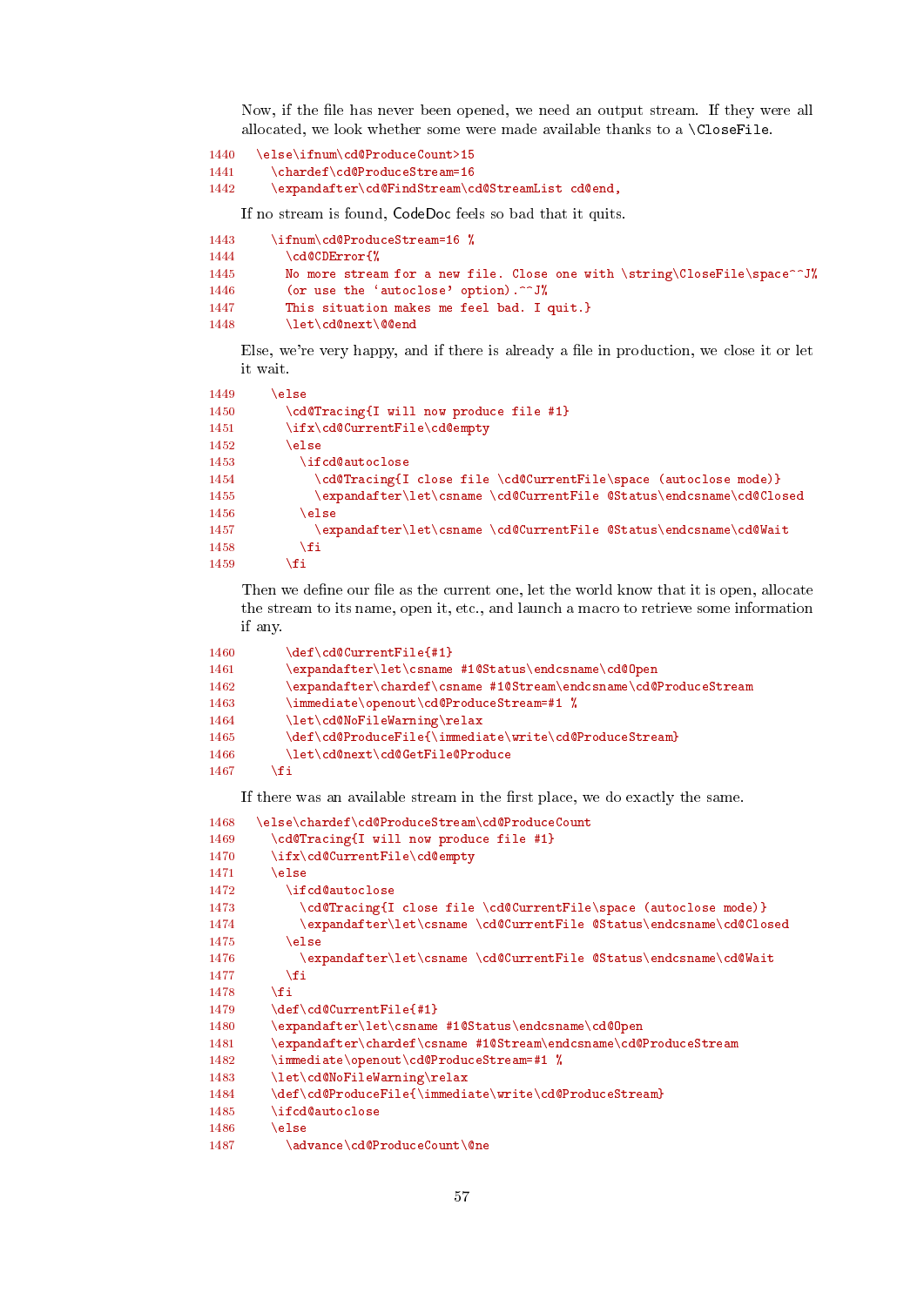Now, if the file has never been opened, we need an output stream. If they were all allocated, we look whether some were made available thanks to a \CloseFile.

```
1440   \else\ifnum\cd@ProduceCount>15
1441     \chardef\cd@ProduceStream=16
1442     \expandafter\cd@FindStream\cd@StreamList cd@end,
```

If no stream is found, CodeDoc feels so bad that it quits.

```
1443     \ifnum\cd@ProduceStream=16 %
1444       \cd@CDError{%
1445       No more stream for a new file. Close one with \string\CloseFile\space^^J%
1446       (or use the 'autoclose' option).^^J%
1447       This situation makes me feel bad. I quit.}
1448       \let\cd@next\@@end
```

Else, we're very happy, and if there is already a file in production, we close it or let it wait.

```
1449     \else
1450       \cd@Tracing{I will now produce file #1}
1451       \ifx\cd@CurrentFile\cd@empty
1452       \else
1453         \ifcd@autoclose
1454           \cd@Tracing{I close file \cd@CurrentFile\space (autoclose mode)}
1455           \expandafter\let\csname \cd@CurrentFile @Status\endcsname\cd@Closed
1456         \else
1457           \expandafter\let\csname \cd@CurrentFile @Status\endcsname\cd@Wait
1458         \fi
1459       \fi
```

Then we define our file as the current one, let the world know that it is open, allocate the stream to its name, open it, etc., and launch a macro to retrieve some information if any.

```
1460       \def\cd@CurrentFile{#1}
1461       \expandafter\let\csname #1@Status\endcsname\cd@Open
1462       \expandafter\chardef\csname #1@Stream\endcsname\cd@ProduceStream
1463       \immediate\openout\cd@ProduceStream=#1 %
1464       \let\cd@NoFileWarning\relax
1465       \def\cd@ProduceFile{\immediate\write\cd@ProduceStream}
1466       \let\cd@next\cd@GetFile@Produce
1467     \fi
```

If there was an available stream in the first place, we do exactly the same.

```
1468   \else\chardef\cd@ProduceStream\cd@ProduceCount
1469     \cd@Tracing{I will now produce file #1}
1470     \ifx\cd@CurrentFile\cd@empty
1471     \else
1472       \ifcd@autoclose
1473         \cd@Tracing{I close file \cd@CurrentFile\space (autoclose mode)}
1474         \expandafter\let\csname \cd@CurrentFile @Status\endcsname\cd@Closed
1475       \else
1476         \expandafter\let\csname \cd@CurrentFile @Status\endcsname\cd@Wait
1477       \fi
1478     \fi
1479     \def\cd@CurrentFile{#1}
1480     \expandafter\let\csname #1@Status\endcsname\cd@Open
1481     \expandafter\chardef\csname #1@Stream\endcsname\cd@ProduceStream
1482     \immediate\openout\cd@ProduceStream=#1 %
1483     \let\cd@NoFileWarning\relax
1484     \def\cd@ProduceFile{\immediate\write\cd@ProduceStream}
1485     \ifcd@autoclose
1486     \else
1487       \advance\cd@ProduceCount\@ne
```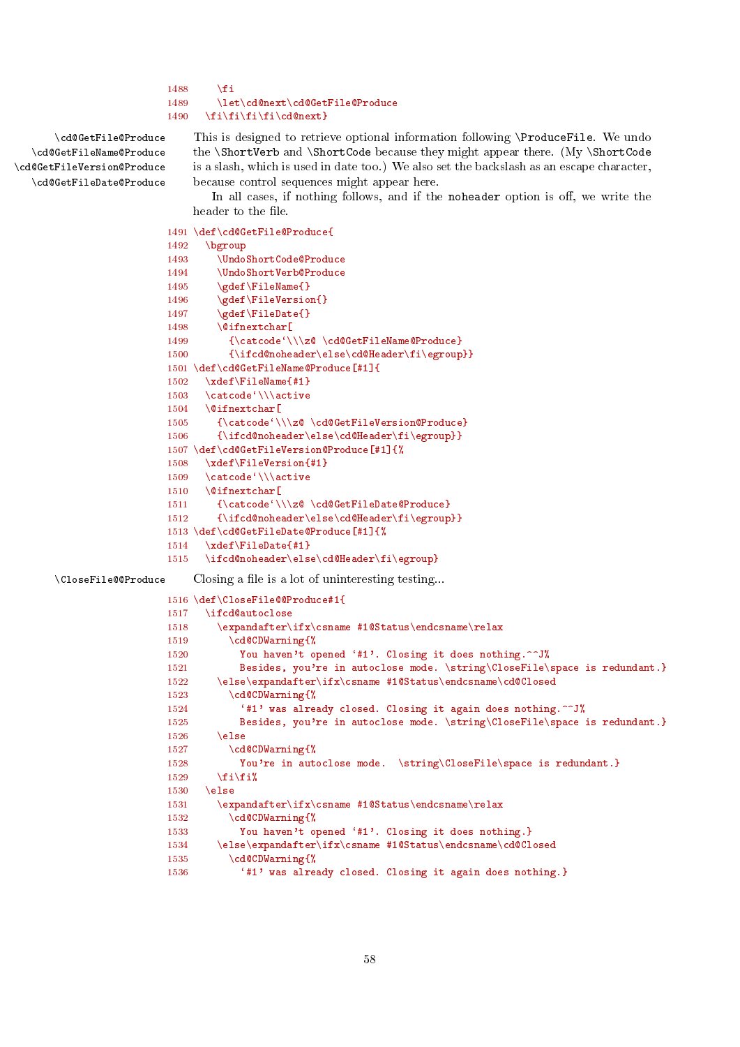```
1488     \fi
1489     \let\cd@next\cd@GetFile@Produce
1490   \fi\fi\fi\fi\cd@next}
```

\cd@GetFile@Produce
\cd@GetFileName@Produce
\cd@GetFileVersion@Produce
\cd@GetFileDate@Produce

This is designed to retrieve optional information following \ProduceFile. We undo the \ShortVerb and \ShortCode because they might appear there. (My \ShortCode is a slash, which is used in date too.) We also set the backslash as an escape character, because control sequences might appear here.

In all cases, if nothing follows, and if the noheader option is off, we write the header to the file.

```
1491 \def\cd@GetFile@Produce{
1492   \bgroup
1493     \UndoShortCode@Produce
1494     \UndoShortVerb@Produce
1495     \gdef\FileName{}
1496     \gdef\FileVersion{}
1497     \gdef\FileDate{}
1498     \@ifnextchar[
1499       {\catcode`\\\z@ \cd@GetFileName@Produce}
1500       {\ifcd@noheader\else\cd@Header\fi\egroup}}
1501 \def\cd@GetFileName@Produce[#1]{
1502   \xdef\FileName{#1}
1503   \catcode`\\\active
1504   \@ifnextchar[
1505     {\catcode`\\\z@ \cd@GetFileVersion@Produce}
1506     {\ifcd@noheader\else\cd@Header\fi\egroup}}
1507 \def\cd@GetFileVersion@Produce[#1]{%
1508   \xdef\FileVersion{#1}
1509   \catcode`\\\active
1510   \@ifnextchar[
1511     {\catcode`\\\z@ \cd@GetFileDate@Produce}
1512     {\ifcd@noheader\else\cd@Header\fi\egroup}}
1513 \def\cd@GetFileDate@Produce[#1]{%
1514   \xdef\FileDate{#1}
1515   \ifcd@noheader\else\cd@Header\fi\egroup}
```

\CloseFile@@Produce

Closing a file is a lot of uninteresting testing...

```
1516 \def\CloseFile@@Produce#1{
1517   \ifcd@autoclose
1518     \expandafter\ifx\csname #1@Status\endcsname\relax
1519       \cd@CDWarning{%
1520         You haven't opened `#1'. Closing it does nothing.^^J%
1521         Besides, you're in autoclose mode. \string\CloseFile\space is redundant.}
1522     \else\expandafter\ifx\csname #1@Status\endcsname\cd@Closed
1523       \cd@CDWarning{%
1524         `#1' was already closed. Closing it again does nothing.^^J%
1525         Besides, you're in autoclose mode. \string\CloseFile\space is redundant.}
1526     \else
1527       \cd@CDWarning{%
1528         You're in autoclose mode.  \string\CloseFile\space is redundant.}
1529     \fi\fi%
1530   \else
1531     \expandafter\ifx\csname #1@Status\endcsname\relax
1532       \cd@CDWarning{%
1533         You haven't opened `#1'. Closing it does nothing.}
1534     \else\expandafter\ifx\csname #1@Status\endcsname\cd@Closed
1535       \cd@CDWarning{%
1536         `#1' was already closed. Closing it again does nothing.}
```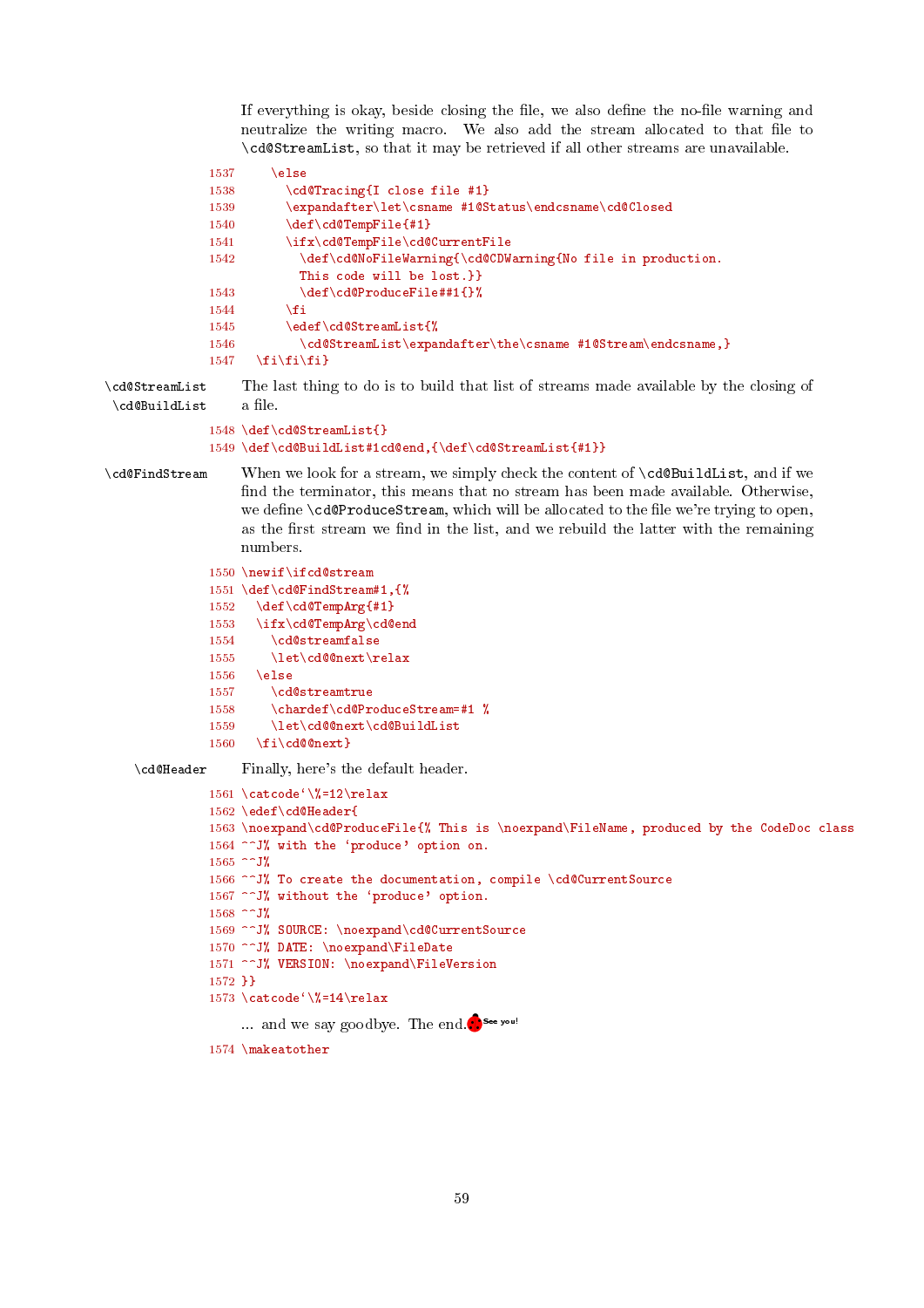If everything is okay, beside closing the file, we also define the no-file warning and neutralize the writing macro. We also add the stream allocated to that file to `\cd@StreamList`, so that it may be retrieved if all other streams are unavailable.

```
1537     \else
1538       \cd@Tracing{I close file #1}
1539       \expandafter\let\csname #1@Status\endcsname\cd@Closed
1540       \def\cd@TempFile{#1}
1541       \ifx\cd@TempFile\cd@CurrentFile
1542         \def\cd@NoFileWarning{\cd@CDWarning{No file in production.
           This code will be lost.}}
1543         \def\cd@ProduceFile##1{}%
1544       \fi
1545       \edef\cd@StreamList{%
1546         \cd@StreamList\expandafter\the\csname #1@Stream\endcsname,}
1547   \fi\fi\fi}
```

`\cd@StreamList` `\cd@BuildList` The last thing to do is to build that list of streams made available by the closing of a file.

```
1548 \def\cd@StreamList{}
1549 \def\cd@BuildList#1cd@end,{\def\cd@StreamList{#1}}
```

`\cd@FindStream` When we look for a stream, we simply check the content of `\cd@BuildList`, and if we find the terminator, this means that no stream has been made available. Otherwise, we define `\cd@ProduceStream`, which will be allocated to the file we're trying to open, as the first stream we find in the list, and we rebuild the latter with the remaining numbers.

```
1550 \newif\ifcd@stream
1551 \def\cd@FindStream#1,{%
1552   \def\cd@TempArg{#1}
1553   \ifx\cd@TempArg\cd@end
1554     \cd@streamfalse
1555     \let\cd@@next\relax
1556   \else
1557     \cd@streamtrue
1558     \chardef\cd@ProduceStream=#1 %
1559     \let\cd@@next\cd@BuildList
1560   \fi\cd@@next}
```

`\cd@Header` Finally, here's the default header.

```
1561 \catcode`\%=12\relax
1562 \edef\cd@Header{
1563 \noexpand\cd@ProduceFile{% This is \noexpand\FileName, produced by the CodeDoc class
1564 ^^J% with the ‘produce’ option on.
1565 ^^J%
1566 ^^J% To create the documentation, compile \cd@CurrentSource
1567 ^^J% without the ‘produce’ option.
1568 ^^J%
1569 ^^J% SOURCE: \noexpand\cd@CurrentSource
1570 ^^J% DATE: \noexpand\FileDate
1571 ^^J% VERSION: \noexpand\FileVersion
1572 }}
1573 \catcode`\%=14\relax
```

... and we say goodbye. The end. See you!

```
1574 \makeatother
```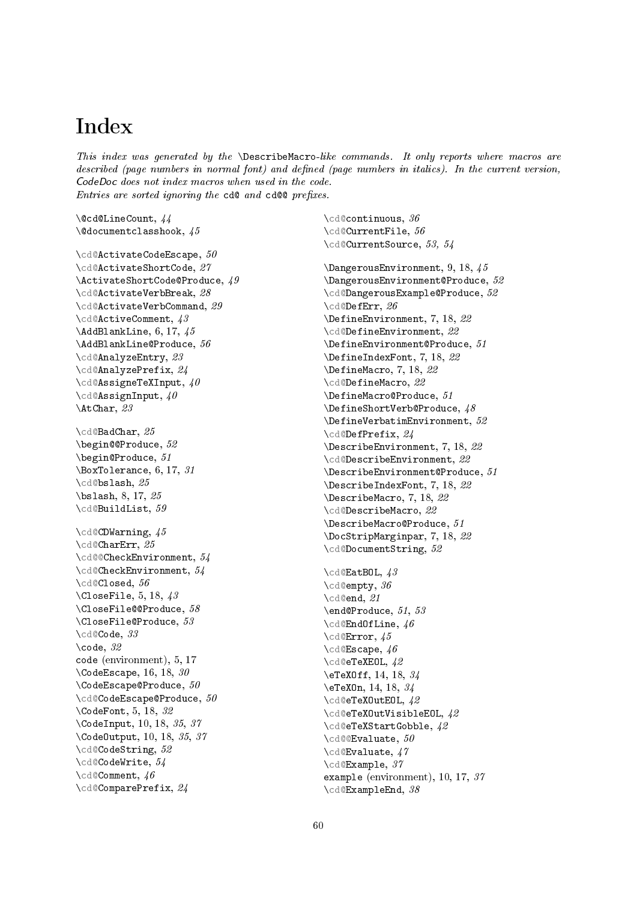# Index

*This index was generated by the* \DescribeMacro*-like commands. It only reports where macros are described (page numbers in normal font) and defined (page numbers in italics). In the current version, CodeDoc does not index macros when used in the code.*
*Entries are sorted ignoring the* cd@ *and* cd@@ *prefixes.*

\@cd@LineCount, *44*
\@documentclasshook, *45*

\cd@ActivateCodeEscape, *50*
\cd@ActivateShortCode, *27*
\ActivateShortCode@Produce, *49*
\cd@ActivateVerbBreak, *28*
\cd@ActivateVerbCommand, *29*
\cd@ActiveComment, *43*
\AddBlankLine, 6, 17, *45*
\AddBlankLine@Produce, *56*
\cd@AnalyzeEntry, *23*
\cd@AnalyzePrefix, *24*
\cd@AssigneTeXInput, *40*
\cd@AssignInput, *40*
\AtChar, *23*

\cd@BadChar, *25*
\begin@@Produce, *52*
\begin@Produce, *51*
\BoxTolerance, 6, 17, *31*
\cd@bslash, *25*
\bslash, 8, 17, *25*
\cd@BuildList, *59*

\cd@CDWarning, *45*
\cd@CharErr, *25*
\cd@@CheckEnvironment, *54*
\cd@CheckEnvironment, *54*
\cd@Closed, *56*
\CloseFile, 5, 18, *43*
\CloseFile@@Produce, *58*
\CloseFile@Produce, *53*
\cd@Code, *33*
\code, *32*
code (environment), 5, 17
\CodeEscape, 16, 18, *30*
\CodeEscape@Produce, *50*
\cd@CodeEscape@Produce, *50*
\CodeFont, 5, 18, *32*
\CodeInput, 10, 18, *35*, *37*
\CodeOutput, 10, 18, *35*, *37*
\cd@CodeString, *52*
\cd@CodeWrite, *54*
\cd@Comment, *46*
\cd@ComparePrefix, *24*

\cd@continuous, *36*
\cd@CurrentFile, *56*
\cd@CurrentSource, *53, 54*

\DangerousEnvironment, 9, 18, *45*
\DangerousEnvironment@Produce, *52*
\cd@DangerousExample@Produce, *52*
\cd@DefErr, *26*
\DefineEnvironment, 7, 18, *22*
\cd@DefineEnvironment, *22*
\DefineEnvironment@Produce, *51*
\DefineIndexFont, 7, 18, *22*
\DefineMacro, 7, 18, *22*
\cd@DefineMacro, *22*
\DefineMacro@Produce, *51*
\DefineShortVerb@Produce, *48*
\DefineVerbatimEnvironment, *52*
\cd@DefPrefix, *24*
\DescribeEnvironment, 7, 18, *22*
\cd@DescribeEnvironment, *22*
\DescribeEnvironment@Produce, *51*
\DescribeIndexFont, 7, 18, *22*
\DescribeMacro, 7, 18, *22*
\cd@DescribeMacro, *22*
\DescribeMacro@Produce, *51*
\DocStripMarginpar, 7, 18, *22*
\cd@DocumentString, *52*

\cd@EatBOL, *43*
\cd@empty, *36*
\cd@end, *21*
\end@Produce, *51*, *53*
\cd@EndOfLine, *46*
\cd@Error, *45*
\cd@Escape, *46*
\cd@eTeXEOL, *42*
\eTeXOff, 14, 18, *34*
\eTeXOn, 14, 18, *34*
\cd@eTeXOutEOL, *42*
\cd@eTeXOutVisibleEOL, *42*
\cd@eTeXStartGobble, *42*
\cd@@Evaluate, *50*
\cd@Evaluate, *47*
\cd@Example, *37*
example (environment), 10, 17, *37*
\cd@ExampleEnd, *38*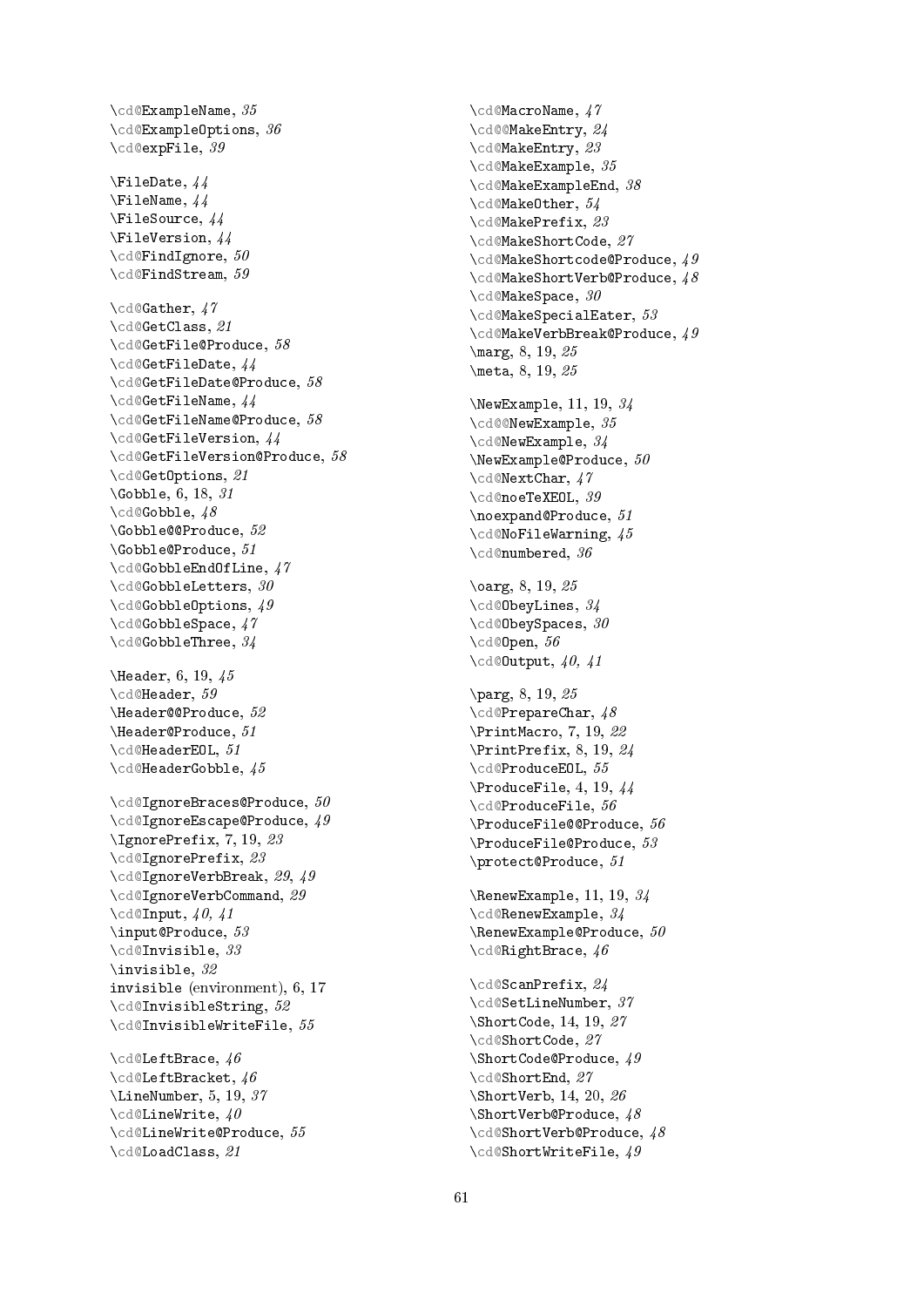\cd@ExampleName, *35*
\cd@ExampleOptions, *36*
\cd@expFile, *39*

\FileDate, *44*
\FileName, *44*
\FileSource, *44*
\FileVersion, *44*
\cd@FindIgnore, *50*
\cd@FindStream, *59*

\cd@Gather, *47*
\cd@GetClass, *21*
\cd@GetFile@Produce, *58*
\cd@GetFileDate, *44*
\cd@GetFileDate@Produce, *58*
\cd@GetFileName, *44*
\cd@GetFileName@Produce, *58*
\cd@GetFileVersion, *44*
\cd@GetFileVersion@Produce, *58*
\cd@GetOptions, *21*
\Gobble, 6, 18, *31*
\cd@Gobble, *48*
\Gobble@@Produce, *52*
\Gobble@Produce, *51*
\cd@GobbleEndOfLine, *47*
\cd@GobbleLetters, *30*
\cd@GobbleOptions, *49*
\cd@GobbleSpace, *47*
\cd@GobbleThree, *34*

\Header, 6, 19, *45*
\cd@Header, *59*
\Header@@Produce, *52*
\Header@Produce, *51*
\cd@HeaderEOL, *51*
\cd@HeaderGobble, *45*

\cd@IgnoreBraces@Produce, *50*
\cd@IgnoreEscape@Produce, *49*
\IgnorePrefix, 7, 19, *23*
\cd@IgnorePrefix, *23*
\cd@IgnoreVerbBreak, *29*, *49*
\cd@IgnoreVerbCommand, *29*
\cd@Input, *40, 41*
\input@Produce, *53*
\cd@Invisible, *33*
\invisible, *32*
invisible (environment), 6, 17
\cd@InvisibleString, *52*
\cd@InvisibleWriteFile, *55*

\cd@LeftBrace, *46*
\cd@LeftBracket, *46*
\LineNumber, 5, 19, *37*
\cd@LineWrite, *40*
\cd@LineWrite@Produce, *55*
\cd@LoadClass, *21*

\cd@MacroName, *47*
\cd@@MakeEntry, *24*
\cd@MakeEntry, *23*
\cd@MakeExample, *35*
\cd@MakeExampleEnd, *38*
\cd@MakeOther, *54*
\cd@MakePrefix, *23*
\cd@MakeShortCode, *27*
\cd@MakeShortcode@Produce, *49*
\cd@MakeShortVerb@Produce, *48*
\cd@MakeSpace, *30*
\cd@MakeSpecialEater, *53*
\cd@MakeVerbBreak@Produce, *49*
\marg, 8, 19, *25*
\meta, 8, 19, *25*

\NewExample, 11, 19, *34*
\cd@@NewExample, *35*
\cd@NewExample, *34*
\NewExample@Produce, *50*
\cd@NextChar, *47*
\cd@noeTeXEOL, *39*
\noexpand@Produce, *51*
\cd@NoFileWarning, *45*
\cd@numbered, *36*

\oarg, 8, 19, *25*
\cd@ObeyLines, *34*
\cd@ObeySpaces, *30*
\cd@Open, *56*
\cd@Output, *40, 41*

\parg, 8, 19, *25*
\cd@PrepareChar, *48*
\PrintMacro, 7, 19, *22*
\PrintPrefix, 8, 19, *24*
\cd@ProduceEOL, *55*
\ProduceFile, 4, 19, *44*
\cd@ProduceFile, *56*
\ProduceFile@@Produce, *56*
\ProduceFile@Produce, *53*
\protect@Produce, *51*

\RenewExample, 11, 19, *34*
\cd@RenewExample, *34*
\RenewExample@Produce, *50*
\cd@RightBrace, *46*

\cd@ScanPrefix, *24*
\cd@SetLineNumber, *37*
\ShortCode, 14, 19, *27*
\cd@ShortCode, *27*
\ShortCode@Produce, *49*
\cd@ShortEnd, *27*
\ShortVerb, 14, 20, *26*
\ShortVerb@Produce, *48*
\cd@ShortVerb@Produce, *48*
\cd@ShortWriteFile, *49*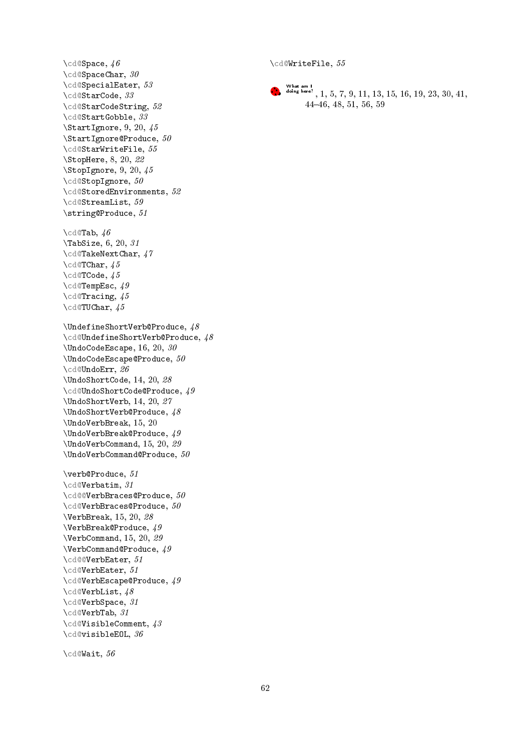\cd@Space, *46*
\cd@SpaceChar, *30*
\cd@SpecialEater, *53*
\cd@StarCode, *33*
\cd@StarCodeString, *52*
\cd@StartGobble, *33*
\StartIgnore, 9, 20, *45*
\StartIgnore@Produce, *50*
\cd@StarWriteFile, *55*
\StopHere, 8, 20, *22*
\StopIgnore, 9, 20, *45*
\cd@StopIgnore, *50*
\cd@StoredEnvironments, *52*
\cd@StreamList, *59*
\string@Produce, *51*

\cd@Tab, *46*
\TabSize, 6, 20, *31*
\cd@TakeNextChar, *47*
\cd@TChar, *45*
\cd@TCode, *45*
\cd@TempEsc, *49*
\cd@Tracing, *45*
\cd@TUChar, *45*

\UndefineShortVerb@Produce, *48*
\cd@UndefineShortVerb@Produce, *48*
\UndoCodeEscape, 16, 20, *30*
\UndoCodeEscape@Produce, *50*
\cd@UndoErr, *26*
\UndoShortCode, 14, 20, *28*
\cd@UndoShortCode@Produce, *49*
\UndoShortVerb, 14, 20, *27*
\UndoShortVerb@Produce, *48*
\UndoVerbBreak, 15, 20
\UndoVerbBreak@Produce, *49*
\UndoVerbCommand, 15, 20, *29*
\UndoVerbCommand@Produce, *50*

\verb@Produce, *51*
\cd@Verbatim, *31*
\cd@@VerbBraces@Produce, *50*
\cd@VerbBraces@Produce, *50*
\VerbBreak, 15, 20, *28*
\VerbBreak@Produce, *49*
\VerbCommand, 15, 20, *29*
\VerbCommand@Produce, *49*
\cd@@VerbEater, *51*
\cd@VerbEater, *51*
\cd@VerbEscape@Produce, *49*
\cd@VerbList, *48*
\cd@VerbSpace, *31*
\cd@VerbTab, *31*
\cd@VisibleComment, *43*
\cd@visibleEOL, *36*

\cd@Wait, *56*
\cd@WriteFile, *55*

What am I doing here?, 1, 5, 7, 9, 11, 13, 15, 16, 19, 23, 30, 41, 44–46, 48, 51, 56, 59